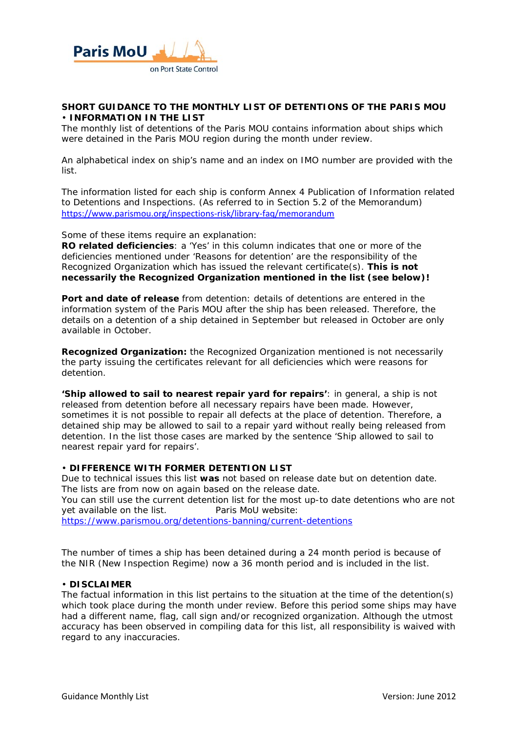Paris MoU on Port State Control

## SHORT GUIDANCE TO THE MONTHLY LIST OF DETENTIONS OF THE PARIS MOU

### • INFORMATION IN THE LIST

The monthly list of detentions of the Paris MOU contains information about ships which were detained in the Paris MOU region during the month under review.

An alphabetical index on ship's name and an index on IMO number are provided with the list.

The information listed for each ship is conform Annex 4 Publication of Information related to Detentions and Inspections. (As referred to in Section 5.2 of the Memorandum) https://www.parismou.org/inspections-risk/library-faq/memorandum

Some of these items require an explanation:

**RO related deficiencies**: a 'Yes' in this column indicates that one or more of the deficiencies mentioned under 'Reasons for detention' are the responsibility of the Recognized Organization which has issued the relevant certificate(s). **This is not necessarily the Recognized Organization mentioned in the list (see below)!**

**Port and date of release** from detention: details of detentions are entered in the information system of the Paris MOU after the ship has been released. Therefore, the details on a detention of a ship detained in September but released in October are only available in October.

**Recognized Organization:** the Recognized Organization mentioned is not necessarily the party issuing the certificates relevant for all deficiencies which were reasons for detention.

**'Ship allowed to sail to nearest repair yard for repairs'**: in general, a ship is not released from detention before all necessary repairs have been made. However, sometimes it is not possible to repair all defects at the place of detention. Therefore, a detained ship may be allowed to sail to a repair yard without really being released from detention. In the list those cases are marked by the sentence 'Ship allowed to sail to nearest repair yard for repairs'.

### • DIFFERENCE WITH FORMER DETENTION LIST

Due to technical issues this list **was** not based on release date but on detention date. The lists are from now on again based on the release date.

You can still use the current detention list for the most up-to date detentions who are not yet available on the list. Paris MoU website: https://www.parismou.org/detentions-banning/current-detentions

The number of times a ship has been detained during a 24 month period is because of the NIR (New Inspection Regime) now a 36 month period and is included in the list.

### • DISCLAIMER

The factual information in this list pertains to the situation at the time of the detention(s) which took place during the month under review. Before this period some ships may have had a different name, flag, call sign and/or recognized organization. Although the utmost accuracy has been observed in compiling data for this list, all responsibility is waived with regard to any inaccuracies.

Guidance Monthly List Version: June 2012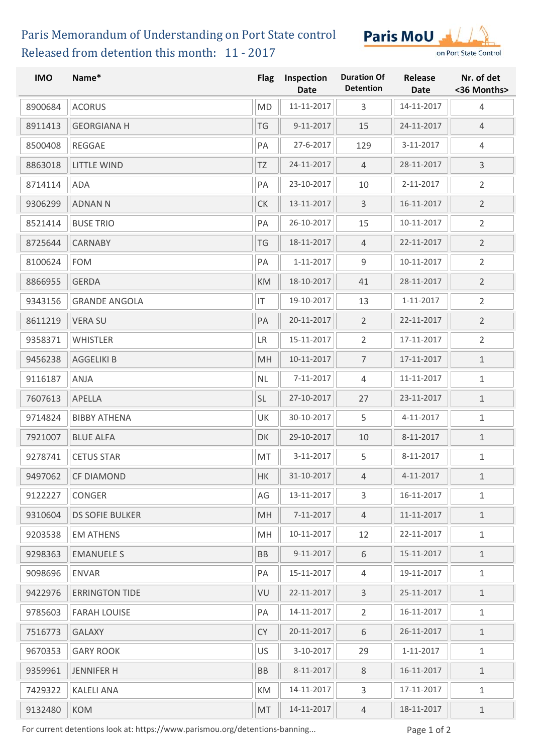# Paris Memorandum of Understanding on Port State control

## Released from detention this month: 11 - 2017

| IMO | Name* | Flag | Inspection Date | Duration Of Detention | Release Date | Nr. of det <36 Months> |
|---|---|---|---|---|---|---|
| 8900684 | ACORUS | MD | 11-11-2017 | 3 | 14-11-2017 | 4 |
| 8911413 | GEORGIANA H | TG | 9-11-2017 | 15 | 24-11-2017 | 4 |
| 8500408 | REGGAE | PA | 27-6-2017 | 129 | 3-11-2017 | 4 |
| 8863018 | LITTLE WIND | TZ | 24-11-2017 | 4 | 28-11-2017 | 3 |
| 8714114 | ADA | PA | 23-10-2017 | 10 | 2-11-2017 | 2 |
| 9306299 | ADNAN N | CK | 13-11-2017 | 3 | 16-11-2017 | 2 |
| 8521414 | BUSE TRIO | PA | 26-10-2017 | 15 | 10-11-2017 | 2 |
| 8725644 | CARNABY | TG | 18-11-2017 | 4 | 22-11-2017 | 2 |
| 8100624 | FOM | PA | 1-11-2017 | 9 | 10-11-2017 | 2 |
| 8866955 | GERDA | KM | 18-10-2017 | 41 | 28-11-2017 | 2 |
| 9343156 | GRANDE ANGOLA | IT | 19-10-2017 | 13 | 1-11-2017 | 2 |
| 8611219 | VERA SU | PA | 20-11-2017 | 2 | 22-11-2017 | 2 |
| 9358371 | WHISTLER | LR | 15-11-2017 | 2 | 17-11-2017 | 2 |
| 9456238 | AGGELIKI B | MH | 10-11-2017 | 7 | 17-11-2017 | 1 |
| 9116187 | ANJA | NL | 7-11-2017 | 4 | 11-11-2017 | 1 |
| 7607613 | APELLA | SL | 27-10-2017 | 27 | 23-11-2017 | 1 |
| 9714824 | BIBBY ATHENA | UK | 30-10-2017 | 5 | 4-11-2017 | 1 |
| 7921007 | BLUE ALFA | DK | 29-10-2017 | 10 | 8-11-2017 | 1 |
| 9278741 | CETUS STAR | MT | 3-11-2017 | 5 | 8-11-2017 | 1 |
| 9497062 | CF DIAMOND | HK | 31-10-2017 | 4 | 4-11-2017 | 1 |
| 9122227 | CONGER | AG | 13-11-2017 | 3 | 16-11-2017 | 1 |
| 9310604 | DS SOFIE BULKER | MH | 7-11-2017 | 4 | 11-11-2017 | 1 |
| 9203538 | EM ATHENS | MH | 10-11-2017 | 12 | 22-11-2017 | 1 |
| 9298363 | EMANUELE S | BB | 9-11-2017 | 6 | 15-11-2017 | 1 |
| 9098696 | ENVAR | PA | 15-11-2017 | 4 | 19-11-2017 | 1 |
| 9422976 | ERRINGTON TIDE | VU | 22-11-2017 | 3 | 25-11-2017 | 1 |
| 9785603 | FARAH LOUISE | PA | 14-11-2017 | 2 | 16-11-2017 | 1 |
| 7516773 | GALAXY | CY | 20-11-2017 | 6 | 26-11-2017 | 1 |
| 9670353 | GARY ROOK | US | 3-10-2017 | 29 | 1-11-2017 | 1 |
| 9359961 | JENNIFER H | BB | 8-11-2017 | 8 | 16-11-2017 | 1 |
| 7429322 | KALELI ANA | KM | 14-11-2017 | 3 | 17-11-2017 | 1 |
| 9132480 | KOM | MT | 14-11-2017 | 4 | 18-11-2017 | 1 |

For current detentions look at: https://www.parismou.org/detentions-banning...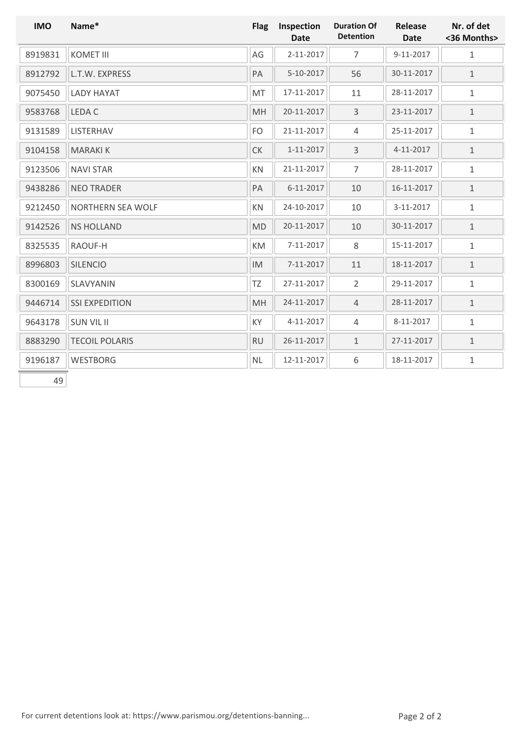| IMO | Name* | Flag | Inspection Date | Duration Of Detention | Release Date | Nr. of det <36 Months> |
|---|---|---|---|---|---|---|
| 8919831 | KOMET III | AG | 2-11-2017 | 7 | 9-11-2017 | 1 |
| 8912792 | L.T.W. EXPRESS | PA | 5-10-2017 | 56 | 30-11-2017 | 1 |
| 9075450 | LADY HAYAT | MT | 17-11-2017 | 11 | 28-11-2017 | 1 |
| 9583768 | LEDA C | MH | 20-11-2017 | 3 | 23-11-2017 | 1 |
| 9131589 | LISTERHAV | FO | 21-11-2017 | 4 | 25-11-2017 | 1 |
| 9104158 | MARAKI K | CK | 1-11-2017 | 3 | 4-11-2017 | 1 |
| 9123506 | NAVI STAR | KN | 21-11-2017 | 7 | 28-11-2017 | 1 |
| 9438286 | NEO TRADER | PA | 6-11-2017 | 10 | 16-11-2017 | 1 |
| 9212450 | NORTHERN SEA WOLF | KN | 24-10-2017 | 10 | 3-11-2017 | 1 |
| 9142526 | NS HOLLAND | MD | 20-11-2017 | 10 | 30-11-2017 | 1 |
| 8325535 | RAOUF-H | KM | 7-11-2017 | 8 | 15-11-2017 | 1 |
| 8996803 | SILENCIO | IM | 7-11-2017 | 11 | 18-11-2017 | 1 |
| 8300169 | SLAVYANIN | TZ | 27-11-2017 | 2 | 29-11-2017 | 1 |
| 9446714 | SSI EXPEDITION | MH | 24-11-2017 | 4 | 28-11-2017 | 1 |
| 9643178 | SUN VIL II | KY | 4-11-2017 | 4 | 8-11-2017 | 1 |
| 8883290 | TECOIL POLARIS | RU | 26-11-2017 | 1 | 27-11-2017 | 1 |
| 9196187 | WESTBORG | NL | 12-11-2017 | 6 | 18-11-2017 | 1 |
| 49 | | | | | | |

For current detentions look at: https://www.parismou.org/detentions-banning...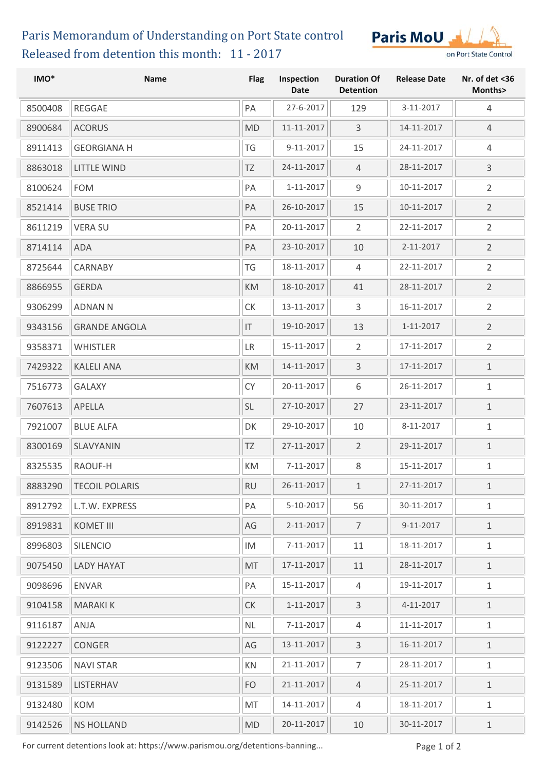# Paris Memorandum of Understanding on Port State control

## Released from detention this month: 11 - 2017

| IMO* | Name | Flag | Inspection Date | Duration Of Detention | Release Date | Nr. of det <36 Months> |
|---|---|---|---|---|---|---|
| 8500408 | REGGAE | PA | 27-6-2017 | 129 | 3-11-2017 | 4 |
| 8900684 | ACORUS | MD | 11-11-2017 | 3 | 14-11-2017 | 4 |
| 8911413 | GEORGIANA H | TG | 9-11-2017 | 15 | 24-11-2017 | 4 |
| 8863018 | LITTLE WIND | TZ | 24-11-2017 | 4 | 28-11-2017 | 3 |
| 8100624 | FOM | PA | 1-11-2017 | 9 | 10-11-2017 | 2 |
| 8521414 | BUSE TRIO | PA | 26-10-2017 | 15 | 10-11-2017 | 2 |
| 8611219 | VERA SU | PA | 20-11-2017 | 2 | 22-11-2017 | 2 |
| 8714114 | ADA | PA | 23-10-2017 | 10 | 2-11-2017 | 2 |
| 8725644 | CARNABY | TG | 18-11-2017 | 4 | 22-11-2017 | 2 |
| 8866955 | GERDA | KM | 18-10-2017 | 41 | 28-11-2017 | 2 |
| 9306299 | ADNAN N | CK | 13-11-2017 | 3 | 16-11-2017 | 2 |
| 9343156 | GRANDE ANGOLA | IT | 19-10-2017 | 13 | 1-11-2017 | 2 |
| 9358371 | WHISTLER | LR | 15-11-2017 | 2 | 17-11-2017 | 2 |
| 7429322 | KALELI ANA | KM | 14-11-2017 | 3 | 17-11-2017 | 1 |
| 7516773 | GALAXY | CY | 20-11-2017 | 6 | 26-11-2017 | 1 |
| 7607613 | APELLA | SL | 27-10-2017 | 27 | 23-11-2017 | 1 |
| 7921007 | BLUE ALFA | DK | 29-10-2017 | 10 | 8-11-2017 | 1 |
| 8300169 | SLAVYANIN | TZ | 27-11-2017 | 2 | 29-11-2017 | 1 |
| 8325535 | RAOUF-H | KM | 7-11-2017 | 8 | 15-11-2017 | 1 |
| 8883290 | TECOIL POLARIS | RU | 26-11-2017 | 1 | 27-11-2017 | 1 |
| 8912792 | L.T.W. EXPRESS | PA | 5-10-2017 | 56 | 30-11-2017 | 1 |
| 8919831 | KOMET III | AG | 2-11-2017 | 7 | 9-11-2017 | 1 |
| 8996803 | SILENCIO | IM | 7-11-2017 | 11 | 18-11-2017 | 1 |
| 9075450 | LADY HAYAT | MT | 17-11-2017 | 11 | 28-11-2017 | 1 |
| 9098696 | ENVAR | PA | 15-11-2017 | 4 | 19-11-2017 | 1 |
| 9104158 | MARAKI K | CK | 1-11-2017 | 3 | 4-11-2017 | 1 |
| 9116187 | ANJA | NL | 7-11-2017 | 4 | 11-11-2017 | 1 |
| 9122227 | CONGER | AG | 13-11-2017 | 3 | 16-11-2017 | 1 |
| 9123506 | NAVI STAR | KN | 21-11-2017 | 7 | 28-11-2017 | 1 |
| 9131589 | LISTERHAV | FO | 21-11-2017 | 4 | 25-11-2017 | 1 |
| 9132480 | KOM | MT | 14-11-2017 | 4 | 18-11-2017 | 1 |
| 9142526 | NS HOLLAND | MD | 20-11-2017 | 10 | 30-11-2017 | 1 |

For current detentions look at: https://www.parismou.org/detentions-banning...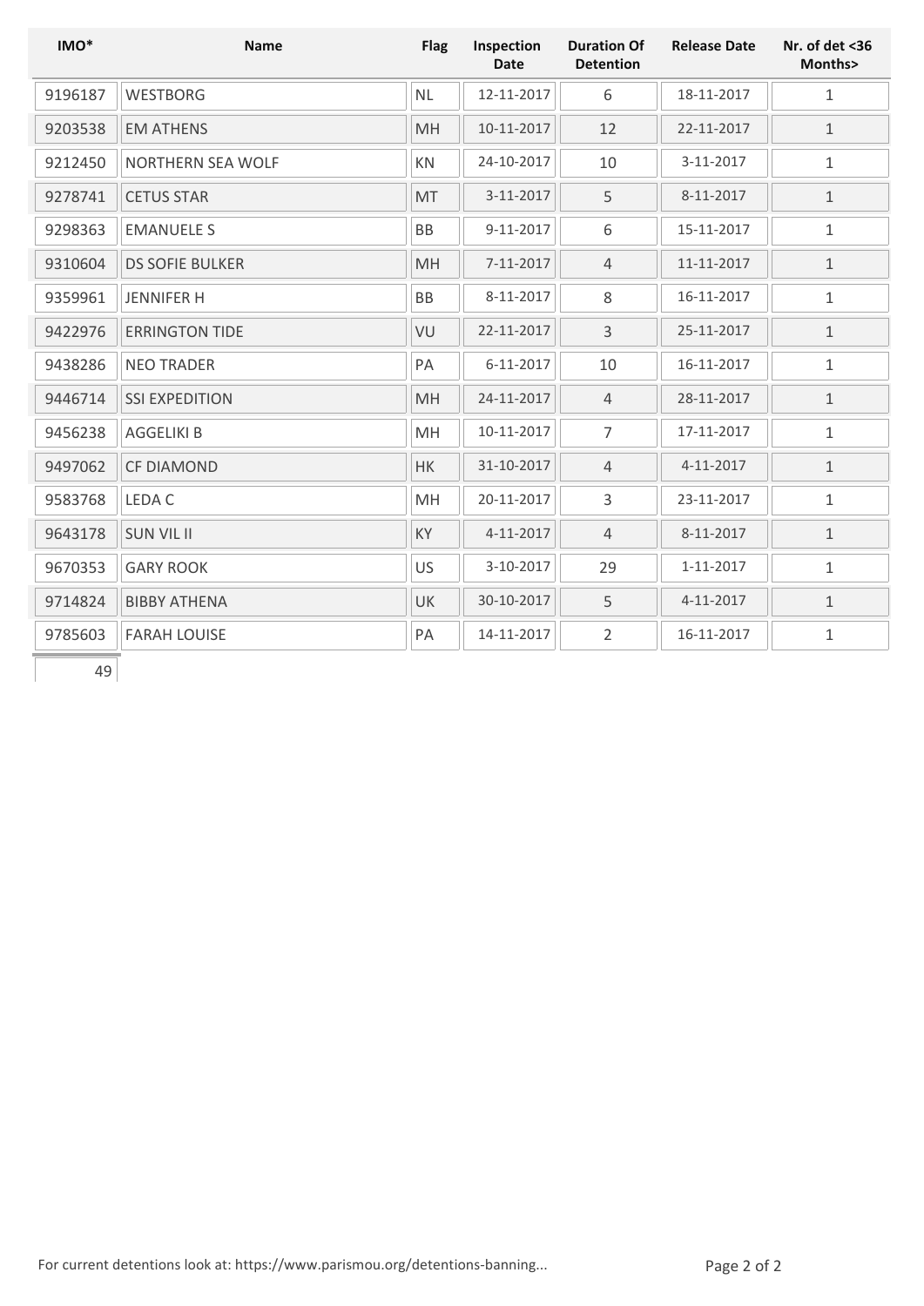| IMO* | Name | Flag | Inspection Date | Duration Of Detention | Release Date | Nr. of det <36 Months> |
|---|---|---|---|---|---|---|
| 9196187 | WESTBORG | NL | 12-11-2017 | 6 | 18-11-2017 | 1 |
| 9203538 | EM ATHENS | MH | 10-11-2017 | 12 | 22-11-2017 | 1 |
| 9212450 | NORTHERN SEA WOLF | KN | 24-10-2017 | 10 | 3-11-2017 | 1 |
| 9278741 | CETUS STAR | MT | 3-11-2017 | 5 | 8-11-2017 | 1 |
| 9298363 | EMANUELE S | BB | 9-11-2017 | 6 | 15-11-2017 | 1 |
| 9310604 | DS SOFIE BULKER | MH | 7-11-2017 | 4 | 11-11-2017 | 1 |
| 9359961 | JENNIFER H | BB | 8-11-2017 | 8 | 16-11-2017 | 1 |
| 9422976 | ERRINGTON TIDE | VU | 22-11-2017 | 3 | 25-11-2017 | 1 |
| 9438286 | NEO TRADER | PA | 6-11-2017 | 10 | 16-11-2017 | 1 |
| 9446714 | SSI EXPEDITION | MH | 24-11-2017 | 4 | 28-11-2017 | 1 |
| 9456238 | AGGELIKI B | MH | 10-11-2017 | 7 | 17-11-2017 | 1 |
| 9497062 | CF DIAMOND | HK | 31-10-2017 | 4 | 4-11-2017 | 1 |
| 9583768 | LEDA C | MH | 20-11-2017 | 3 | 23-11-2017 | 1 |
| 9643178 | SUN VIL II | KY | 4-11-2017 | 4 | 8-11-2017 | 1 |
| 9670353 | GARY ROOK | US | 3-10-2017 | 29 | 1-11-2017 | 1 |
| 9714824 | BIBBY ATHENA | UK | 30-10-2017 | 5 | 4-11-2017 | 1 |
| 9785603 | FARAH LOUISE | PA | 14-11-2017 | 2 | 16-11-2017 | 1 |
| 49 | | | | | | |

For current detentions look at: https://www.parismou.org/detentions-banning...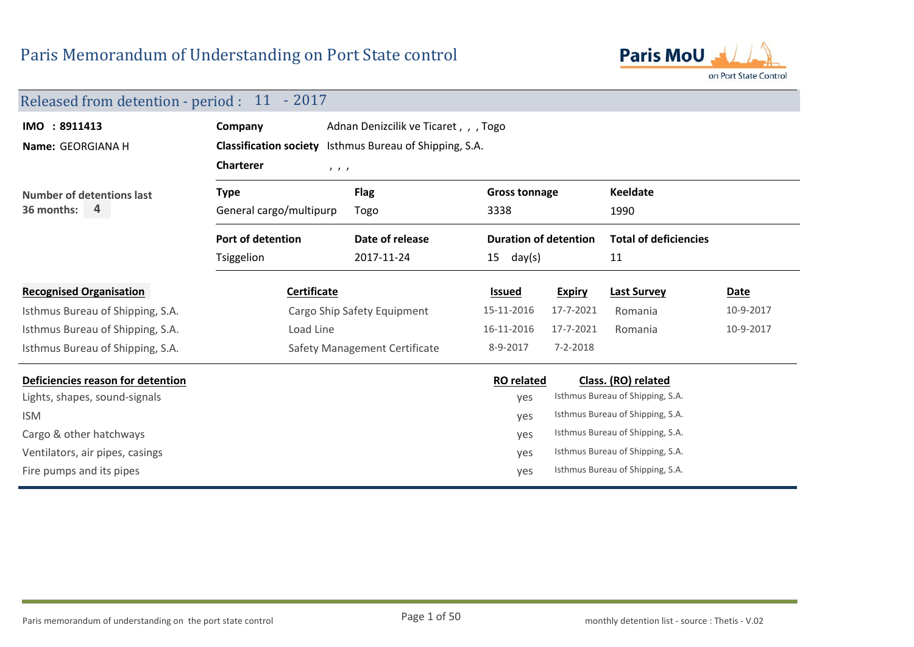# Paris Memorandum of Understanding on Port State control

## Released from detention - period : 11 - 2017

**IMO : 8911413**

**Name:** GEORGIANA H

**Company** Adnan Denizcilik ve Ticaret , , , Togo

**Classification society** Isthmus Bureau of Shipping, S.A.

**Charterer** , , ,

**Number of detentions last 36 months:** 4

| Type | Flag | Gross tonnage | Keeldate |
|---|---|---|---|
| General cargo/multipurp | Togo | 3338 | 1990 |

| Port of detention | Date of release | Duration of detention | Total of deficiencies |
|---|---|---|---|
| Tsiggelion | 2017-11-24 | 15 day(s) | 11 |

| Recognised Organisation | Certificate | Issued | Expiry | Last Survey | Date |
|---|---|---|---|---|---|
| Isthmus Bureau of Shipping, S.A. | Cargo Ship Safety Equipment | 15-11-2016 | 17-7-2021 | Romania | 10-9-2017 |
| Isthmus Bureau of Shipping, S.A. | Load Line | 16-11-2016 | 17-7-2021 | Romania | 10-9-2017 |
| Isthmus Bureau of Shipping, S.A. | Safety Management Certificate | 8-9-2017 | 7-2-2018 | | |

| Deficiencies reason for detention | RO related | Class. (RO) related |
|---|---|---|
| Lights, shapes, sound-signals | yes | Isthmus Bureau of Shipping, S.A. |
| ISM | yes | Isthmus Bureau of Shipping, S.A. |
| Cargo & other hatchways | yes | Isthmus Bureau of Shipping, S.A. |
| Ventilators, air pipes, casings | yes | Isthmus Bureau of Shipping, S.A. |
| Fire pumps and its pipes | yes | Isthmus Bureau of Shipping, S.A. |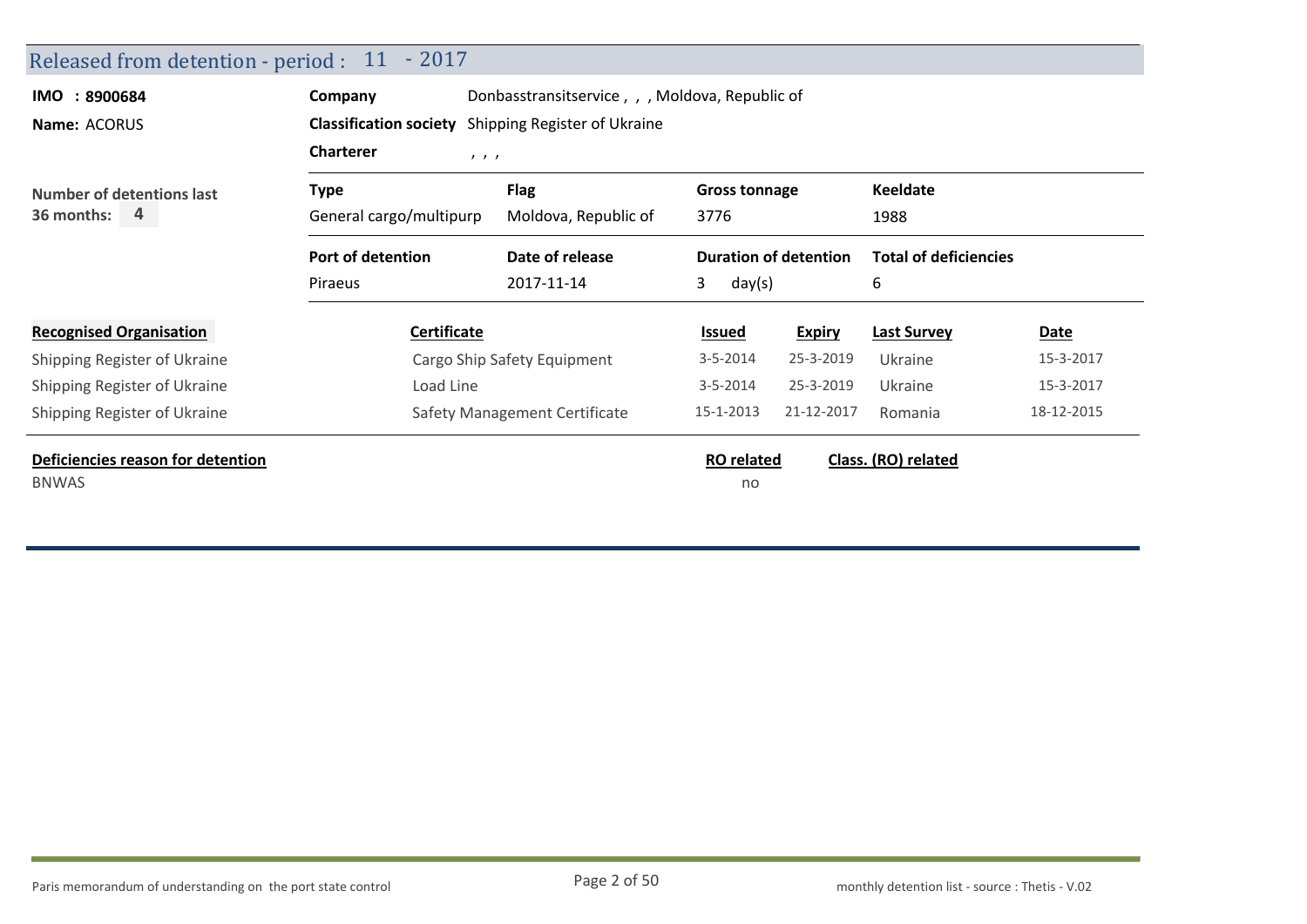## Released from detention - period : 11 - 2017

**IMO : 8900684**

**Name:** ACORUS

**Company** Donbasstransitservice , , , Moldova, Republic of

**Classification society** Shipping Register of Ukraine

**Charterer** , , ,

**Number of detentions last 36 months:** 4

| Type | Flag | Gross tonnage | Keeldate |
|---|---|---|---|
| General cargo/multipurp | Moldova, Republic of | 3776 | 1988 |

| Port of detention | Date of release | Duration of detention | Total of deficiencies |
|---|---|---|---|
| Piraeus | 2017-11-14 | 3 day(s) | 6 |

| Recognised Organisation | Certificate | Issued | Expiry | Last Survey | Date |
|---|---|---|---|---|---|
| Shipping Register of Ukraine | Cargo Ship Safety Equipment | 3-5-2014 | 25-3-2019 | Ukraine | 15-3-2017 |
| Shipping Register of Ukraine | Load Line | 3-5-2014 | 25-3-2019 | Ukraine | 15-3-2017 |
| Shipping Register of Ukraine | Safety Management Certificate | 15-1-2013 | 21-12-2017 | Romania | 18-12-2015 |

| Deficiencies reason for detention | RO related | Class. (RO) related |
|---|---|---|
| BNWAS | no | |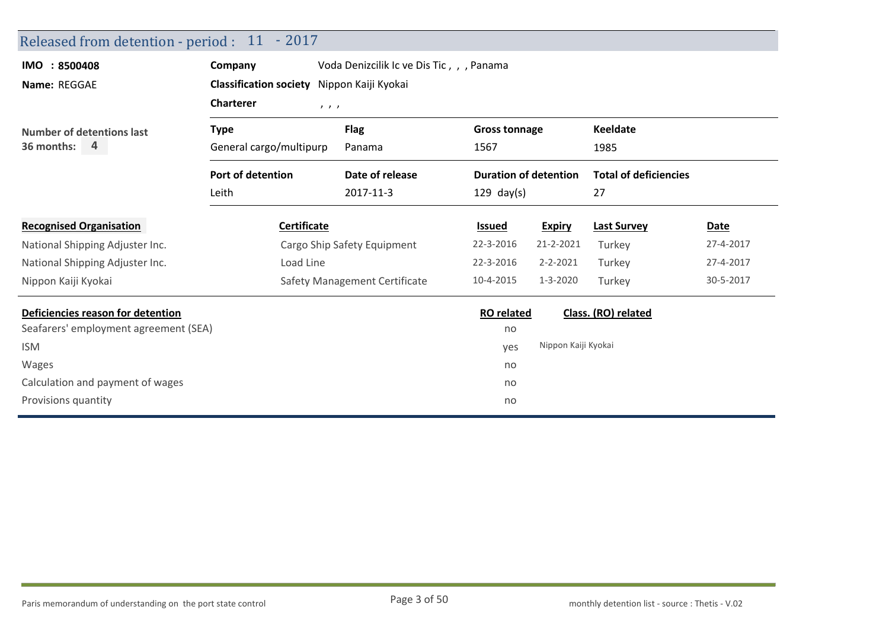## Released from detention - period : 11 - 2017

**IMO : 8500408**

**Name:** REGGAE

**Company** Voda Denizcilik Ic ve Dis Tic , , , Panama

**Classification society** Nippon Kaiji Kyokai

**Charterer** , , ,

**Number of detentions last 36 months:** 4

| Type | Flag | Gross tonnage | Keeldate |
|---|---|---|---|
| General cargo/multipurp | Panama | 1567 | 1985 |

| Port of detention | Date of release | Duration of detention | Total of deficiencies |
|---|---|---|---|
| Leith | 2017-11-3 | 129 day(s) | 27 |

| Recognised Organisation | Certificate | Issued | Expiry | Last Survey | Date |
|---|---|---|---|---|---|
| National Shipping Adjuster Inc. | Cargo Ship Safety Equipment | 22-3-2016 | 21-2-2021 | Turkey | 27-4-2017 |
| National Shipping Adjuster Inc. | Load Line | 22-3-2016 | 2-2-2021 | Turkey | 27-4-2017 |
| Nippon Kaiji Kyokai | Safety Management Certificate | 10-4-2015 | 1-3-2020 | Turkey | 30-5-2017 |

| Deficiencies reason for detention | RO related | Class. (RO) related |
|---|---|---|
| Seafarers' employment agreement (SEA) | no | |
| ISM | yes | Nippon Kaiji Kyokai |
| Wages | no | |
| Calculation and payment of wages | no | |
| Provisions quantity | no | |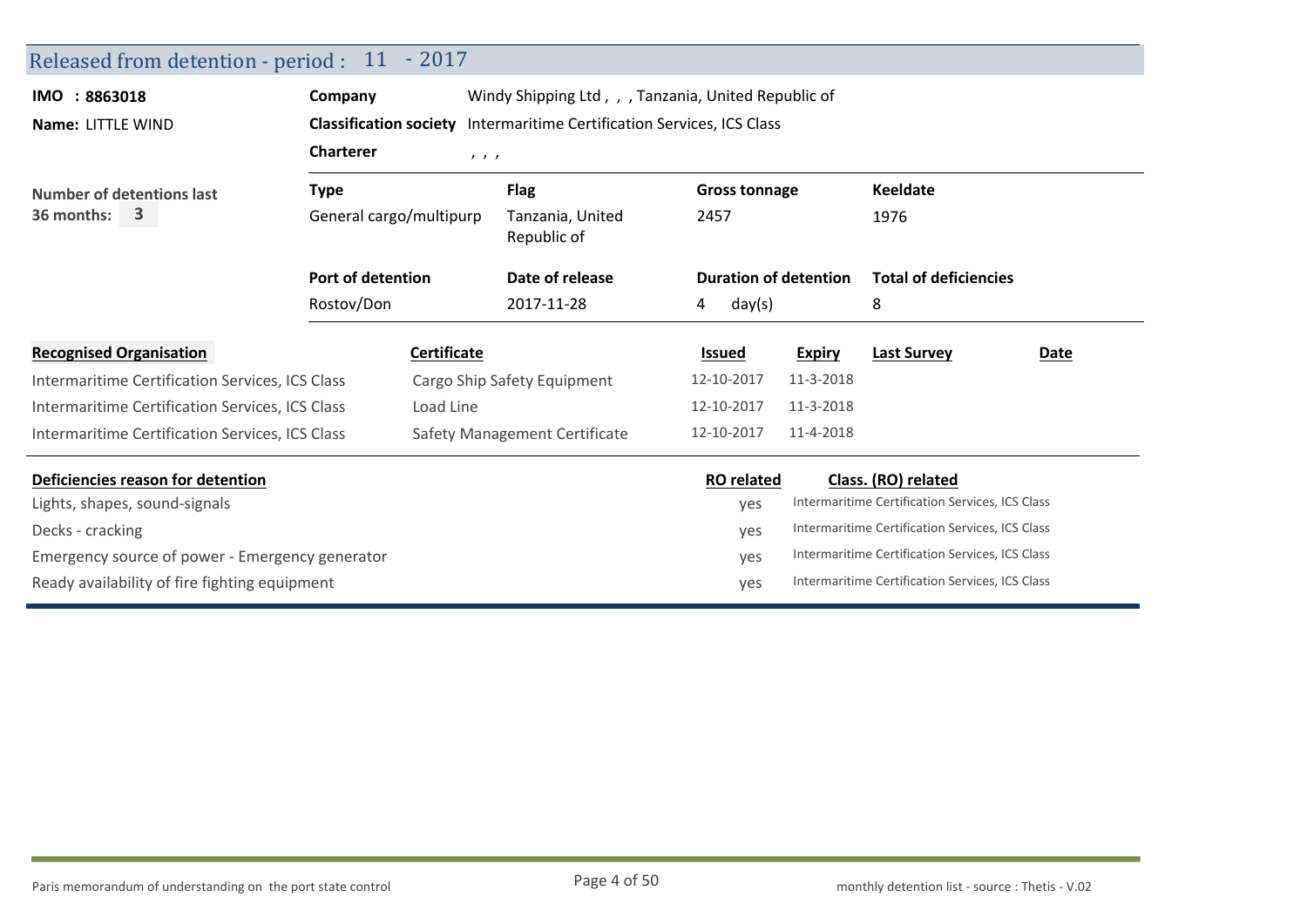## Released from detention - period : 11 - 2017

**IMO : 8863018**

**Name:** LITTLE WIND

**Company** Windy Shipping Ltd , , , Tanzania, United Republic of

**Classification society** Intermaritime Certification Services, ICS Class

**Charterer** , , ,

**Number of detentions last 36 months:** 3

| Type | Flag | Gross tonnage | Keeldate |
|---|---|---|---|
| General cargo/multipurp | Tanzania, United Republic of | 2457 | 1976 |

| Port of detention | Date of release | Duration of detention | Total of deficiencies |
|---|---|---|---|
| Rostov/Don | 2017-11-28 | 4 day(s) | 8 |

| Recognised Organisation | Certificate | Issued | Expiry | Last Survey | Date |
|---|---|---|---|---|---|
| Intermaritime Certification Services, ICS Class | Cargo Ship Safety Equipment | 12-10-2017 | 11-3-2018 | | |
| Intermaritime Certification Services, ICS Class | Load Line | 12-10-2017 | 11-3-2018 | | |
| Intermaritime Certification Services, ICS Class | Safety Management Certificate | 12-10-2017 | 11-4-2018 | | |

| Deficiencies reason for detention | RO related | Class. (RO) related |
|---|---|---|
| Lights, shapes, sound-signals | yes | Intermaritime Certification Services, ICS Class |
| Decks - cracking | yes | Intermaritime Certification Services, ICS Class |
| Emergency source of power - Emergency generator | yes | Intermaritime Certification Services, ICS Class |
| Ready availability of fire fighting equipment | yes | Intermaritime Certification Services, ICS Class |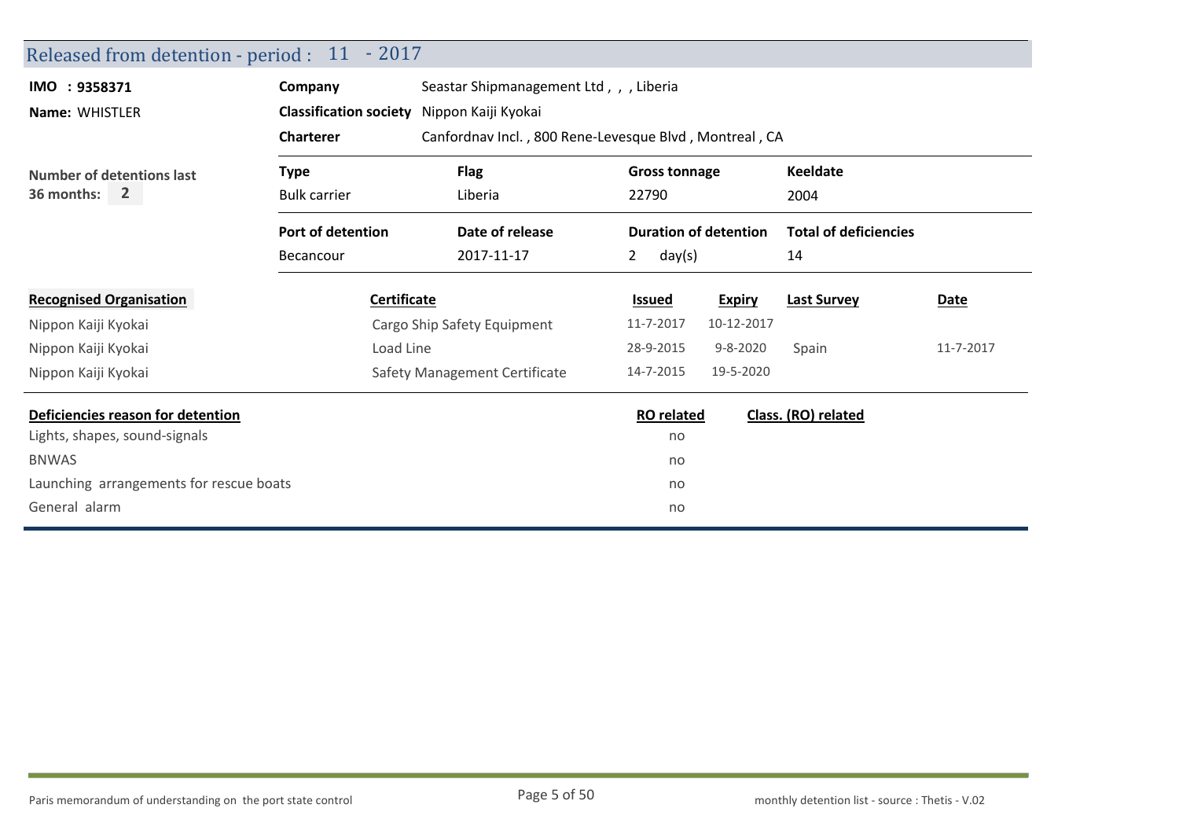## Released from detention - period : 11 - 2017

| | | |
|---|---|---|
| **IMO : 9358371** | **Company** | Seastar Shipmanagement Ltd , , , Liberia |
| **Name:** WHISTLER | **Classification society** | Nippon Kaiji Kyokai |
| | **Charterer** | Canfordnav Incl. , 800 Rene-Levesque Blvd , Montreal , CA |

**Number of detentions last 36 months:** 2

| **Type** | **Flag** | **Gross tonnage** | **Keeldate** |
|---|---|---|---|
| Bulk carrier | Liberia | 22790 | 2004 |

| **Port of detention** | **Date of release** | **Duration of detention** | **Total of deficiencies** |
|---|---|---|---|
| Becancour | 2017-11-17 | 2 day(s) | 14 |

| **Recognised Organisation** | **Certificate** | **Issued** | **Expiry** | **Last Survey** | **Date** |
|---|---|---|---|---|---|
| Nippon Kaiji Kyokai | Cargo Ship Safety Equipment | 11-7-2017 | 10-12-2017 | | |
| Nippon Kaiji Kyokai | Load Line | 28-9-2015 | 9-8-2020 | Spain | 11-7-2017 |
| Nippon Kaiji Kyokai | Safety Management Certificate | 14-7-2015 | 19-5-2020 | | |

| **Deficiencies reason for detention** | **RO related** | **Class. (RO) related** |
|---|---|---|
| Lights, shapes, sound-signals | no | |
| BNWAS | no | |
| Launching arrangements for rescue boats | no | |
| General alarm | no | |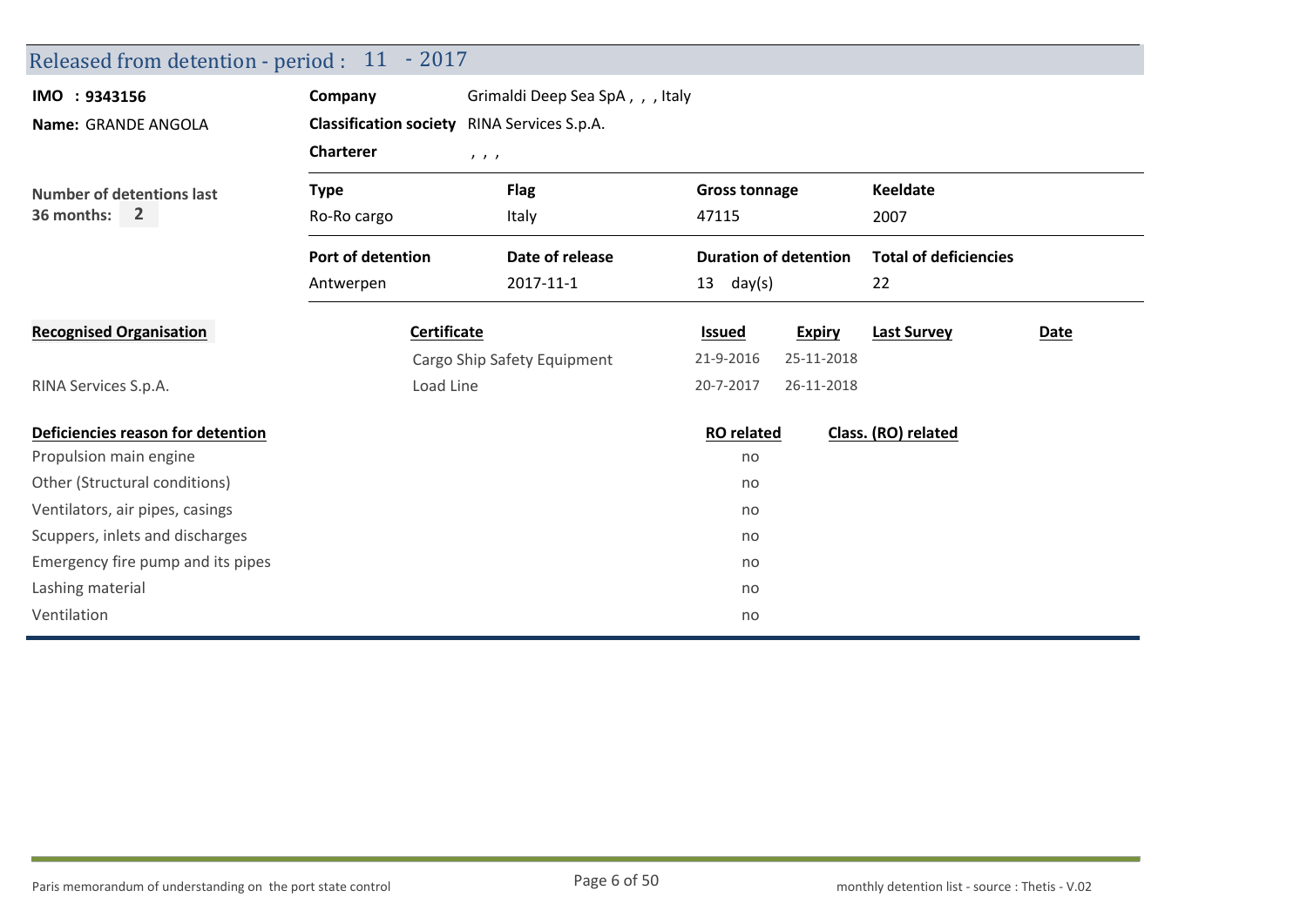## Released from detention - period : 11 - 2017

**IMO : 9343156**

**Name:** GRANDE ANGOLA

**Company** Grimaldi Deep Sea SpA , , , Italy

**Classification society** RINA Services S.p.A.

**Charterer** , , ,

**Number of detentions last 36 months:** 2

| Type | Flag | Gross tonnage | Keeldate |
|---|---|---|---|
| Ro-Ro cargo | Italy | 47115 | 2007 |

| Port of detention | Date of release | Duration of detention | Total of deficiencies |
|---|---|---|---|
| Antwerpen | 2017-11-1 | 13 day(s) | 22 |

| Recognised Organisation | Certificate | Issued | Expiry | Last Survey | Date |
|---|---|---|---|---|---|
| | Cargo Ship Safety Equipment | 21-9-2016 | 25-11-2018 | | |
| RINA Services S.p.A. | Load Line | 20-7-2017 | 26-11-2018 | | |

| Deficiencies reason for detention | RO related | Class. (RO) related |
|---|---|---|
| Propulsion main engine | no | |
| Other (Structural conditions) | no | |
| Ventilators, air pipes, casings | no | |
| Scuppers, inlets and discharges | no | |
| Emergency fire pump and its pipes | no | |
| Lashing material | no | |
| Ventilation | no | |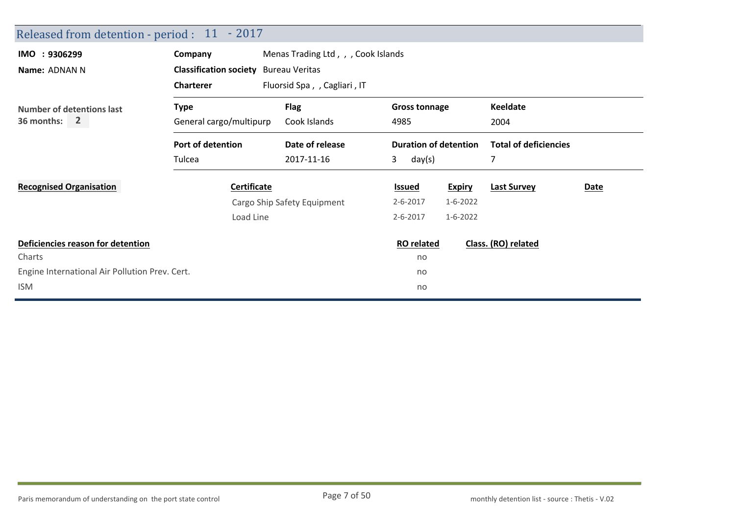## Released from detention - period : 11 - 2017

**IMO : 9306299**
**Name:** ADNAN N

| | |
|---|---|
| **Company** | Menas Trading Ltd , , , Cook Islands |
| **Classification society** | Bureau Veritas |
| **Charterer** | Fluorsid Spa , , Cagliari , IT |

**Number of detentions last 36 months:** 2

| Type | Flag | Gross tonnage | Keeldate |
|---|---|---|---|
| General cargo/multipurp | Cook Islands | 4985 | 2004 |

| Port of detention | Date of release | Duration of detention | Total of deficiencies |
|---|---|---|---|
| Tulcea | 2017-11-16 | 3 day(s) | 7 |

**Recognised Organisation**

| Certificate | Issued | Expiry | Last Survey | Date |
|---|---|---|---|---|
| Cargo Ship Safety Equipment | 2-6-2017 | 1-6-2022 | | |
| Load Line | 2-6-2017 | 1-6-2022 | | |

| Deficiencies reason for detention | RO related | Class. (RO) related |
|---|---|---|
| Charts | no | |
| Engine International Air Pollution Prev. Cert. | no | |
| ISM | no | |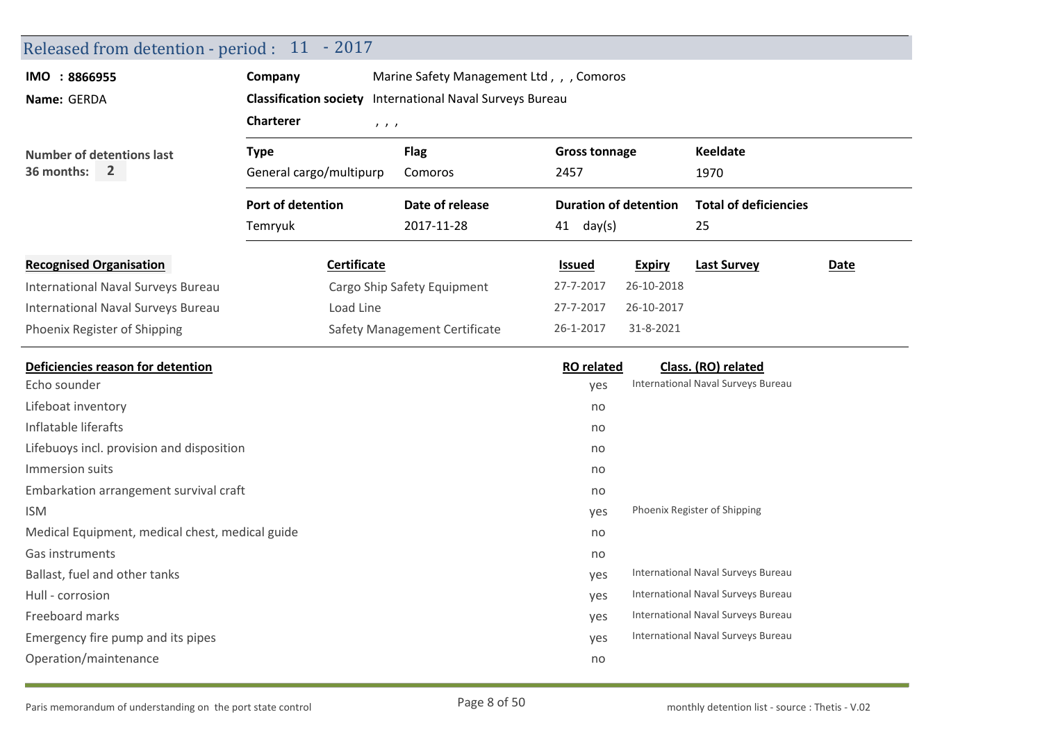## Released from detention - period : 11 - 2017

**IMO : 8866955**
**Name:** GERDA

**Company** Marine Safety Management Ltd , , , Comoros
**Classification society** International Naval Surveys Bureau
**Charterer** , , ,

**Number of detentions last 36 months:** 2

| Type | Flag | Gross tonnage | Keeldate |
|---|---|---|---|
| General cargo/multipurp | Comoros | 2457 | 1970 |

| Port of detention | Date of release | Duration of detention | Total of deficiencies |
|---|---|---|---|
| Temryuk | 2017-11-28 | 41 day(s) | 25 |

| Recognised Organisation | Certificate | Issued | Expiry | Last Survey | Date |
|---|---|---|---|---|---|
| International Naval Surveys Bureau | Cargo Ship Safety Equipment | 27-7-2017 | 26-10-2018 | | |
| International Naval Surveys Bureau | Load Line | 27-7-2017 | 26-10-2017 | | |
| Phoenix Register of Shipping | Safety Management Certificate | 26-1-2017 | 31-8-2021 | | |

| Deficiencies reason for detention | RO related | Class. (RO) related |
|---|---|---|
| Echo sounder | yes | International Naval Surveys Bureau |
| Lifeboat inventory | no | |
| Inflatable liferafts | no | |
| Lifebuoys incl. provision and disposition | no | |
| Immersion suits | no | |
| Embarkation arrangement survival craft | no | |
| ISM | yes | Phoenix Register of Shipping |
| Medical Equipment, medical chest, medical guide | no | |
| Gas instruments | no | |
| Ballast, fuel and other tanks | yes | International Naval Surveys Bureau |
| Hull - corrosion | yes | International Naval Surveys Bureau |
| Freeboard marks | yes | International Naval Surveys Bureau |
| Emergency fire pump and its pipes | yes | International Naval Surveys Bureau |
| Operation/maintenance | no | |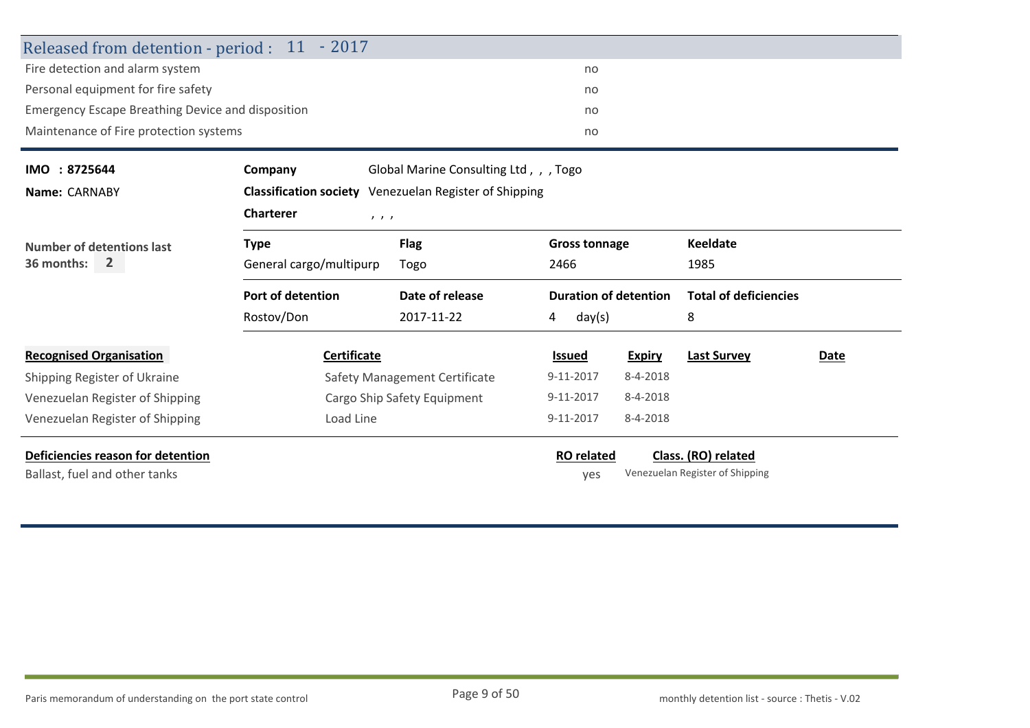## Released from detention - period : 11 - 2017

| | |
|---|---|
| Fire detection and alarm system | no |
| Personal equipment for fire safety | no |
| Emergency Escape Breathing Device and disposition | no |
| Maintenance of Fire protection systems | no |

**IMO : 8725644**

**Name:** CARNABY

**Company** Global Marine Consulting Ltd , , , Togo

**Classification society** Venezuelan Register of Shipping

**Charterer** , , ,

**Number of detentions last 36 months:** 2

| Type | Flag | Gross tonnage | Keeldate |
|---|---|---|---|
| General cargo/multipurp | Togo | 2466 | 1985 |

| Port of detention | Date of release | Duration of detention | Total of deficiencies |
|---|---|---|---|
| Rostov/Don | 2017-11-22 | 4 day(s) | 8 |

| Recognised Organisation | Certificate | Issued | Expiry | Last Survey | Date |
|---|---|---|---|---|---|
| Shipping Register of Ukraine | Safety Management Certificate | 9-11-2017 | 8-4-2018 | | |
| Venezuelan Register of Shipping | Cargo Ship Safety Equipment | 9-11-2017 | 8-4-2018 | | |
| Venezuelan Register of Shipping | Load Line | 9-11-2017 | 8-4-2018 | | |

| Deficiencies reason for detention | RO related | Class. (RO) related |
|---|---|---|
| Ballast, fuel and other tanks | yes | Venezuelan Register of Shipping |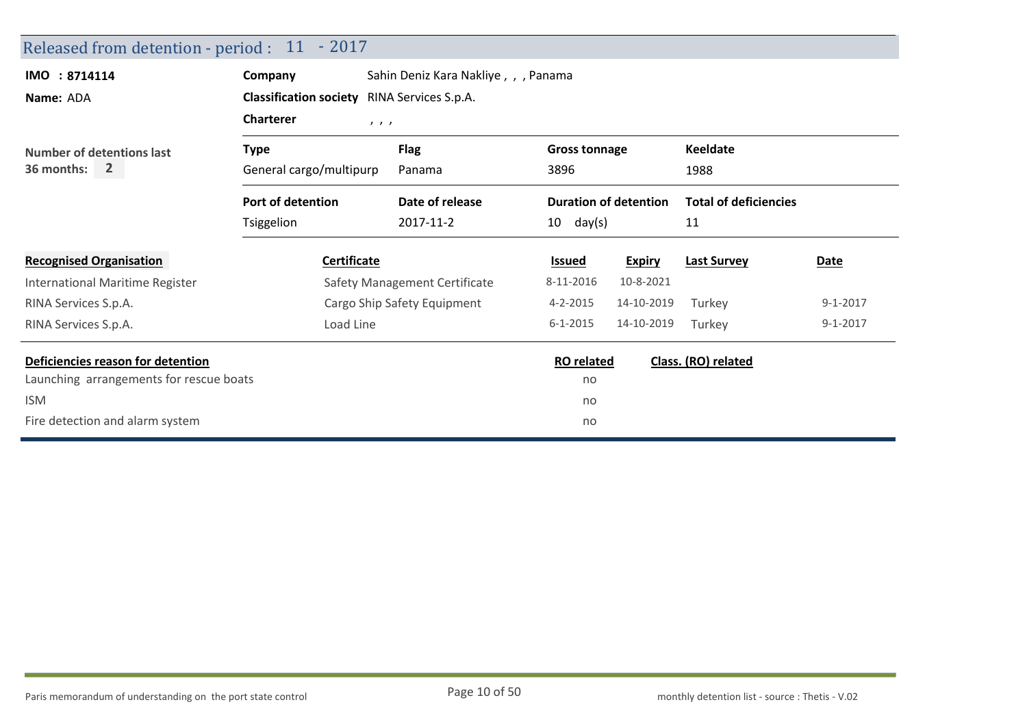## Released from detention - period : 11 - 2017

**IMO : 8714114**

**Name:** ADA

**Company** Sahin Deniz Kara Nakliye , , , Panama

**Classification society** RINA Services S.p.A.

**Charterer** , , ,

**Number of detentions last 36 months:** 2

| Type | Flag | Gross tonnage | Keeldate |
|---|---|---|---|
| General cargo/multipurp | Panama | 3896 | 1988 |

| Port of detention | Date of release | Duration of detention | Total of deficiencies |
|---|---|---|---|
| Tsiggelion | 2017-11-2 | 10 day(s) | 11 |

| Recognised Organisation | Certificate | Issued | Expiry | Last Survey | Date |
|---|---|---|---|---|---|
| International Maritime Register | Safety Management Certificate | 8-11-2016 | 10-8-2021 | | |
| RINA Services S.p.A. | Cargo Ship Safety Equipment | 4-2-2015 | 14-10-2019 | Turkey | 9-1-2017 |
| RINA Services S.p.A. | Load Line | 6-1-2015 | 14-10-2019 | Turkey | 9-1-2017 |

| Deficiencies reason for detention | RO related | Class. (RO) related |
|---|---|---|
| Launching arrangements for rescue boats | no | |
| ISM | no | |
| Fire detection and alarm system | no | |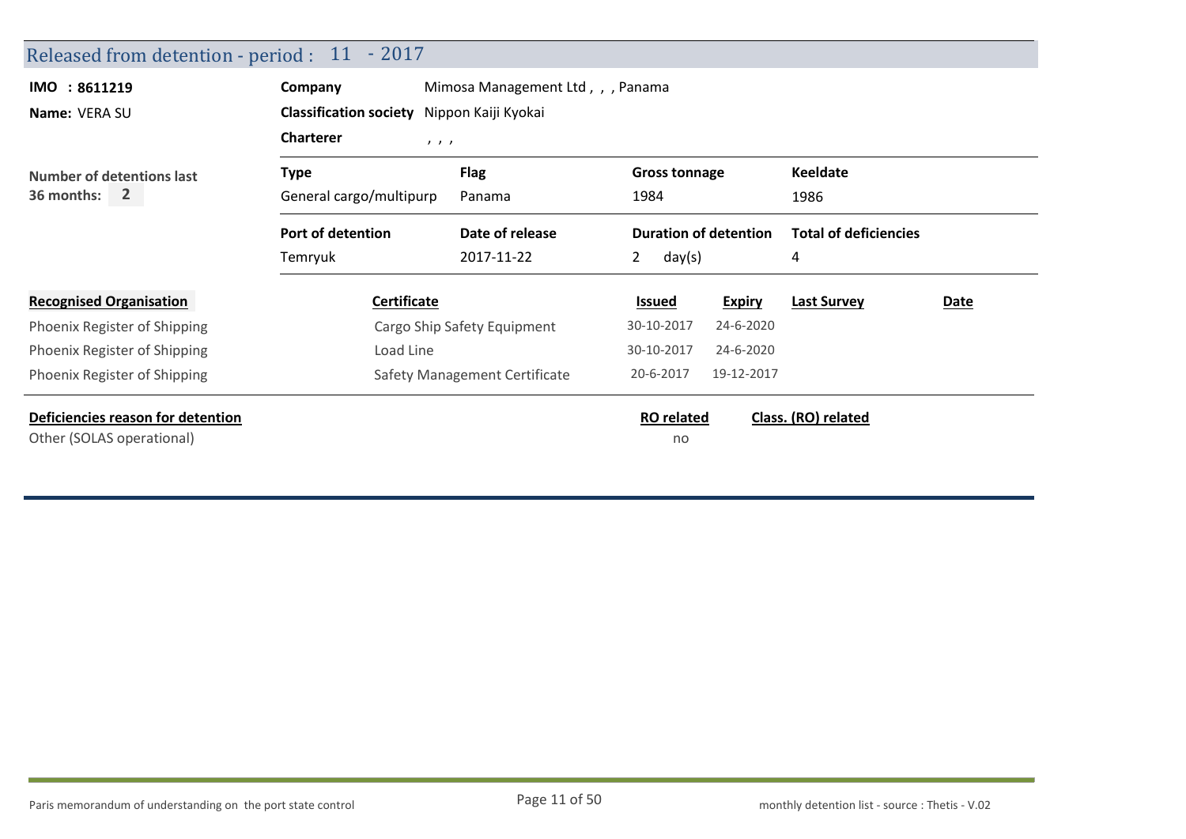## Released from detention - period : 11 - 2017

**IMO : 8611219**

**Name:** VERA SU

**Company** Mimosa Management Ltd , , , Panama

**Classification society** Nippon Kaiji Kyokai

**Charterer** , , ,

**Number of detentions last 36 months:** 2

| Type | Flag | Gross tonnage | Keeldate |
|---|---|---|---|
| General cargo/multipurp | Panama | 1984 | 1986 |

| Port of detention | Date of release | Duration of detention | Total of deficiencies |
|---|---|---|---|
| Temryuk | 2017-11-22 | 2 day(s) | 4 |

| Recognised Organisation | Certificate | Issued | Expiry | Last Survey | Date |
|---|---|---|---|---|---|
| Phoenix Register of Shipping | Cargo Ship Safety Equipment | 30-10-2017 | 24-6-2020 | | |
| Phoenix Register of Shipping | Load Line | 30-10-2017 | 24-6-2020 | | |
| Phoenix Register of Shipping | Safety Management Certificate | 20-6-2017 | 19-12-2017 | | |

| Deficiencies reason for detention | RO related | Class. (RO) related |
|---|---|---|
| Other (SOLAS operational) | no | |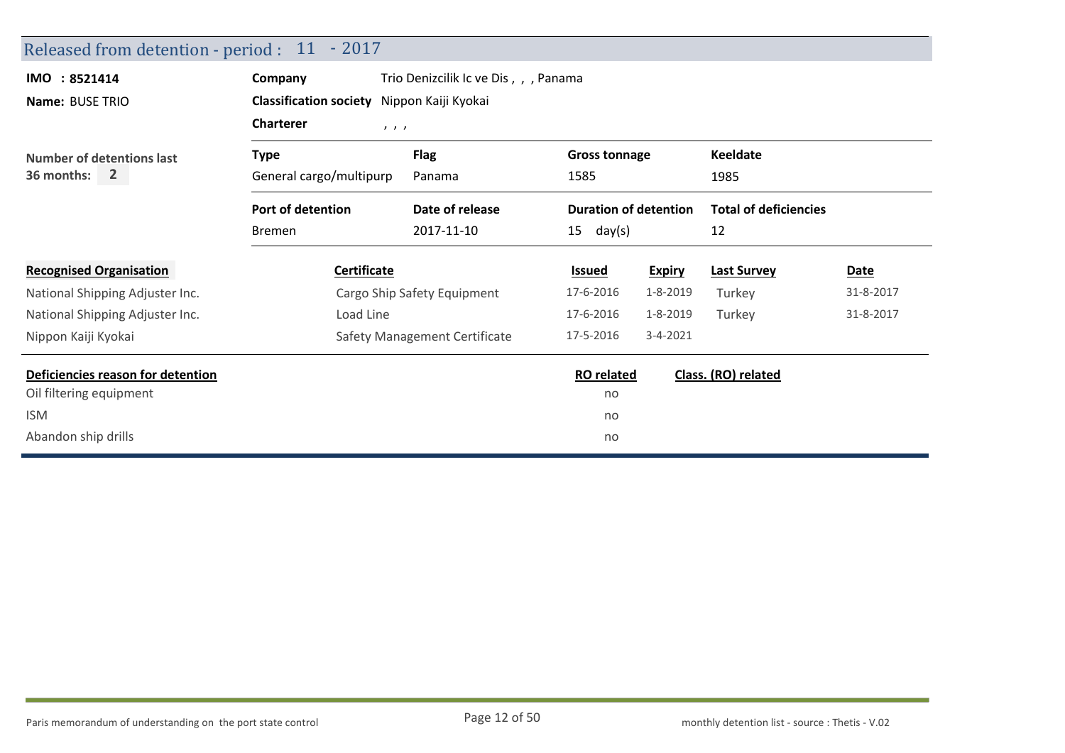## Released from detention - period : 11 - 2017

**IMO : 8521414**

**Name:** BUSE TRIO

**Company** Trio Denizcilik Ic ve Dis , , , Panama

**Classification society** Nippon Kaiji Kyokai

**Charterer** , , ,

**Number of detentions last 36 months:** 2

| Type | Flag | Gross tonnage | Keeldate |
|---|---|---|---|
| General cargo/multipurp | Panama | 1585 | 1985 |

| Port of detention | Date of release | Duration of detention | Total of deficiencies |
|---|---|---|---|
| Bremen | 2017-11-10 | 15 day(s) | 12 |

| Recognised Organisation | Certificate | Issued | Expiry | Last Survey | Date |
|---|---|---|---|---|---|
| National Shipping Adjuster Inc. | Cargo Ship Safety Equipment | 17-6-2016 | 1-8-2019 | Turkey | 31-8-2017 |
| National Shipping Adjuster Inc. | Load Line | 17-6-2016 | 1-8-2019 | Turkey | 31-8-2017 |
| Nippon Kaiji Kyokai | Safety Management Certificate | 17-5-2016 | 3-4-2021 | | |

| Deficiencies reason for detention | RO related | Class. (RO) related |
|---|---|---|
| Oil filtering equipment | no | |
| ISM | no | |
| Abandon ship drills | no | |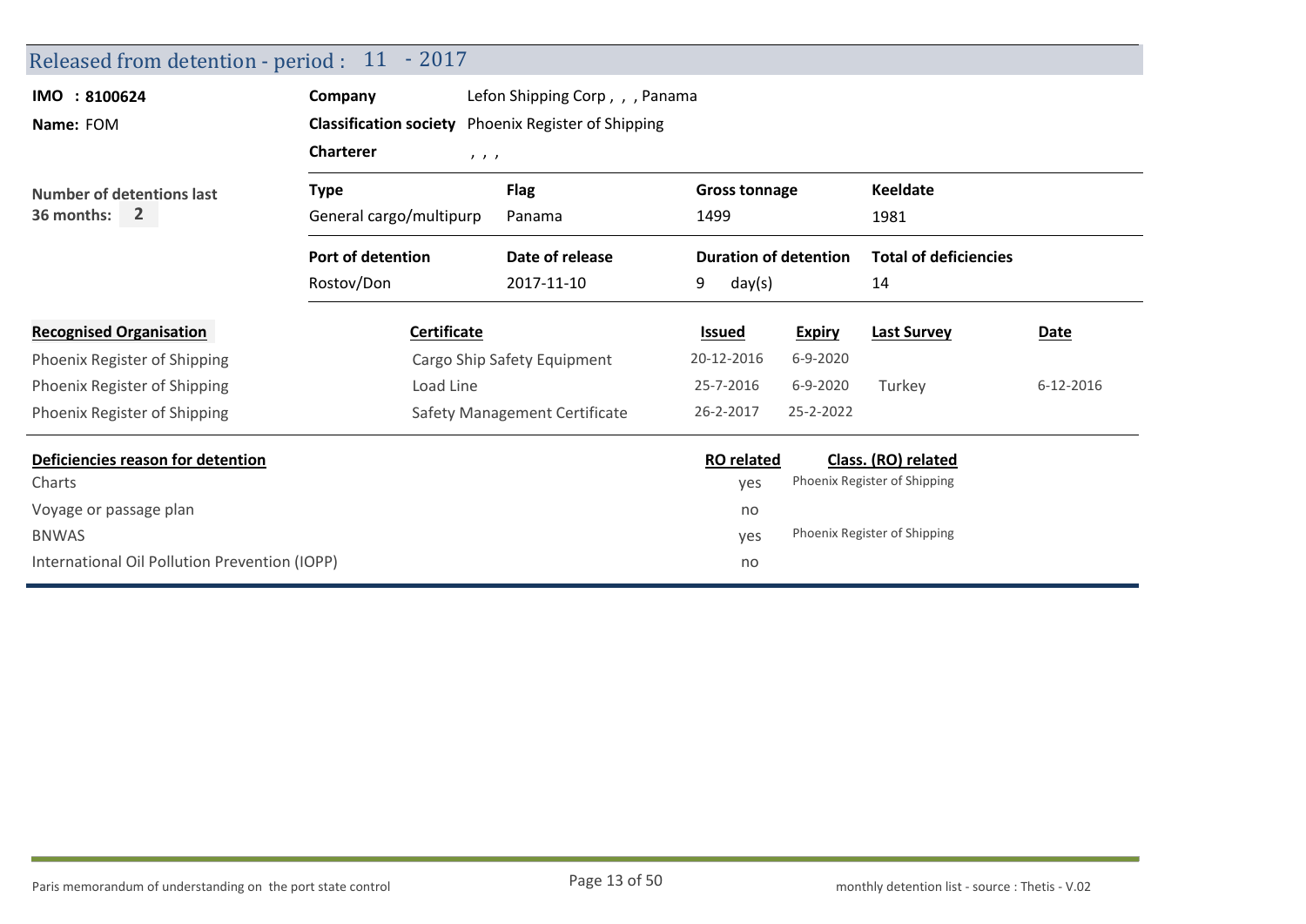## Released from detention - period : 11 - 2017

**IMO : 8100624**

**Name:** FOM

**Company** Lefon Shipping Corp , , , Panama

**Classification society** Phoenix Register of Shipping

**Charterer** , , ,

**Number of detentions last 36 months:** 2

| Type | Flag | Gross tonnage | Keeldate |
|---|---|---|---|
| General cargo/multipurp | Panama | 1499 | 1981 |

| Port of detention | Date of release | Duration of detention | Total of deficiencies |
|---|---|---|---|
| Rostov/Don | 2017-11-10 | 9 day(s) | 14 |

| Recognised Organisation | Certificate | Issued | Expiry | Last Survey | Date |
|---|---|---|---|---|---|
| Phoenix Register of Shipping | Cargo Ship Safety Equipment | 20-12-2016 | 6-9-2020 | | |
| Phoenix Register of Shipping | Load Line | 25-7-2016 | 6-9-2020 | Turkey | 6-12-2016 |
| Phoenix Register of Shipping | Safety Management Certificate | 26-2-2017 | 25-2-2022 | | |

| Deficiencies reason for detention | RO related | Class. (RO) related |
|---|---|---|
| Charts | yes | Phoenix Register of Shipping |
| Voyage or passage plan | no | |
| BNWAS | yes | Phoenix Register of Shipping |
| International Oil Pollution Prevention (IOPP) | no | |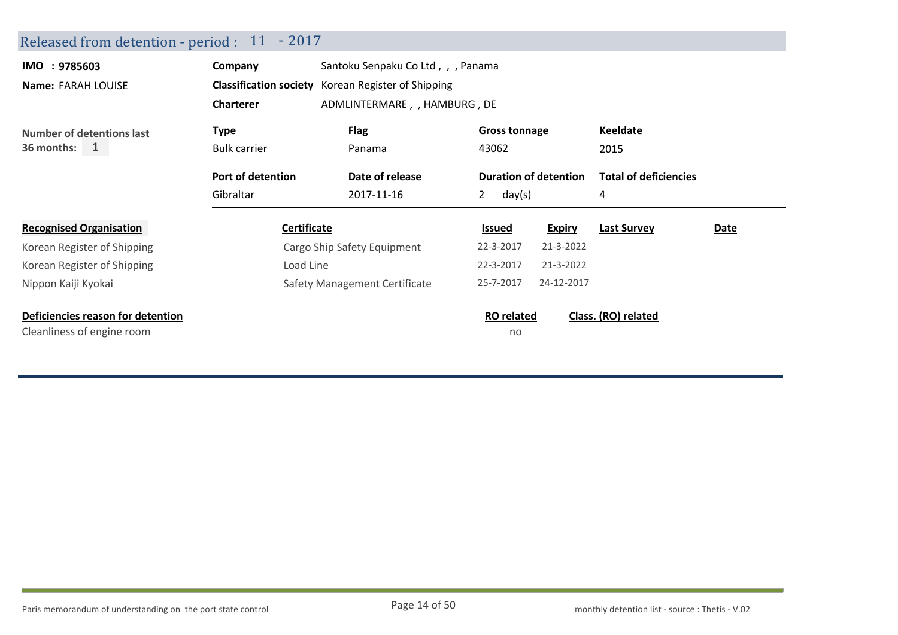## Released from detention - period : 11 - 2017

**IMO : 9785603**

**Name:** FARAH LOUISE

**Number of detentions last 36 months:** 1

| | |
|---|---|
| **Company** | Santoku Senpaku Co Ltd , , , Panama |
| **Classification society** | Korean Register of Shipping |
| **Charterer** | ADMLINTERMARE , , HAMBURG , DE |

| Type | Flag | Gross tonnage | Keeldate |
|---|---|---|---|
| Bulk carrier | Panama | 43062 | 2015 |

| Port of detention | Date of release | Duration of detention | Total of deficiencies |
|---|---|---|---|
| Gibraltar | 2017-11-16 | 2 day(s) | 4 |

| Recognised Organisation | Certificate | Issued | Expiry | Last Survey | Date |
|---|---|---|---|---|---|
| Korean Register of Shipping | Cargo Ship Safety Equipment | 22-3-2017 | 21-3-2022 | | |
| Korean Register of Shipping | Load Line | 22-3-2017 | 21-3-2022 | | |
| Nippon Kaiji Kyokai | Safety Management Certificate | 25-7-2017 | 24-12-2017 | | |

| Deficiencies reason for detention | RO related | Class. (RO) related |
|---|---|---|
| Cleanliness of engine room | no | |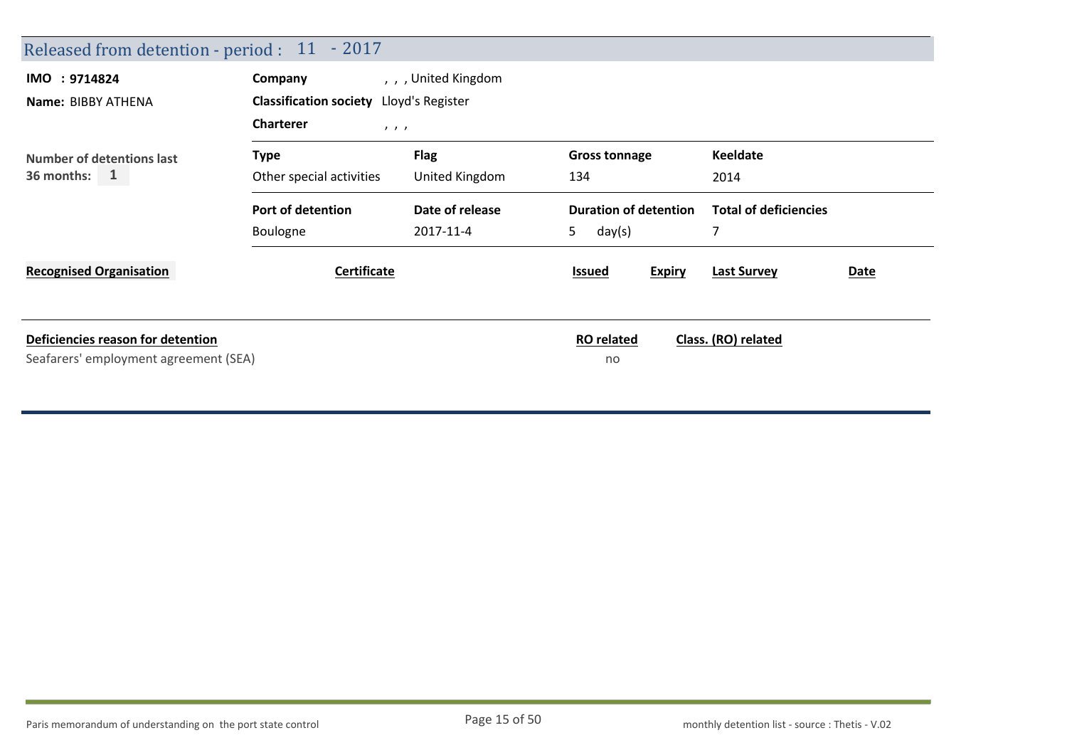## Released from detention - period : 11 - 2017

**IMO : 9714824**

**Name:** BIBBY ATHENA

**Company** , , , United Kingdom

**Classification society** Lloyd's Register

**Charterer** , , ,

**Number of detentions last 36 months:** 1

| Type | Flag | Gross tonnage | Keeldate |
| --- | --- | --- | --- |
| Other special activities | United Kingdom | 134 | 2014 |

| Port of detention | Date of release | Duration of detention | Total of deficiencies |
| --- | --- | --- | --- |
| Boulogne | 2017-11-4 | 5 day(s) | 7 |

| Recognised Organisation | Certificate | Issued | Expiry | Last Survey | Date |
| --- | --- | --- | --- | --- | --- |

| Deficiencies reason for detention | RO related | Class. (RO) related |
| --- | --- | --- |
| Seafarers' employment agreement (SEA) | no | |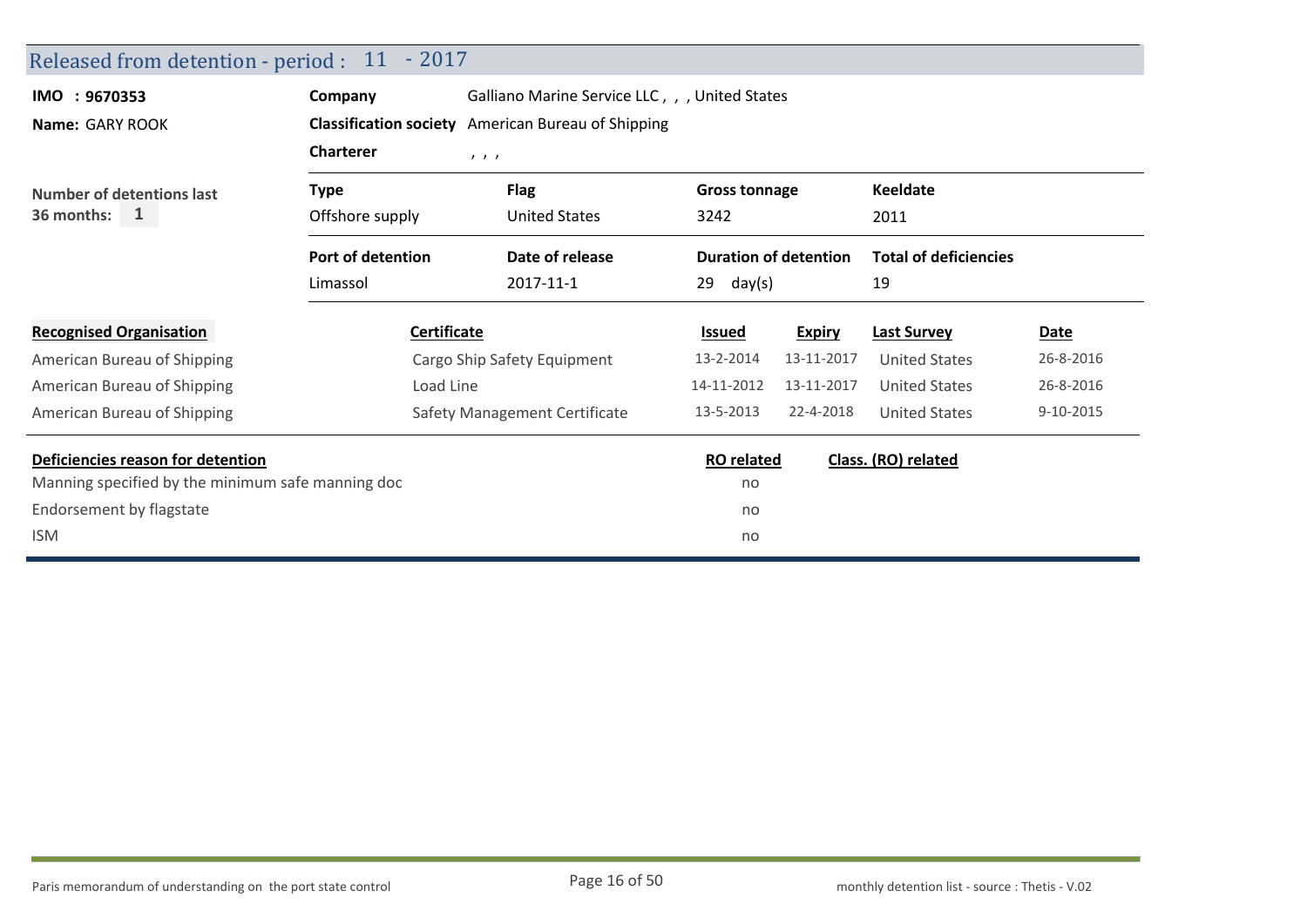## Released from detention - period : 11 - 2017

**IMO : 9670353**

**Name:** GARY ROOK

**Company** Galliano Marine Service LLC , , , United States

**Classification society** American Bureau of Shipping

**Charterer** , , ,

**Number of detentions last 36 months:** 1

| Type | Flag | Gross tonnage | Keeldate |
|---|---|---|---|
| Offshore supply | United States | 3242 | 2011 |

| Port of detention | Date of release | Duration of detention | Total of deficiencies |
|---|---|---|---|
| Limassol | 2017-11-1 | 29 day(s) | 19 |

| Recognised Organisation | Certificate | Issued | Expiry | Last Survey | Date |
|---|---|---|---|---|---|
| American Bureau of Shipping | Cargo Ship Safety Equipment | 13-2-2014 | 13-11-2017 | United States | 26-8-2016 |
| American Bureau of Shipping | Load Line | 14-11-2012 | 13-11-2017 | United States | 26-8-2016 |
| American Bureau of Shipping | Safety Management Certificate | 13-5-2013 | 22-4-2018 | United States | 9-10-2015 |

| Deficiencies reason for detention | RO related | Class. (RO) related |
|---|---|---|
| Manning specified by the minimum safe manning doc | no | |
| Endorsement by flagstate | no | |
| ISM | no | |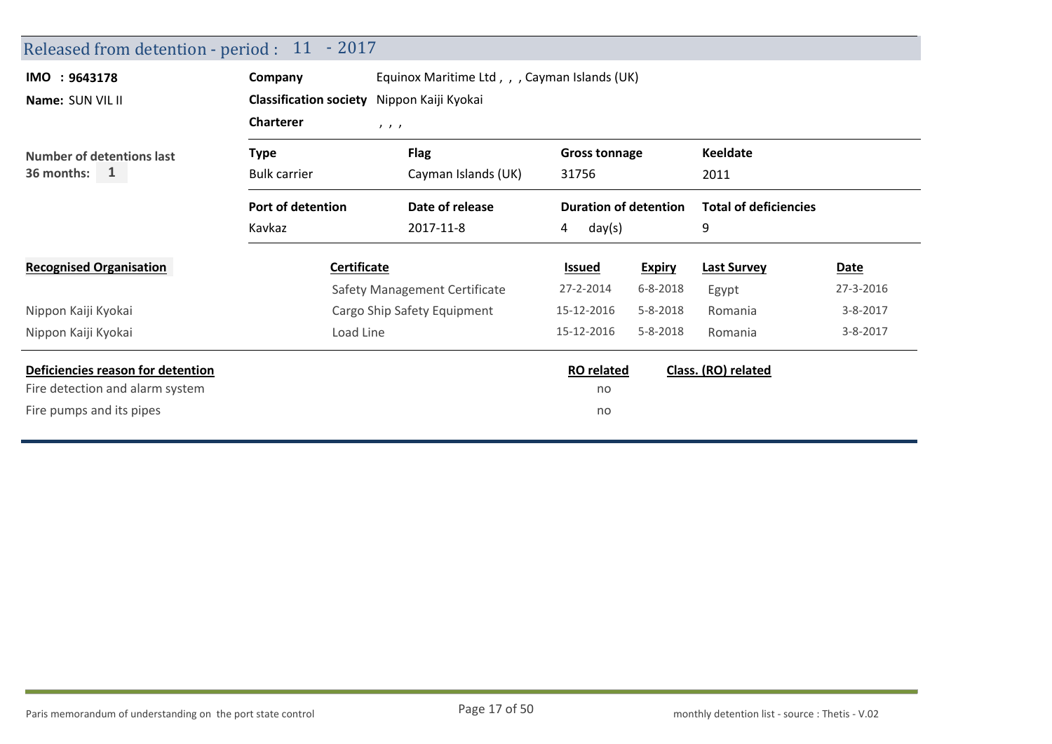## Released from detention - period : 11 - 2017

**IMO : 9643178**

**Name:** SUN VIL II

**Company** Equinox Maritime Ltd , , , Cayman Islands (UK)

**Classification society** Nippon Kaiji Kyokai

**Charterer** , , ,

**Number of detentions last 36 months:** 1

| Type | Flag | Gross tonnage | Keeldate |
|---|---|---|---|
| Bulk carrier | Cayman Islands (UK) | 31756 | 2011 |

| Port of detention | Date of release | Duration of detention | Total of deficiencies |
|---|---|---|---|
| Kavkaz | 2017-11-8 | 4 day(s) | 9 |

| Recognised Organisation | Certificate | Issued | Expiry | Last Survey | Date |
|---|---|---|---|---|---|
| | Safety Management Certificate | 27-2-2014 | 6-8-2018 | Egypt | 27-3-2016 |
| Nippon Kaiji Kyokai | Cargo Ship Safety Equipment | 15-12-2016 | 5-8-2018 | Romania | 3-8-2017 |
| Nippon Kaiji Kyokai | Load Line | 15-12-2016 | 5-8-2018 | Romania | 3-8-2017 |

| Deficiencies reason for detention | RO related | Class. (RO) related |
|---|---|---|
| Fire detection and alarm system | no | |
| Fire pumps and its pipes | no | |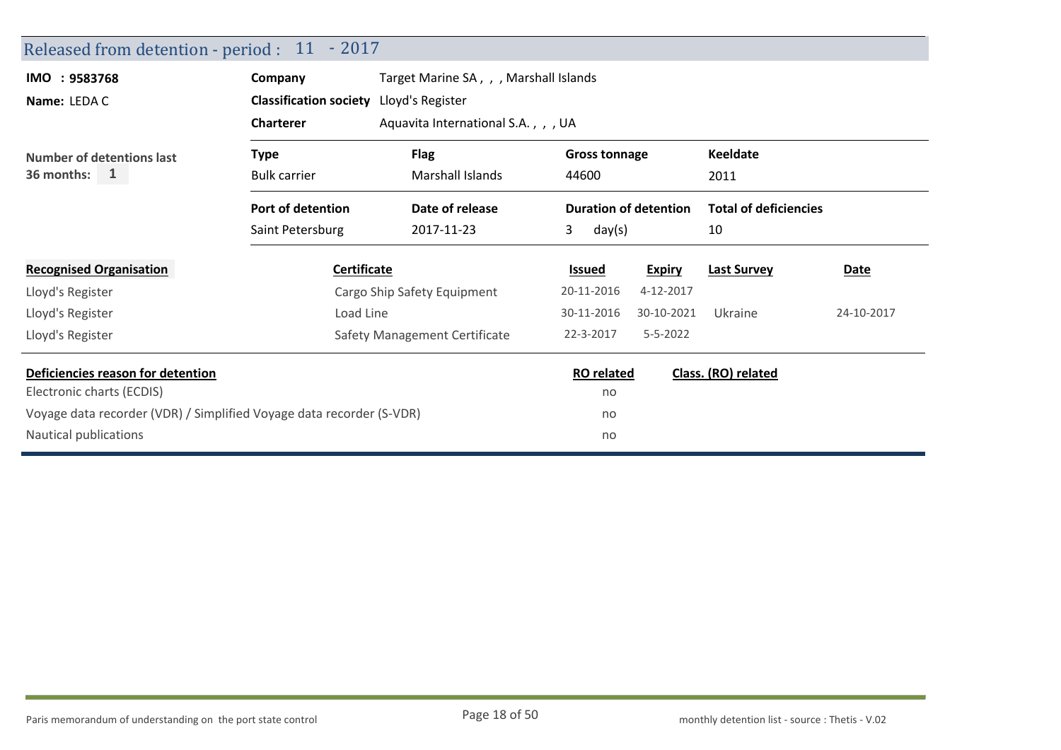## Released from detention - period : 11 - 2017

**IMO : 9583768**

**Name:** LEDA C

| | |
|---|---|
| **Company** | Target Marine SA , , , Marshall Islands |
| **Classification society** | Lloyd's Register |
| **Charterer** | Aquavita International S.A. , , , UA |

**Number of detentions last 36 months:** 1

| **Type** | **Flag** | **Gross tonnage** | **Keeldate** |
|---|---|---|---|
| Bulk carrier | Marshall Islands | 44600 | 2011 |

| **Port of detention** | **Date of release** | **Duration of detention** | **Total of deficiencies** |
|---|---|---|---|
| Saint Petersburg | 2017-11-23 | 3 day(s) | 10 |

| **Recognised Organisation** | **Certificate** | **Issued** | **Expiry** | **Last Survey** | **Date** |
|---|---|---|---|---|---|
| Lloyd's Register | Cargo Ship Safety Equipment | 20-11-2016 | 4-12-2017 | | |
| Lloyd's Register | Load Line | 30-11-2016 | 30-10-2021 | Ukraine | 24-10-2017 |
| Lloyd's Register | Safety Management Certificate | 22-3-2017 | 5-5-2022 | | |

| **Deficiencies reason for detention** | **RO related** | **Class. (RO) related** |
|---|---|---|
| Electronic charts (ECDIS) | no | |
| Voyage data recorder (VDR) / Simplified Voyage data recorder (S-VDR) | no | |
| Nautical publications | no | |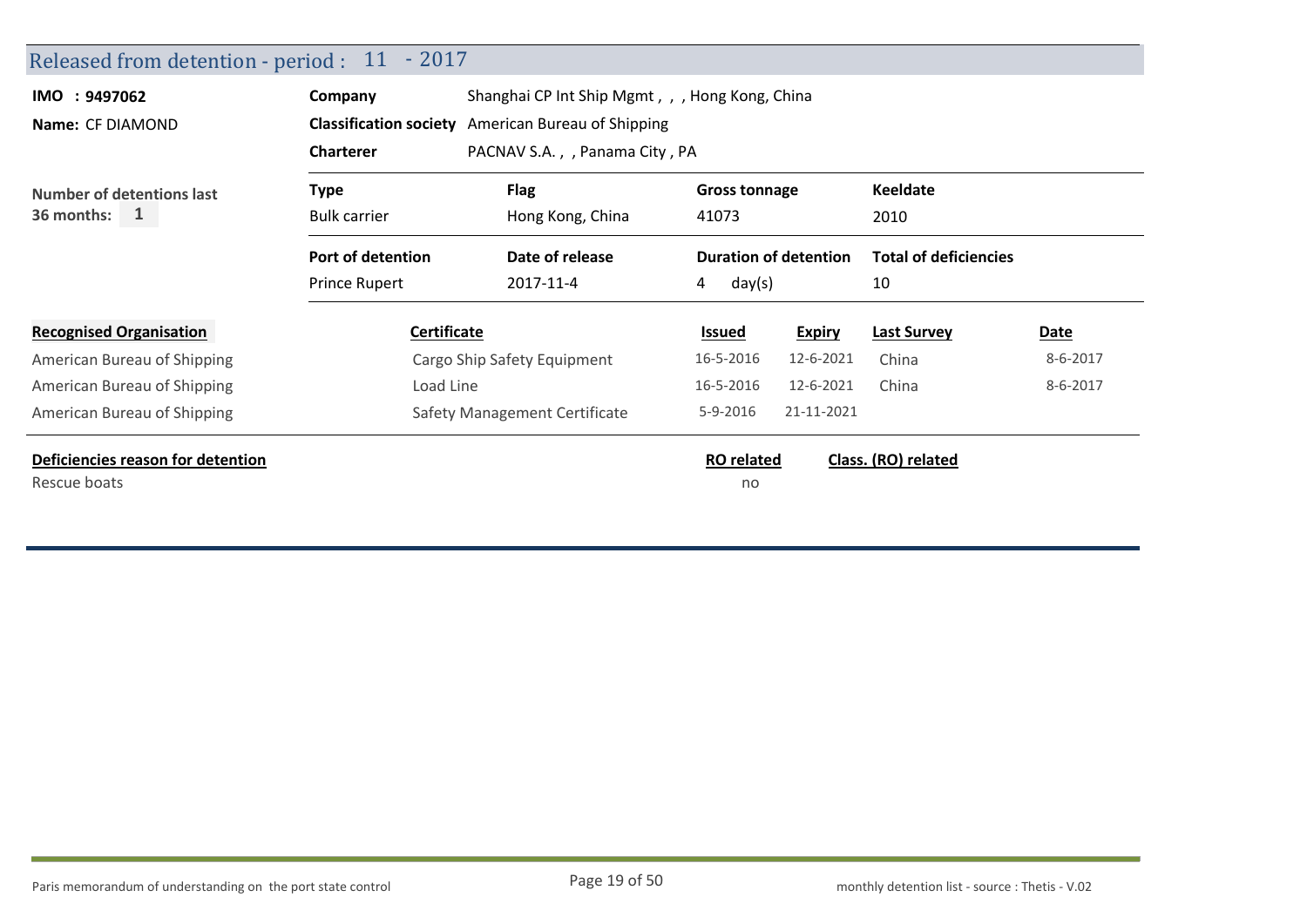## Released from detention - period : 11 - 2017

**IMO : 9497062**

**Name:** CF DIAMOND

**Number of detentions last 36 months:** 1

| | |
|---|---|
| **Company** | Shanghai CP Int Ship Mgmt , , , Hong Kong, China |
| **Classification society** | American Bureau of Shipping |
| **Charterer** | PACNAV S.A. , , Panama City , PA |

| Type | Flag | Gross tonnage | Keeldate |
|---|---|---|---|
| Bulk carrier | Hong Kong, China | 41073 | 2010 |

| Port of detention | Date of release | Duration of detention | Total of deficiencies |
|---|---|---|---|
| Prince Rupert | 2017-11-4 | 4 day(s) | 10 |

| Recognised Organisation | Certificate | Issued | Expiry | Last Survey | Date |
|---|---|---|---|---|---|
| American Bureau of Shipping | Cargo Ship Safety Equipment | 16-5-2016 | 12-6-2021 | China | 8-6-2017 |
| American Bureau of Shipping | Load Line | 16-5-2016 | 12-6-2021 | China | 8-6-2017 |
| American Bureau of Shipping | Safety Management Certificate | 5-9-2016 | 21-11-2021 | | |

| Deficiencies reason for detention | RO related | Class. (RO) related |
|---|---|---|
| Rescue boats | no | |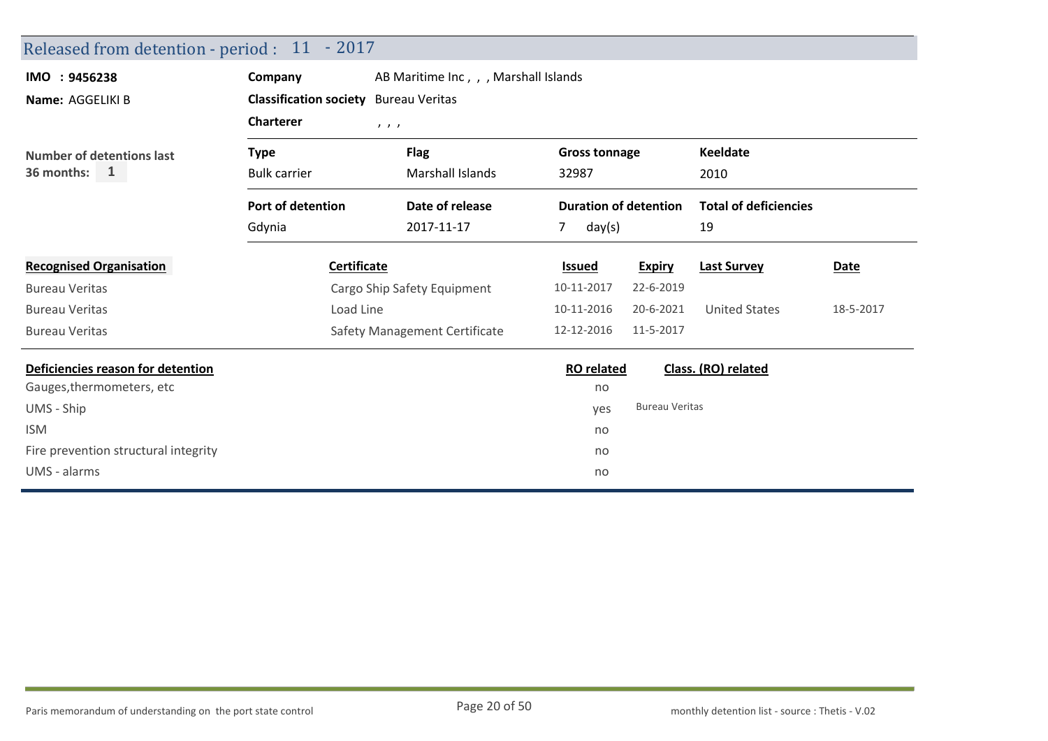## Released from detention - period : 11 - 2017

**IMO : 9456238**

**Name:** AGGELIKI B

**Company** AB Maritime Inc , , , Marshall Islands

**Classification society** Bureau Veritas

**Charterer** , , ,

**Number of detentions last 36 months:** 1

| Type | Flag | Gross tonnage | Keeldate |
|---|---|---|---|
| Bulk carrier | Marshall Islands | 32987 | 2010 |

| Port of detention | Date of release | Duration of detention | Total of deficiencies |
|---|---|---|---|
| Gdynia | 2017-11-17 | 7 day(s) | 19 |

| Recognised Organisation | Certificate | Issued | Expiry | Last Survey | Date |
|---|---|---|---|---|---|
| Bureau Veritas | Cargo Ship Safety Equipment | 10-11-2017 | 22-6-2019 | | |
| Bureau Veritas | Load Line | 10-11-2016 | 20-6-2021 | United States | 18-5-2017 |
| Bureau Veritas | Safety Management Certificate | 12-12-2016 | 11-5-2017 | | |

| Deficiencies reason for detention | RO related | Class. (RO) related |
|---|---|---|
| Gauges,thermometers, etc | no | |
| UMS - Ship | yes | Bureau Veritas |
| ISM | no | |
| Fire prevention structural integrity | no | |
| UMS - alarms | no | |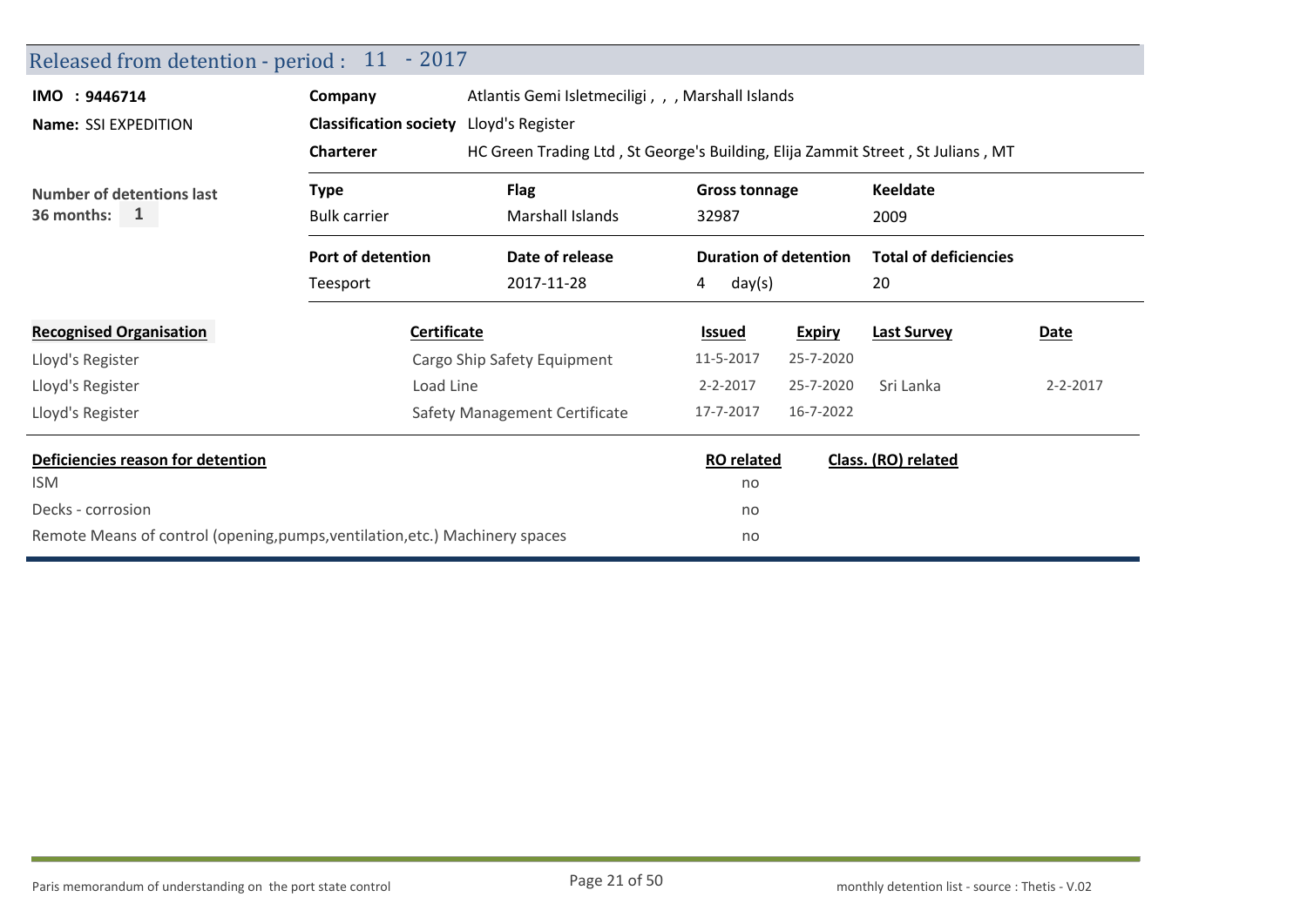## Released from detention - period : 11 - 2017

**IMO : 9446714**

**Name:** SSI EXPEDITION

**Company** Atlantis Gemi Isletmeciligi , , , Marshall Islands

**Classification society** Lloyd's Register

**Charterer** HC Green Trading Ltd , St George's Building, Elija Zammit Street , St Julians , MT

**Number of detentions last 36 months:** 1

| Type | Flag | Gross tonnage | Keeldate |
|---|---|---|---|
| Bulk carrier | Marshall Islands | 32987 | 2009 |

| Port of detention | Date of release | Duration of detention | Total of deficiencies |
|---|---|---|---|
| Teesport | 2017-11-28 | 4 day(s) | 20 |

| Recognised Organisation | Certificate | Issued | Expiry | Last Survey | Date |
|---|---|---|---|---|---|
| Lloyd's Register | Cargo Ship Safety Equipment | 11-5-2017 | 25-7-2020 | | |
| Lloyd's Register | Load Line | 2-2-2017 | 25-7-2020 | Sri Lanka | 2-2-2017 |
| Lloyd's Register | Safety Management Certificate | 17-7-2017 | 16-7-2022 | | |

| Deficiencies reason for detention | RO related | Class. (RO) related |
|---|---|---|
| ISM | no | |
| Decks - corrosion | no | |
| Remote Means of control (opening,pumps,ventilation,etc.) Machinery spaces | no | |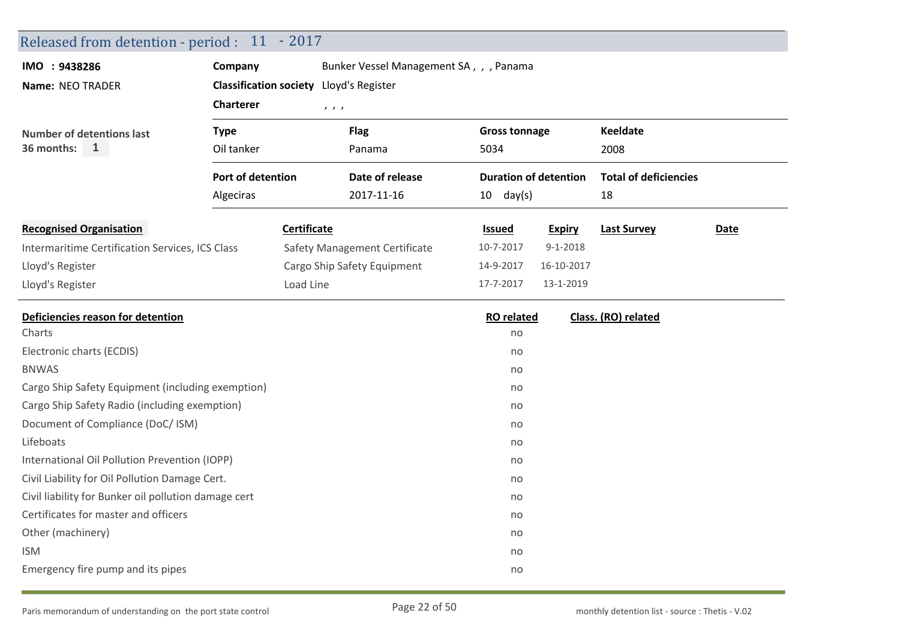## Released from detention - period : 11 - 2017

**IMO : 9438286**

**Name:** NEO TRADER

**Company** Bunker Vessel Management SA , , , Panama

**Classification society** Lloyd's Register

**Charterer** , , ,

**Number of detentions last 36 months:** 1

| Type | Flag | Gross tonnage | Keeldate |
|---|---|---|---|
| Oil tanker | Panama | 5034 | 2008 |

| Port of detention | Date of release | Duration of detention | Total of deficiencies |
|---|---|---|---|
| Algeciras | 2017-11-16 | 10 day(s) | 18 |

| Recognised Organisation | Certificate | Issued | Expiry | Last Survey | Date |
|---|---|---|---|---|---|
| Intermaritime Certification Services, ICS Class | Safety Management Certificate | 10-7-2017 | 9-1-2018 | | |
| Lloyd's Register | Cargo Ship Safety Equipment | 14-9-2017 | 16-10-2017 | | |
| Lloyd's Register | Load Line | 17-7-2017 | 13-1-2019 | | |

| Deficiencies reason for detention | RO related | Class. (RO) related |
|---|---|---|
| Charts | no | |
| Electronic charts (ECDIS) | no | |
| BNWAS | no | |
| Cargo Ship Safety Equipment (including exemption) | no | |
| Cargo Ship Safety Radio (including exemption) | no | |
| Document of Compliance (DoC/ ISM) | no | |
| Lifeboats | no | |
| International Oil Pollution Prevention (IOPP) | no | |
| Civil Liability for Oil Pollution Damage Cert. | no | |
| Civil liability for Bunker oil pollution damage cert | no | |
| Certificates for master and officers | no | |
| Other (machinery) | no | |
| ISM | no | |
| Emergency fire pump and its pipes | no | |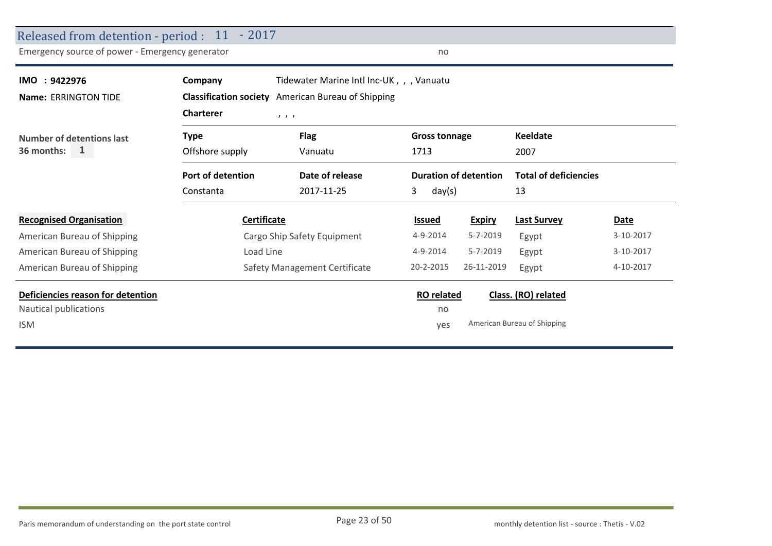## Released from detention - period : 11 - 2017

| Emergency source of power - Emergency generator | no |
|---|---|

**IMO : 9422976**

**Name:** ERRINGTON TIDE

**Number of detentions last 36 months:** 1

| | |
|---|---|
| **Company** | Tidewater Marine Intl Inc-UK , , , Vanuatu |
| **Classification society** | American Bureau of Shipping |
| **Charterer** | , , , |

| **Type** | **Flag** | **Gross tonnage** | **Keeldate** |
|---|---|---|---|
| Offshore supply | Vanuatu | 1713 | 2007 |

| **Port of detention** | **Date of release** | **Duration of detention** | **Total of deficiencies** |
|---|---|---|---|
| Constanta | 2017-11-25 | 3 day(s) | 13 |

| Recognised Organisation | Certificate | Issued | Expiry | Last Survey | Date |
|---|---|---|---|---|---|
| American Bureau of Shipping | Cargo Ship Safety Equipment | 4-9-2014 | 5-7-2019 | Egypt | 3-10-2017 |
| American Bureau of Shipping | Load Line | 4-9-2014 | 5-7-2019 | Egypt | 3-10-2017 |
| American Bureau of Shipping | Safety Management Certificate | 20-2-2015 | 26-11-2019 | Egypt | 4-10-2017 |

| Deficiencies reason for detention | RO related | Class. (RO) related |
|---|---|---|
| Nautical publications | no | |
| ISM | yes | American Bureau of Shipping |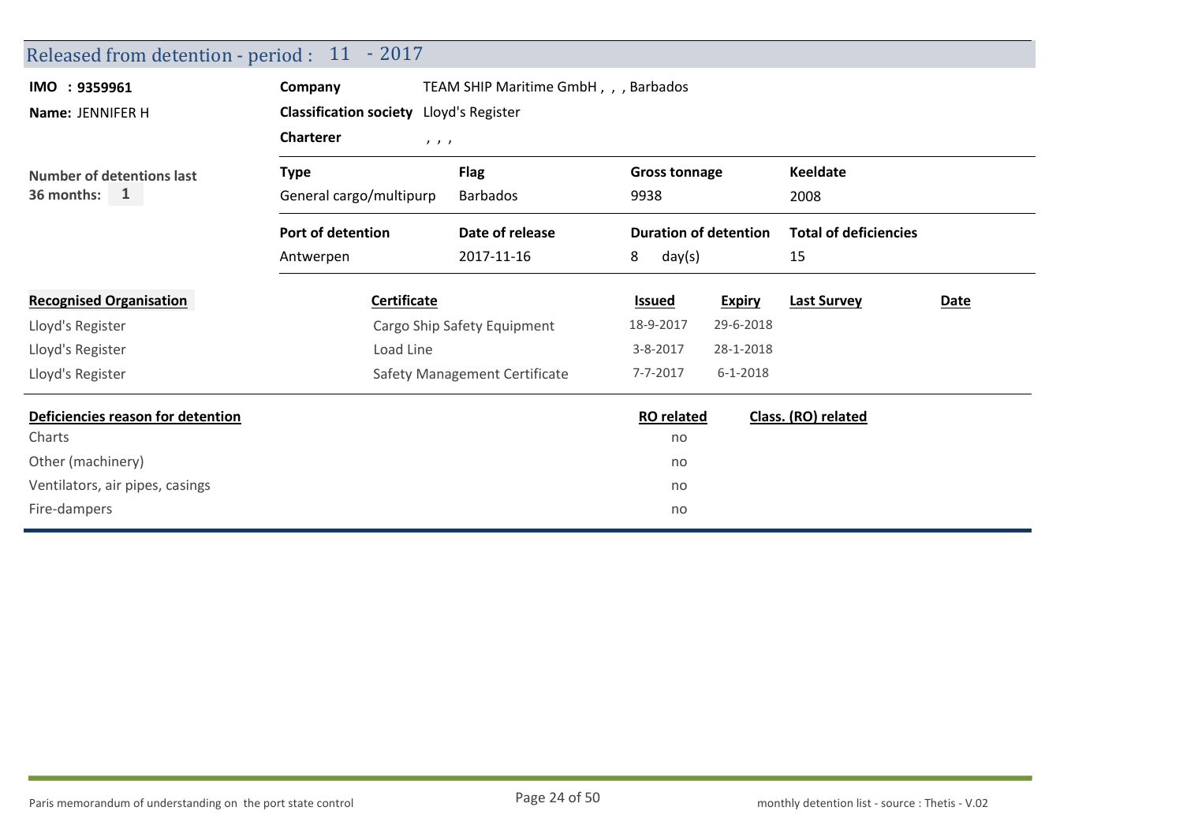## Released from detention - period : 11 - 2017

**IMO : 9359961**

**Name:** JENNIFER H

**Company** TEAM SHIP Maritime GmbH , , , Barbados

**Classification society** Lloyd's Register

**Charterer** , , ,

**Number of detentions last 36 months:** 1

| Type | Flag | Gross tonnage | Keeldate |
|---|---|---|---|
| General cargo/multipurp | Barbados | 9938 | 2008 |

| Port of detention | Date of release | Duration of detention | Total of deficiencies |
|---|---|---|---|
| Antwerpen | 2017-11-16 | 8 day(s) | 15 |

| Recognised Organisation | Certificate | Issued | Expiry | Last Survey | Date |
|---|---|---|---|---|---|
| Lloyd's Register | Cargo Ship Safety Equipment | 18-9-2017 | 29-6-2018 | | |
| Lloyd's Register | Load Line | 3-8-2017 | 28-1-2018 | | |
| Lloyd's Register | Safety Management Certificate | 7-7-2017 | 6-1-2018 | | |

| Deficiencies reason for detention | RO related | Class. (RO) related |
|---|---|---|
| Charts | no | |
| Other (machinery) | no | |
| Ventilators, air pipes, casings | no | |
| Fire-dampers | no | |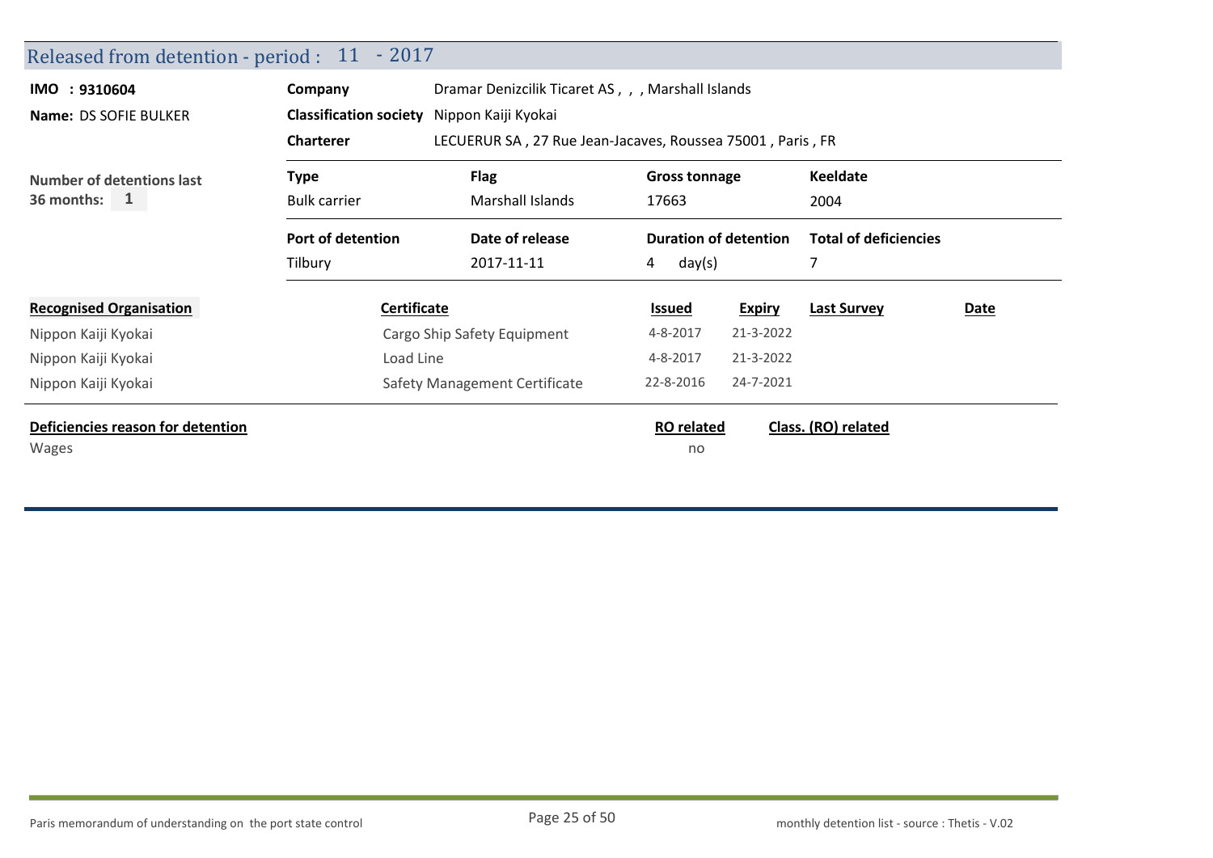## Released from detention - period : 11 - 2017

**IMO : 9310604**

**Name:** DS SOFIE BULKER

**Company** Dramar Denizcilik Ticaret AS , , , Marshall Islands

**Classification society** Nippon Kaiji Kyokai

**Charterer** LECUERUR SA , 27 Rue Jean-Jacaves, Roussea 75001 , Paris , FR

**Number of detentions last 36 months:** 1

| Type | Flag | Gross tonnage | Keeldate |
|---|---|---|---|
| Bulk carrier | Marshall Islands | 17663 | 2004 |

| Port of detention | Date of release | Duration of detention | Total of deficiencies |
|---|---|---|---|
| Tilbury | 2017-11-11 | 4 day(s) | 7 |

| Recognised Organisation | Certificate | Issued | Expiry | Last Survey | Date |
|---|---|---|---|---|---|
| Nippon Kaiji Kyokai | Cargo Ship Safety Equipment | 4-8-2017 | 21-3-2022 | | |
| Nippon Kaiji Kyokai | Load Line | 4-8-2017 | 21-3-2022 | | |
| Nippon Kaiji Kyokai | Safety Management Certificate | 22-8-2016 | 24-7-2021 | | |

| Deficiencies reason for detention | RO related | Class. (RO) related |
|---|---|---|
| Wages | no | |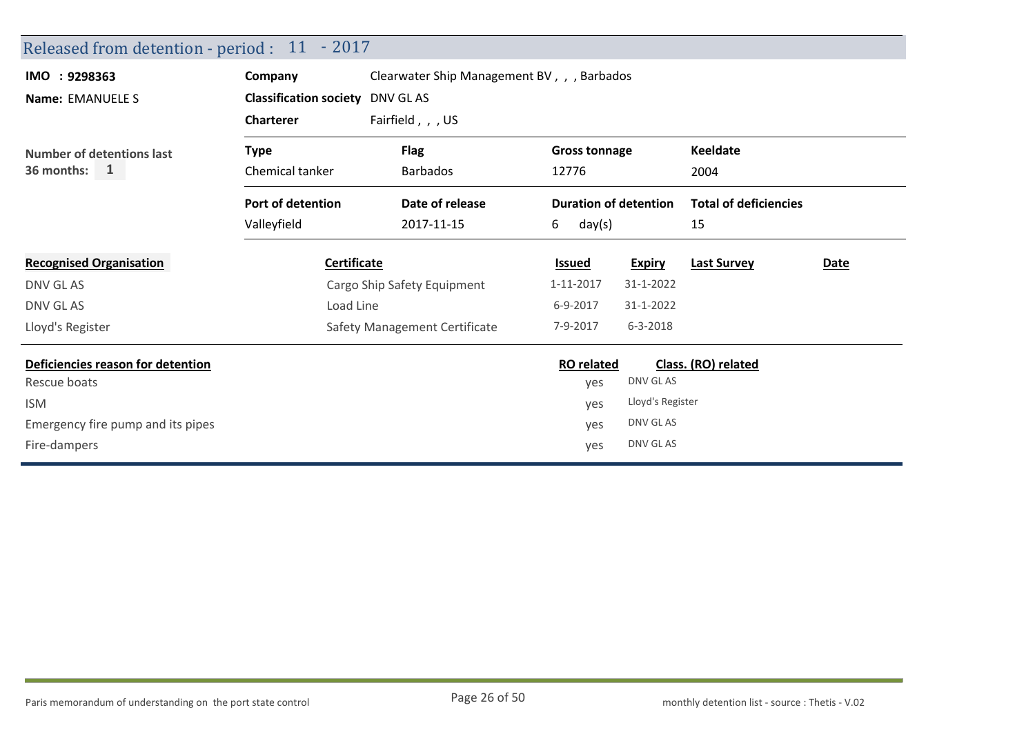## Released from detention - period : 11 - 2017

**IMO : 9298363**
**Name:** EMANUELE S

| | |
|---|---|
| **Company** | Clearwater Ship Management BV , , , Barbados |
| **Classification society** | DNV GL AS |
| **Charterer** | Fairfield , , , US |

**Number of detentions last 36 months:** 1

| Type | Flag | Gross tonnage | Keeldate |
|---|---|---|---|
| Chemical tanker | Barbados | 12776 | 2004 |

| Port of detention | Date of release | Duration of detention | Total of deficiencies |
|---|---|---|---|
| Valleyfield | 2017-11-15 | 6 day(s) | 15 |

| Recognised Organisation | Certificate | Issued | Expiry | Last Survey | Date |
|---|---|---|---|---|---|
| DNV GL AS | Cargo Ship Safety Equipment | 1-11-2017 | 31-1-2022 | | |
| DNV GL AS | Load Line | 6-9-2017 | 31-1-2022 | | |
| Lloyd's Register | Safety Management Certificate | 7-9-2017 | 6-3-2018 | | |

| Deficiencies reason for detention | RO related | Class. (RO) related |
|---|---|---|
| Rescue boats | yes | DNV GL AS |
| ISM | yes | Lloyd's Register |
| Emergency fire pump and its pipes | yes | DNV GL AS |
| Fire-dampers | yes | DNV GL AS |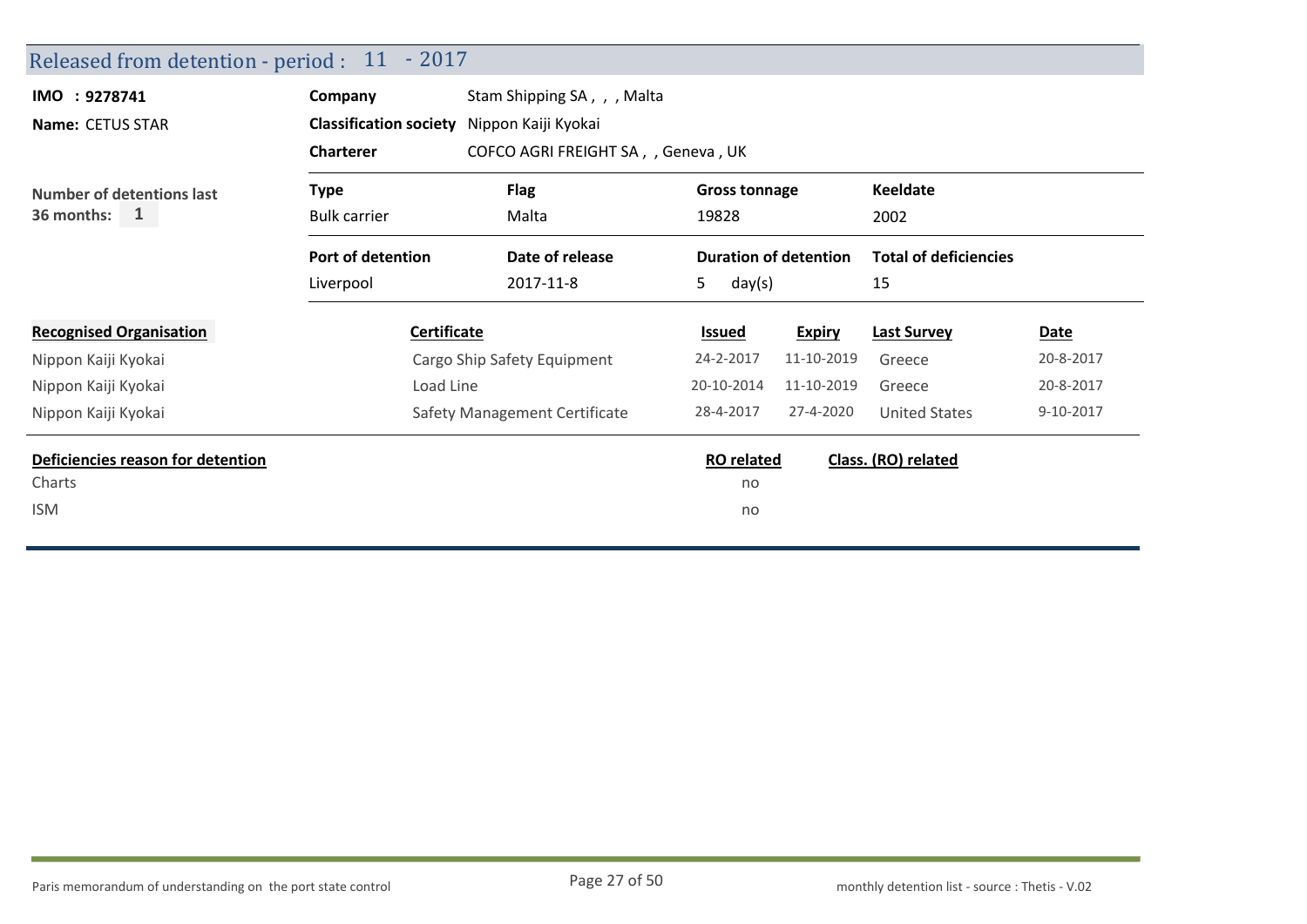## Released from detention - period : 11 - 2017

**IMO : 9278741**

**Name:** CETUS STAR

**Company** Stam Shipping SA , , , Malta

**Classification society** Nippon Kaiji Kyokai

**Charterer** COFCO AGRI FREIGHT SA , , Geneva , UK

**Number of detentions last 36 months:** 1

| Type | Flag | Gross tonnage | Keeldate |
|---|---|---|---|
| Bulk carrier | Malta | 19828 | 2002 |

| Port of detention | Date of release | Duration of detention | Total of deficiencies |
|---|---|---|---|
| Liverpool | 2017-11-8 | 5 day(s) | 15 |

| Recognised Organisation | Certificate | Issued | Expiry | Last Survey | Date |
|---|---|---|---|---|---|
| Nippon Kaiji Kyokai | Cargo Ship Safety Equipment | 24-2-2017 | 11-10-2019 | Greece | 20-8-2017 |
| Nippon Kaiji Kyokai | Load Line | 20-10-2014 | 11-10-2019 | Greece | 20-8-2017 |
| Nippon Kaiji Kyokai | Safety Management Certificate | 28-4-2017 | 27-4-2020 | United States | 9-10-2017 |

| Deficiencies reason for detention | RO related | Class. (RO) related |
|---|---|---|
| Charts | no | |
| ISM | no | |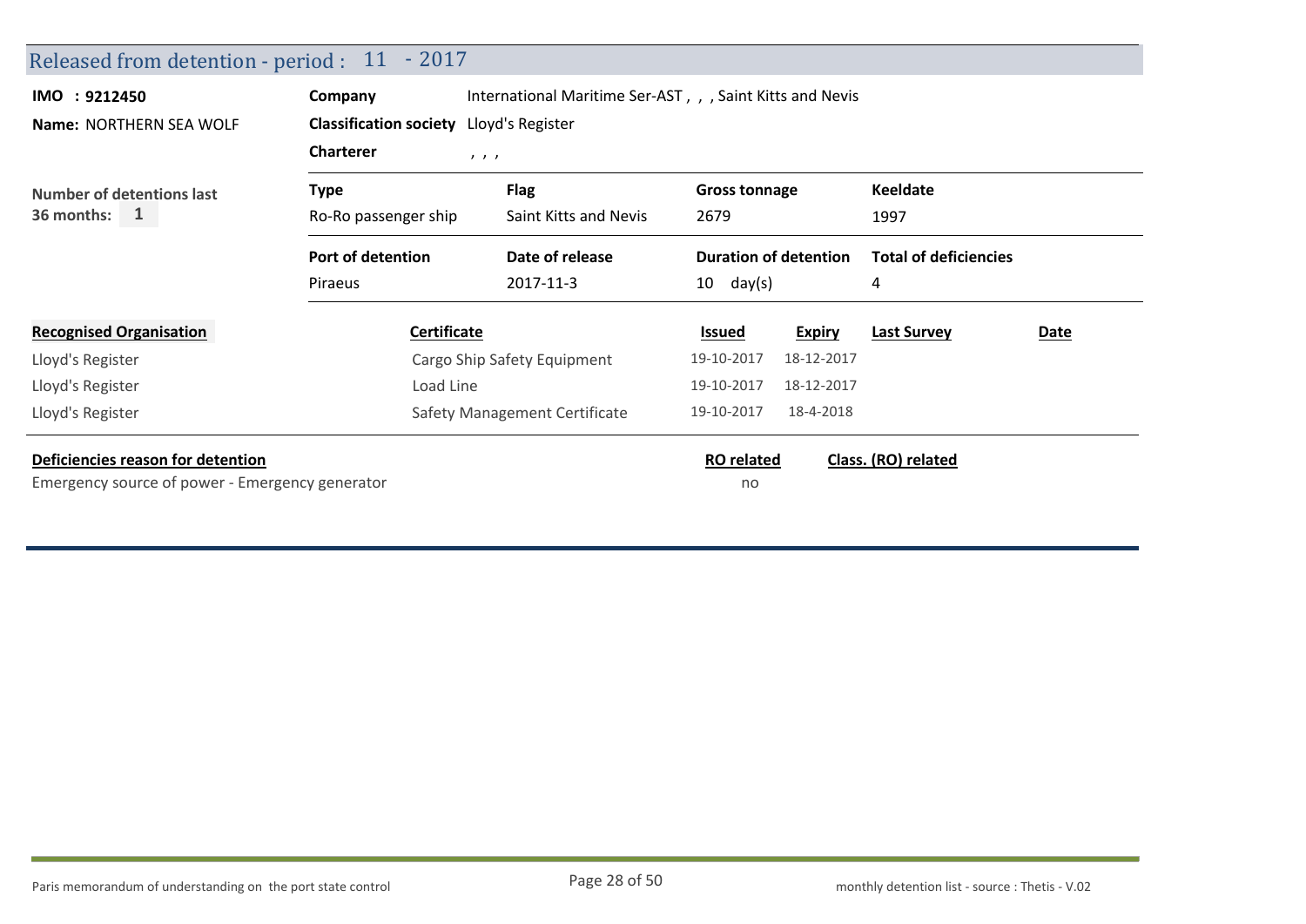## Released from detention - period : 11 - 2017

**IMO : 9212450**

**Name:** NORTHERN SEA WOLF

**Number of detentions last 36 months:** 1

**Company** International Maritime Ser-AST , , , Saint Kitts and Nevis

**Classification society** Lloyd's Register

**Charterer** , , ,

| Type | Flag | Gross tonnage | Keeldate |
|---|---|---|---|
| Ro-Ro passenger ship | Saint Kitts and Nevis | 2679 | 1997 |

| Port of detention | Date of release | Duration of detention | Total of deficiencies |
|---|---|---|---|
| Piraeus | 2017-11-3 | 10 day(s) | 4 |

| Recognised Organisation | Certificate | Issued | Expiry | Last Survey | Date |
|---|---|---|---|---|---|
| Lloyd's Register | Cargo Ship Safety Equipment | 19-10-2017 | 18-12-2017 | | |
| Lloyd's Register | Load Line | 19-10-2017 | 18-12-2017 | | |
| Lloyd's Register | Safety Management Certificate | 19-10-2017 | 18-4-2018 | | |

| Deficiencies reason for detention | RO related | Class. (RO) related |
|---|---|---|
| Emergency source of power - Emergency generator | no | |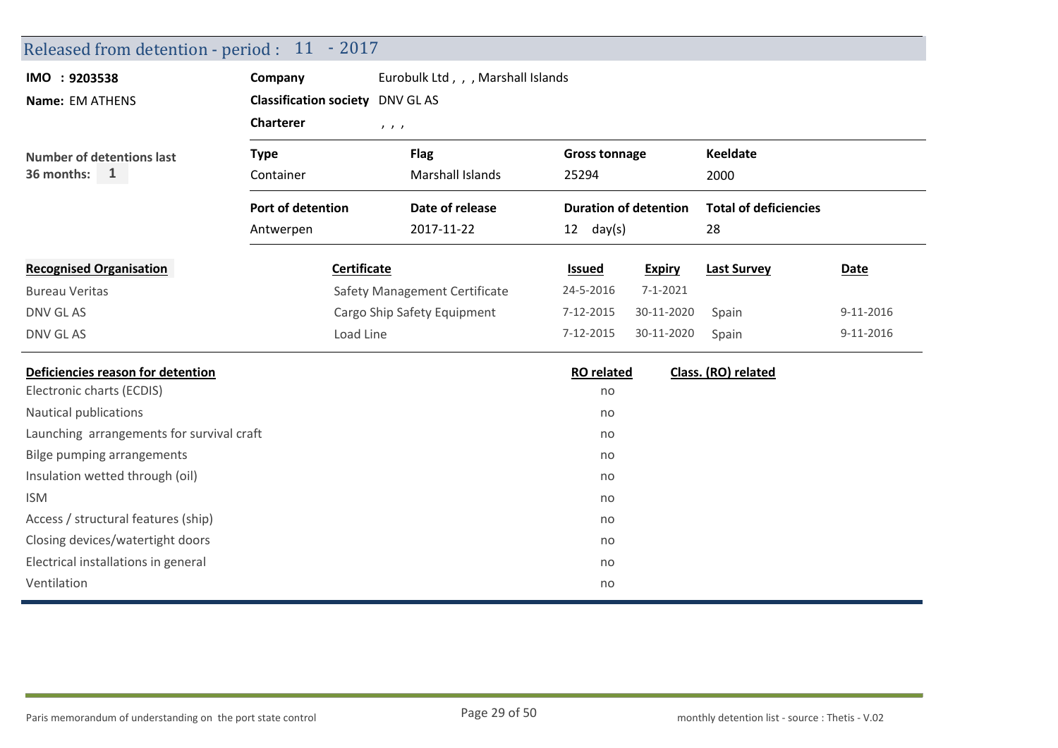## Released from detention - period : 11 - 2017

**IMO : 9203538**

**Name:** EM ATHENS

**Company** Eurobulk Ltd , , , Marshall Islands

**Classification society** DNV GL AS

**Charterer** , , ,

**Number of detentions last 36 months:** 1

| Type | Flag | Gross tonnage | Keeldate |
|---|---|---|---|
| Container | Marshall Islands | 25294 | 2000 |

| Port of detention | Date of release | Duration of detention | Total of deficiencies |
|---|---|---|---|
| Antwerpen | 2017-11-22 | 12 day(s) | 28 |

| Recognised Organisation | Certificate | Issued | Expiry | Last Survey | Date |
|---|---|---|---|---|---|
| Bureau Veritas | Safety Management Certificate | 24-5-2016 | 7-1-2021 | | |
| DNV GL AS | Cargo Ship Safety Equipment | 7-12-2015 | 30-11-2020 | Spain | 9-11-2016 |
| DNV GL AS | Load Line | 7-12-2015 | 30-11-2020 | Spain | 9-11-2016 |

| Deficiencies reason for detention | RO related | Class. (RO) related |
|---|---|---|
| Electronic charts (ECDIS) | no | |
| Nautical publications | no | |
| Launching arrangements for survival craft | no | |
| Bilge pumping arrangements | no | |
| Insulation wetted through (oil) | no | |
| ISM | no | |
| Access / structural features (ship) | no | |
| Closing devices/watertight doors | no | |
| Electrical installations in general | no | |
| Ventilation | no | |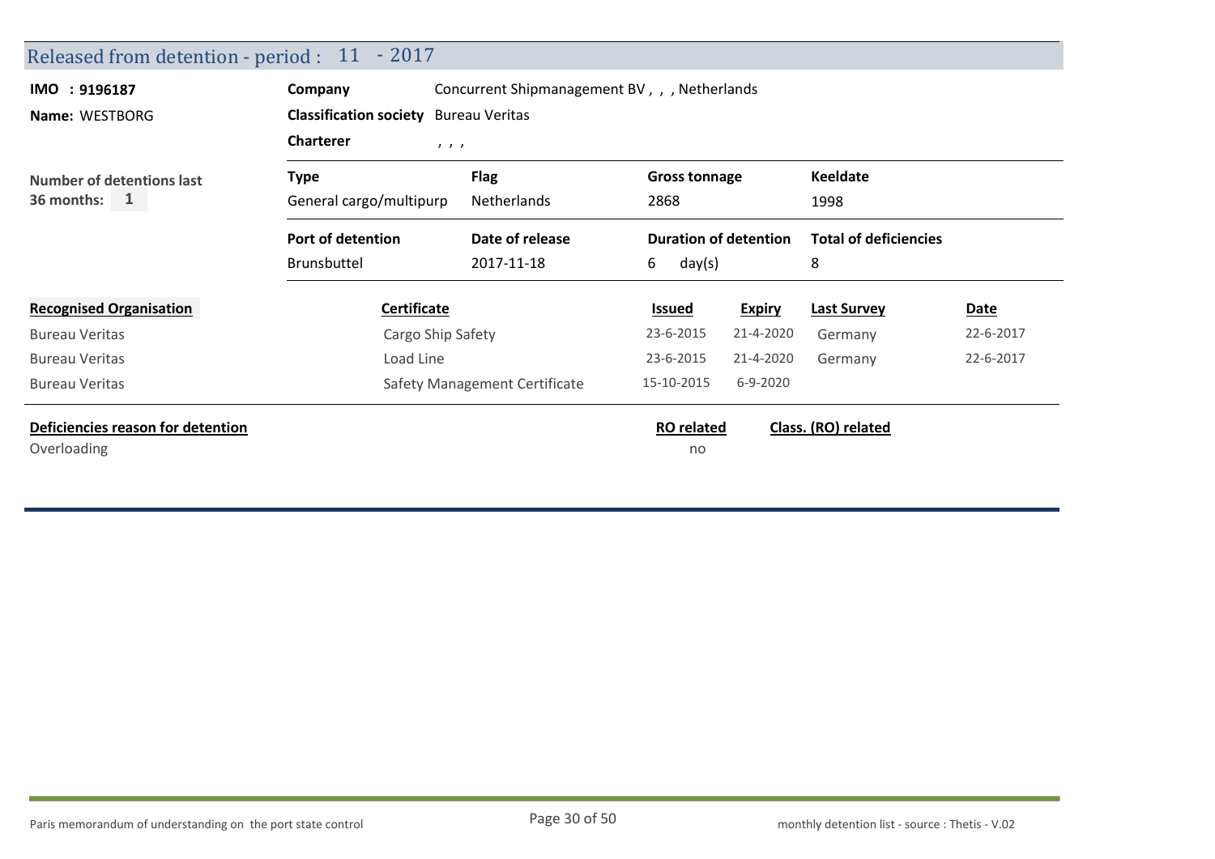## Released from detention - period : 11 - 2017

**IMO : 9196187**

**Name:** WESTBORG

**Company** Concurrent Shipmanagement BV , , , Netherlands

**Classification society** Bureau Veritas

**Charterer** , , ,

**Number of detentions last 36 months:** 1

| Type | Flag | Gross tonnage | Keeldate |
|---|---|---|---|
| General cargo/multipurp | Netherlands | 2868 | 1998 |

| Port of detention | Date of release | Duration of detention | Total of deficiencies |
|---|---|---|---|
| Brunsbuttel | 2017-11-18 | 6 day(s) | 8 |

| Recognised Organisation | Certificate | Issued | Expiry | Last Survey | Date |
|---|---|---|---|---|---|
| Bureau Veritas | Cargo Ship Safety | 23-6-2015 | 21-4-2020 | Germany | 22-6-2017 |
| Bureau Veritas | Load Line | 23-6-2015 | 21-4-2020 | Germany | 22-6-2017 |
| Bureau Veritas | Safety Management Certificate | 15-10-2015 | 6-9-2020 | | |

| Deficiencies reason for detention | RO related | Class. (RO) related |
|---|---|---|
| Overloading | no | |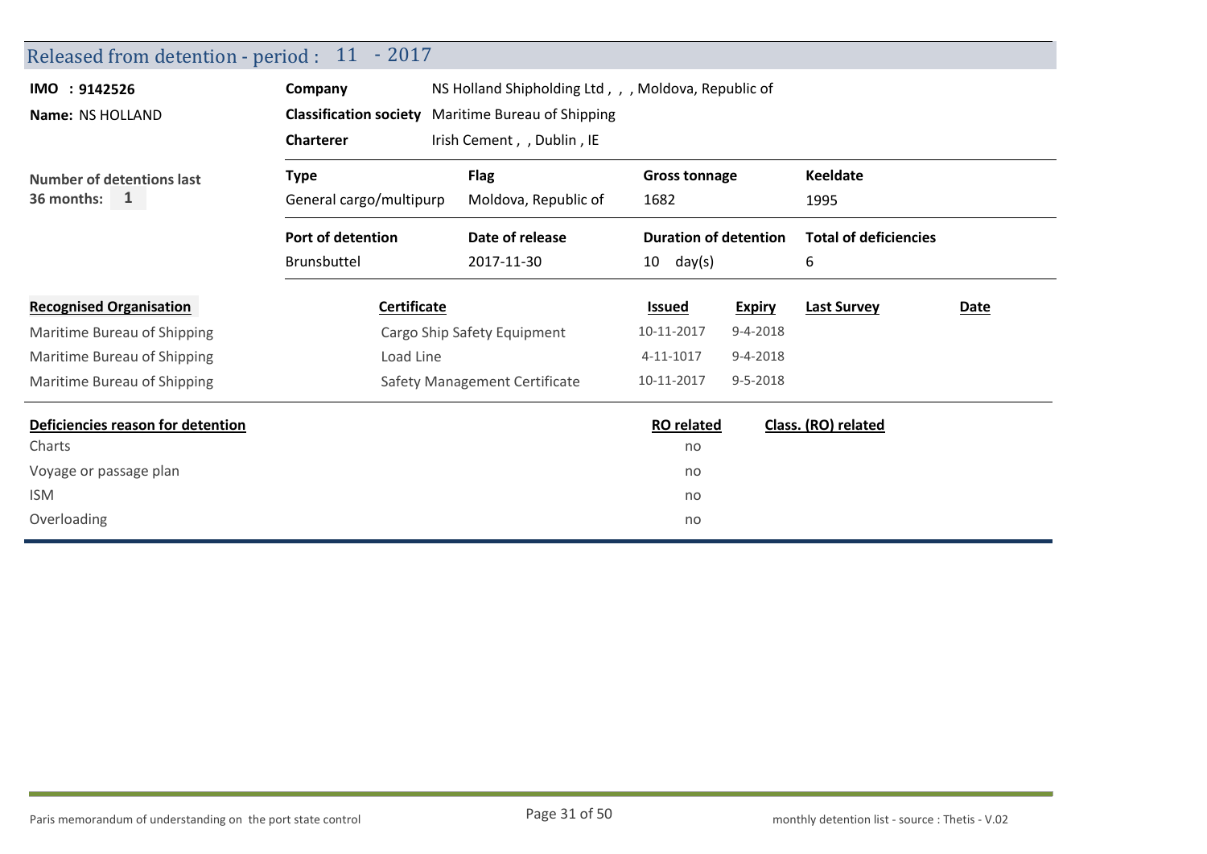## Released from detention - period : 11 - 2017

**IMO : 9142526**

**Name:** NS HOLLAND

**Company** NS Holland Shipholding Ltd , , , Moldova, Republic of

**Classification society** Maritime Bureau of Shipping

**Charterer** Irish Cement , , Dublin , IE

**Number of detentions last 36 months:** 1

| Type | Flag | Gross tonnage | Keeldate |
|---|---|---|---|
| General cargo/multipurp | Moldova, Republic of | 1682 | 1995 |

| Port of detention | Date of release | Duration of detention | Total of deficiencies |
|---|---|---|---|
| Brunsbuttel | 2017-11-30 | 10 day(s) | 6 |

| Recognised Organisation | Certificate | Issued | Expiry | Last Survey | Date |
|---|---|---|---|---|---|
| Maritime Bureau of Shipping | Cargo Ship Safety Equipment | 10-11-2017 | 9-4-2018 | | |
| Maritime Bureau of Shipping | Load Line | 4-11-1017 | 9-4-2018 | | |
| Maritime Bureau of Shipping | Safety Management Certificate | 10-11-2017 | 9-5-2018 | | |

| Deficiencies reason for detention | RO related | Class. (RO) related |
|---|---|---|
| Charts | no | |
| Voyage or passage plan | no | |
| ISM | no | |
| Overloading | no | |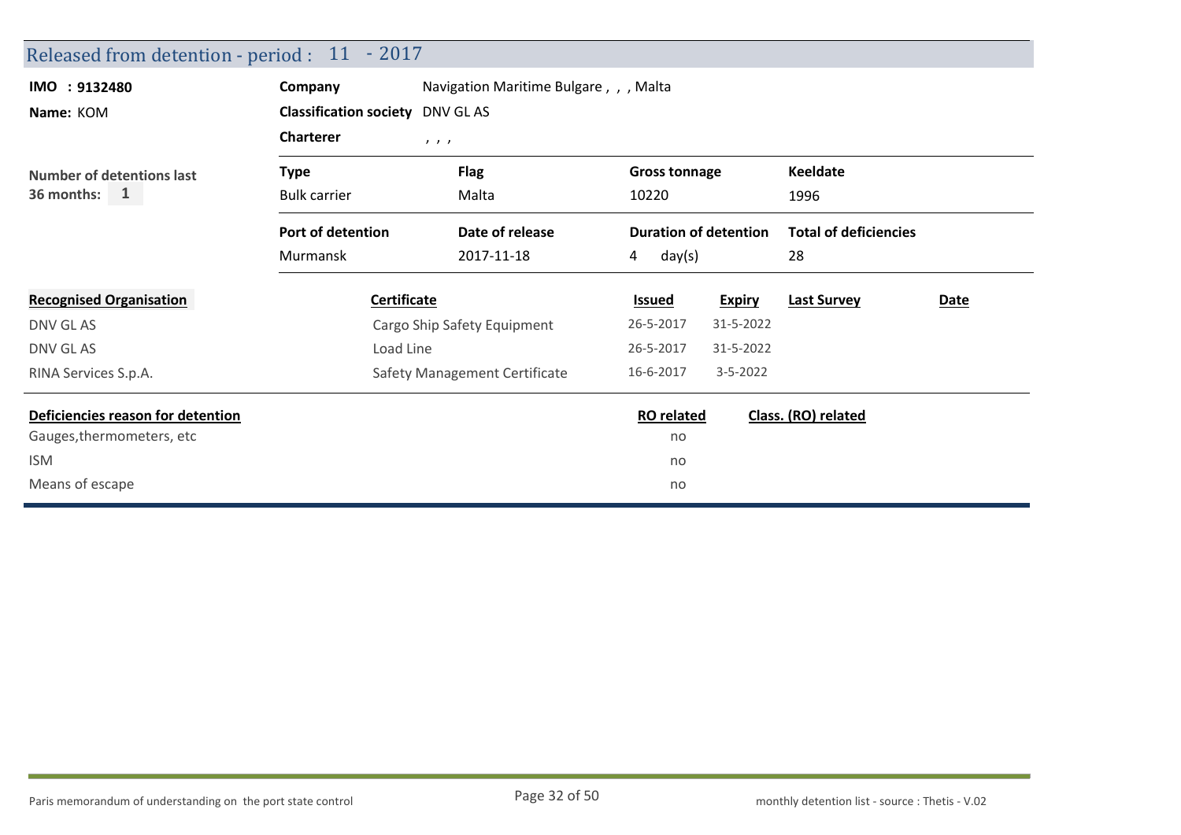## Released from detention - period : 11 - 2017

**IMO : 9132480**

**Name:** KOM

**Number of detentions last 36 months:** 1

| | |
|---|---|
| **Company** | Navigation Maritime Bulgare , , , Malta |
| **Classification society** | DNV GL AS |
| **Charterer** | , , , |

| **Type** | **Flag** | **Gross tonnage** | **Keeldate** |
|---|---|---|---|
| Bulk carrier | Malta | 10220 | 1996 |

| **Port of detention** | **Date of release** | **Duration of detention** | **Total of deficiencies** |
|---|---|---|---|
| Murmansk | 2017-11-18 | 4 day(s) | 28 |

| **Recognised Organisation** | **Certificate** | **Issued** | **Expiry** | **Last Survey** | **Date** |
|---|---|---|---|---|---|
| DNV GL AS | Cargo Ship Safety Equipment | 26-5-2017 | 31-5-2022 | | |
| DNV GL AS | Load Line | 26-5-2017 | 31-5-2022 | | |
| RINA Services S.p.A. | Safety Management Certificate | 16-6-2017 | 3-5-2022 | | |

| **Deficiencies reason for detention** | **RO related** | **Class. (RO) related** |
|---|---|---|
| Gauges,thermometers, etc | no | |
| ISM | no | |
| Means of escape | no | |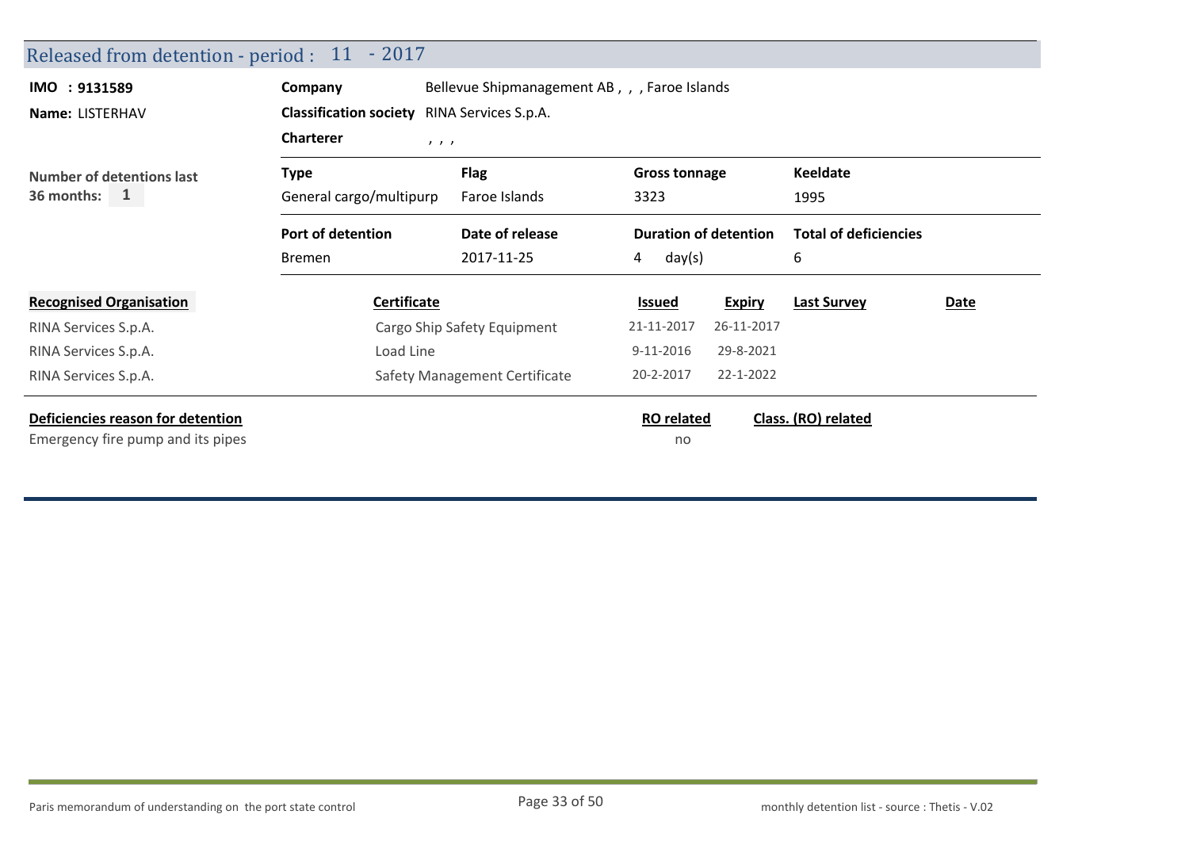## Released from detention - period : 11 - 2017

**IMO : 9131589**
**Name:** LISTERHAV

**Company** Bellevue Shipmanagement AB , , , Faroe Islands
**Classification society** RINA Services S.p.A.
**Charterer** , , ,

**Number of detentions last 36 months:** 1

| Type | Flag | Gross tonnage | Keeldate |
|---|---|---|---|
| General cargo/multipurp | Faroe Islands | 3323 | 1995 |

| Port of detention | Date of release | Duration of detention | Total of deficiencies |
|---|---|---|---|
| Bremen | 2017-11-25 | 4 day(s) | 6 |

| Recognised Organisation | Certificate | Issued | Expiry | Last Survey | Date |
|---|---|---|---|---|---|
| RINA Services S.p.A. | Cargo Ship Safety Equipment | 21-11-2017 | 26-11-2017 | | |
| RINA Services S.p.A. | Load Line | 9-11-2016 | 29-8-2021 | | |
| RINA Services S.p.A. | Safety Management Certificate | 20-2-2017 | 22-1-2022 | | |

| Deficiencies reason for detention | RO related | Class. (RO) related |
|---|---|---|
| Emergency fire pump and its pipes | no | |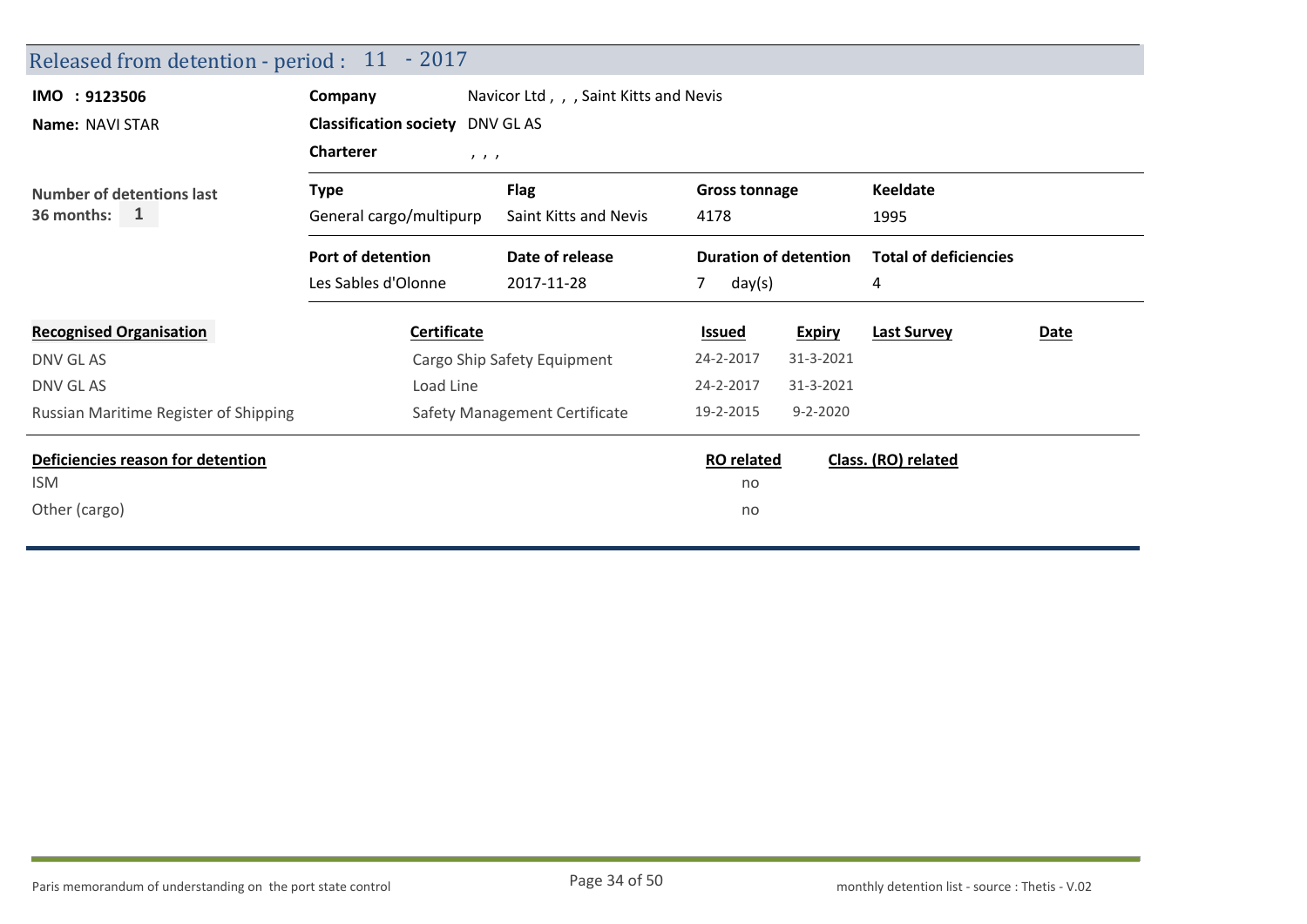## Released from detention - period : 11 - 2017

**IMO : 9123506**

**Name:** NAVI STAR

**Company** Navicor Ltd , , , Saint Kitts and Nevis

**Classification society** DNV GL AS

**Charterer** , , ,

**Number of detentions last 36 months:** 1

| Type | Flag | Gross tonnage | Keeldate |
| --- | --- | --- | --- |
| General cargo/multipurp | Saint Kitts and Nevis | 4178 | 1995 |

| Port of detention | Date of release | Duration of detention | Total of deficiencies |
| --- | --- | --- | --- |
| Les Sables d'Olonne | 2017-11-28 | 7 day(s) | 4 |

| Recognised Organisation | Certificate | Issued | Expiry | Last Survey | Date |
| --- | --- | --- | --- | --- | --- |
| DNV GL AS | Cargo Ship Safety Equipment | 24-2-2017 | 31-3-2021 | | |
| DNV GL AS | Load Line | 24-2-2017 | 31-3-2021 | | |
| Russian Maritime Register of Shipping | Safety Management Certificate | 19-2-2015 | 9-2-2020 | | |

| Deficiencies reason for detention | RO related | Class. (RO) related |
| --- | --- | --- |
| ISM | no | |
| Other (cargo) | no | |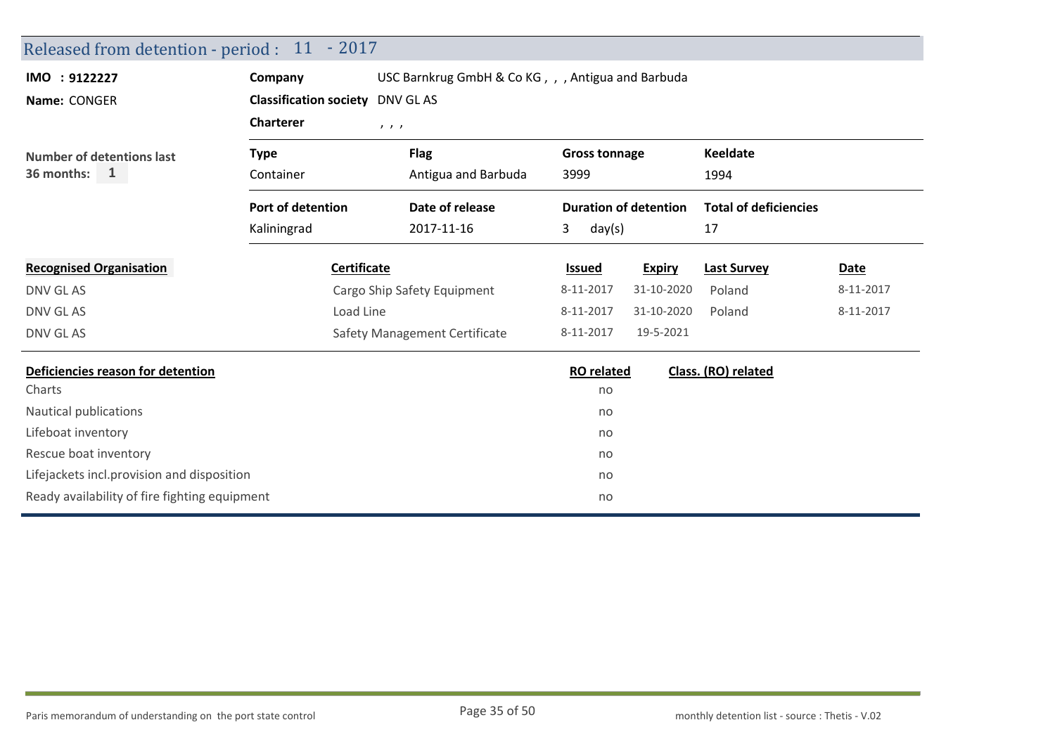## Released from detention - period : 11 - 2017

**IMO : 9122227**
**Name:** CONGER

**Company** USC Barnkrug GmbH & Co KG , , , Antigua and Barbuda
**Classification society** DNV GL AS
**Charterer** , , ,

**Number of detentions last 36 months:** 1

| Type | Flag | Gross tonnage | Keeldate |
|---|---|---|---|
| Container | Antigua and Barbuda | 3999 | 1994 |

| Port of detention | Date of release | Duration of detention | Total of deficiencies |
|---|---|---|---|
| Kaliningrad | 2017-11-16 | 3 day(s) | 17 |

| Recognised Organisation | Certificate | Issued | Expiry | Last Survey | Date |
|---|---|---|---|---|---|
| DNV GL AS | Cargo Ship Safety Equipment | 8-11-2017 | 31-10-2020 | Poland | 8-11-2017 |
| DNV GL AS | Load Line | 8-11-2017 | 31-10-2020 | Poland | 8-11-2017 |
| DNV GL AS | Safety Management Certificate | 8-11-2017 | 19-5-2021 | | |

| Deficiencies reason for detention | RO related | Class. (RO) related |
|---|---|---|
| Charts | no | |
| Nautical publications | no | |
| Lifeboat inventory | no | |
| Rescue boat inventory | no | |
| Lifejackets incl.provision and disposition | no | |
| Ready availability of fire fighting equipment | no | |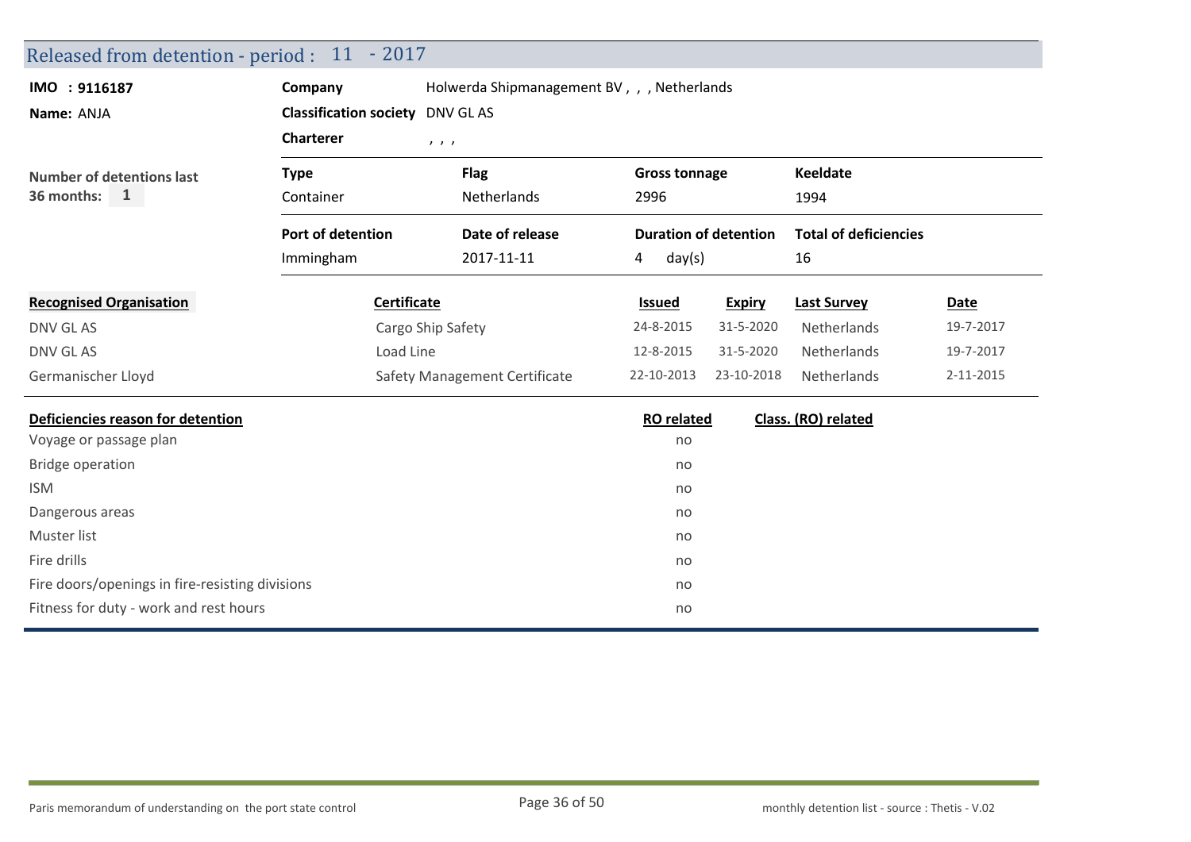## Released from detention - period : 11 - 2017

**IMO : 9116187**

**Name:** ANJA

**Company** Holwerda Shipmanagement BV , , , Netherlands

**Classification society** DNV GL AS

**Charterer** , , ,

**Number of detentions last 36 months:** 1

| Type | Flag | Gross tonnage | Keeldate |
|---|---|---|---|
| Container | Netherlands | 2996 | 1994 |

| Port of detention | Date of release | Duration of detention | Total of deficiencies |
|---|---|---|---|
| Immingham | 2017-11-11 | 4 day(s) | 16 |

| Recognised Organisation | Certificate | Issued | Expiry | Last Survey | Date |
|---|---|---|---|---|---|
| DNV GL AS | Cargo Ship Safety | 24-8-2015 | 31-5-2020 | Netherlands | 19-7-2017 |
| DNV GL AS | Load Line | 12-8-2015 | 31-5-2020 | Netherlands | 19-7-2017 |
| Germanischer Lloyd | Safety Management Certificate | 22-10-2013 | 23-10-2018 | Netherlands | 2-11-2015 |

| Deficiencies reason for detention | RO related | Class. (RO) related |
|---|---|---|
| Voyage or passage plan | no | |
| Bridge operation | no | |
| ISM | no | |
| Dangerous areas | no | |
| Muster list | no | |
| Fire drills | no | |
| Fire doors/openings in fire-resisting divisions | no | |
| Fitness for duty - work and rest hours | no | |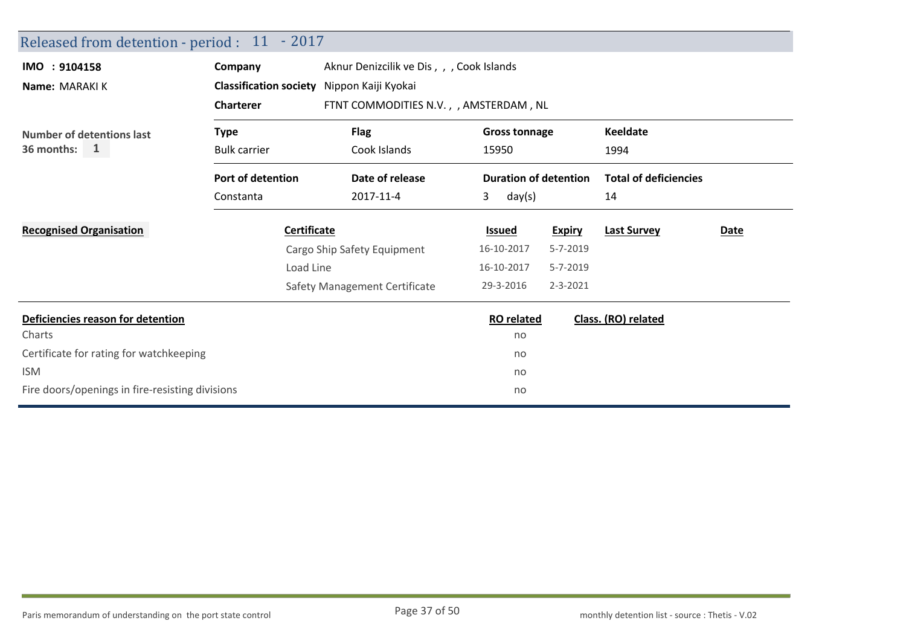## Released from detention - period : 11 - 2017

**IMO : 9104158**

**Name:** MARAKI K

**Company** Aknur Denizcilik ve Dis , , , Cook Islands

**Classification society** Nippon Kaiji Kyokai

**Charterer** FTNT COMMODITIES N.V. , , AMSTERDAM , NL

**Number of detentions last 36 months:** 1

| Type | Flag | Gross tonnage | Keeldate |
|---|---|---|---|
| Bulk carrier | Cook Islands | 15950 | 1994 |

| Port of detention | Date of release | Duration of detention | Total of deficiencies |
|---|---|---|---|
| Constanta | 2017-11-4 | 3 day(s) | 14 |

| Recognised Organisation | Certificate | Issued | Expiry | Last Survey | Date |
|---|---|---|---|---|---|
| | Cargo Ship Safety Equipment | 16-10-2017 | 5-7-2019 | | |
| | Load Line | 16-10-2017 | 5-7-2019 | | |
| | Safety Management Certificate | 29-3-2016 | 2-3-2021 | | |

| Deficiencies reason for detention | RO related | Class. (RO) related |
|---|---|---|
| Charts | no | |
| Certificate for rating for watchkeeping | no | |
| ISM | no | |
| Fire doors/openings in fire-resisting divisions | no | |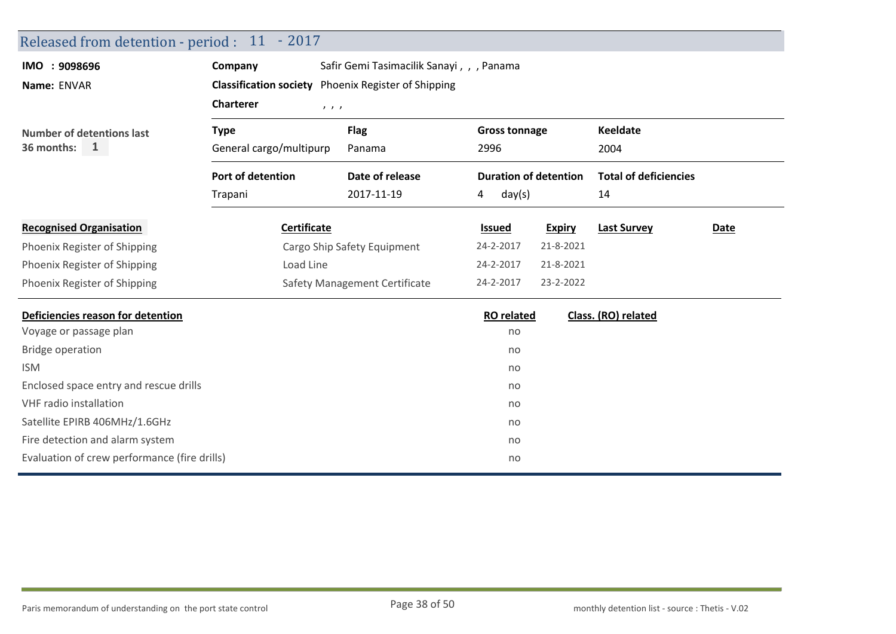## Released from detention - period : 11 - 2017

**IMO : 9098696**
**Name:** ENVAR

**Company** Safir Gemi Tasimacilik Sanayi , , , Panama
**Classification society** Phoenix Register of Shipping
**Charterer** , , ,

**Number of detentions last 36 months:** 1

| Type | Flag | Gross tonnage | Keeldate |
|---|---|---|---|
| General cargo/multipurp | Panama | 2996 | 2004 |

| Port of detention | Date of release | Duration of detention | Total of deficiencies |
|---|---|---|---|
| Trapani | 2017-11-19 | 4 day(s) | 14 |

| Recognised Organisation | Certificate | Issued | Expiry | Last Survey | Date |
|---|---|---|---|---|---|
| Phoenix Register of Shipping | Cargo Ship Safety Equipment | 24-2-2017 | 21-8-2021 | | |
| Phoenix Register of Shipping | Load Line | 24-2-2017 | 21-8-2021 | | |
| Phoenix Register of Shipping | Safety Management Certificate | 24-2-2017 | 23-2-2022 | | |

| Deficiencies reason for detention | RO related | Class. (RO) related |
|---|---|---|
| Voyage or passage plan | no | |
| Bridge operation | no | |
| ISM | no | |
| Enclosed space entry and rescue drills | no | |
| VHF radio installation | no | |
| Satellite EPIRB 406MHz/1.6GHz | no | |
| Fire detection and alarm system | no | |
| Evaluation of crew performance (fire drills) | no | |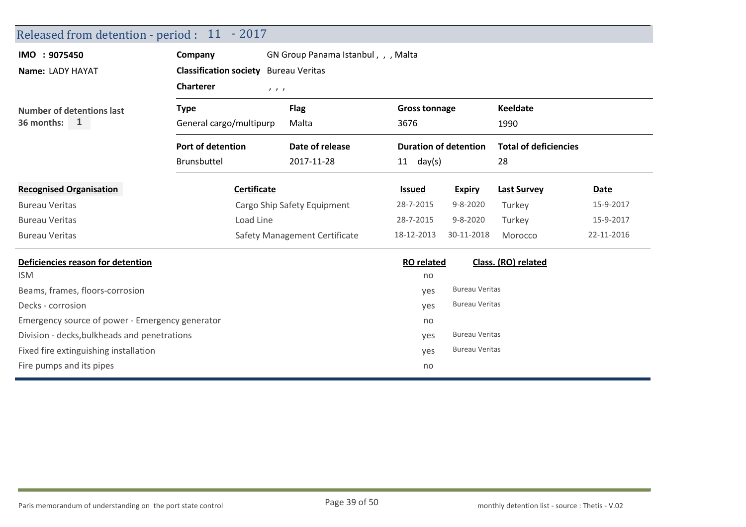## Released from detention - period : 11 - 2017

**IMO : 9075450**

**Name:** LADY HAYAT

**Number of detentions last 36 months:** 1

**Company** GN Group Panama Istanbul , , , Malta

**Classification society** Bureau Veritas

**Charterer** , , ,

| Type | Flag | Gross tonnage | Keeldate |
|---|---|---|---|
| General cargo/multipurp | Malta | 3676 | 1990 |

| Port of detention | Date of release | Duration of detention | Total of deficiencies |
|---|---|---|---|
| Brunsbuttel | 2017-11-28 | 11 day(s) | 28 |

| Recognised Organisation | Certificate | Issued | Expiry | Last Survey | Date |
|---|---|---|---|---|---|
| Bureau Veritas | Cargo Ship Safety Equipment | 28-7-2015 | 9-8-2020 | Turkey | 15-9-2017 |
| Bureau Veritas | Load Line | 28-7-2015 | 9-8-2020 | Turkey | 15-9-2017 |
| Bureau Veritas | Safety Management Certificate | 18-12-2013 | 30-11-2018 | Morocco | 22-11-2016 |

| Deficiencies reason for detention | RO related | Class. (RO) related |
|---|---|---|
| ISM | no | |
| Beams, frames, floors-corrosion | yes | Bureau Veritas |
| Decks - corrosion | yes | Bureau Veritas |
| Emergency source of power - Emergency generator | no | |
| Division - decks,bulkheads and penetrations | yes | Bureau Veritas |
| Fixed fire extinguishing installation | yes | Bureau Veritas |
| Fire pumps and its pipes | no | |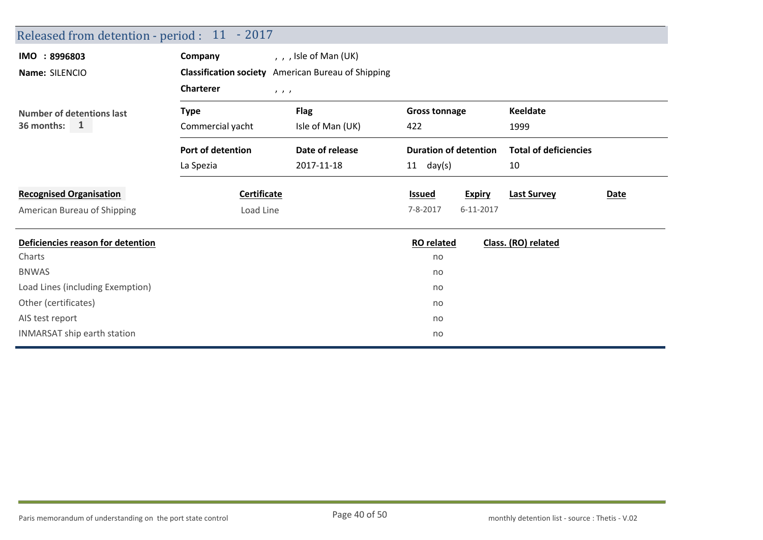## Released from detention - period : 11 - 2017

**IMO : 8996803**

**Name:** SILENCIO

**Company** , , , Isle of Man (UK)

**Classification society** American Bureau of Shipping

**Charterer** , , ,

**Number of detentions last 36 months:** 1

| Type | Flag | Gross tonnage | Keeldate |
|---|---|---|---|
| Commercial yacht | Isle of Man (UK) | 422 | 1999 |

| Port of detention | Date of release | Duration of detention | Total of deficiencies |
|---|---|---|---|
| La Spezia | 2017-11-18 | 11 day(s) | 10 |

| Recognised Organisation | Certificate | Issued | Expiry | Last Survey | Date |
|---|---|---|---|---|---|
| American Bureau of Shipping | Load Line | 7-8-2017 | 6-11-2017 | | |

| Deficiencies reason for detention | RO related | Class. (RO) related |
|---|---|---|
| Charts | no | |
| BNWAS | no | |
| Load Lines (including Exemption) | no | |
| Other (certificates) | no | |
| AIS test report | no | |
| INMARSAT ship earth station | no | |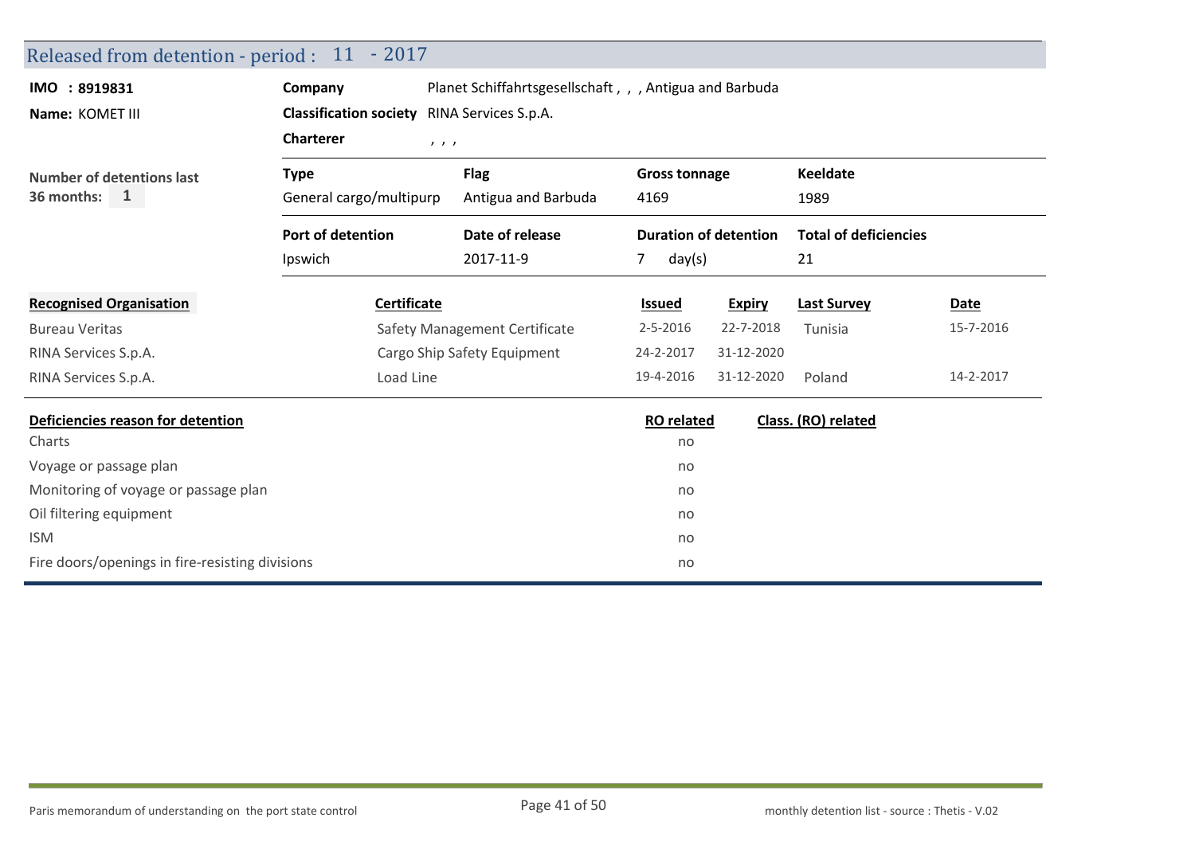## Released from detention - period : 11 - 2017

**IMO : 8919831**

**Name:** KOMET III

**Company** Planet Schiffahrtsgesellschaft , , , Antigua and Barbuda

**Classification society** RINA Services S.p.A.

**Charterer** , , ,

**Number of detentions last 36 months:** 1

| Type | Flag | Gross tonnage | Keeldate |
|---|---|---|---|
| General cargo/multipurp | Antigua and Barbuda | 4169 | 1989 |

| Port of detention | Date of release | Duration of detention | Total of deficiencies |
|---|---|---|---|
| Ipswich | 2017-11-9 | 7 day(s) | 21 |

| Recognised Organisation | Certificate | Issued | Expiry | Last Survey | Date |
|---|---|---|---|---|---|
| Bureau Veritas | Safety Management Certificate | 2-5-2016 | 22-7-2018 | Tunisia | 15-7-2016 |
| RINA Services S.p.A. | Cargo Ship Safety Equipment | 24-2-2017 | 31-12-2020 | | |
| RINA Services S.p.A. | Load Line | 19-4-2016 | 31-12-2020 | Poland | 14-2-2017 |

| Deficiencies reason for detention | RO related | Class. (RO) related |
|---|---|---|
| Charts | no | |
| Voyage or passage plan | no | |
| Monitoring of voyage or passage plan | no | |
| Oil filtering equipment | no | |
| ISM | no | |
| Fire doors/openings in fire-resisting divisions | no | |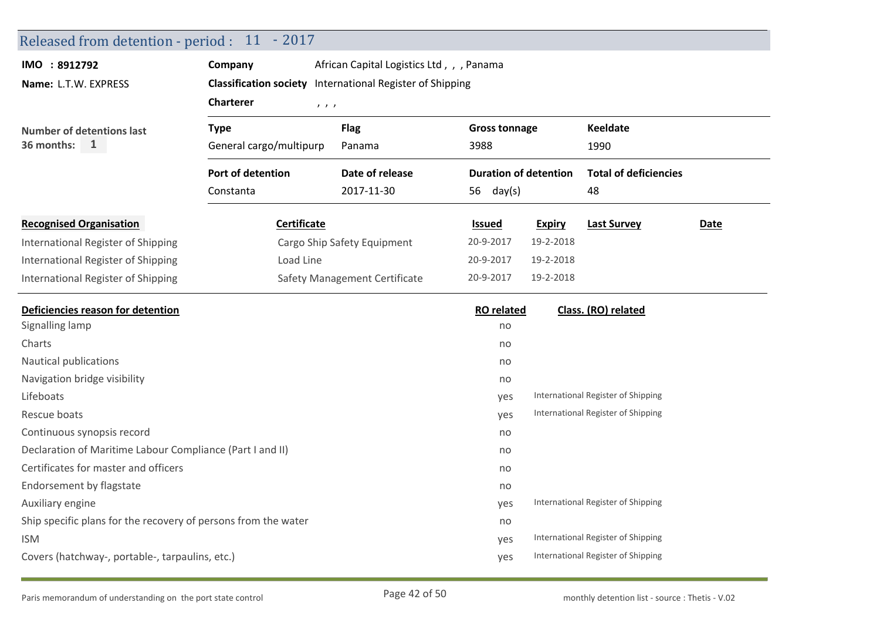## Released from detention - period : 11 - 2017

**IMO : 8912792**

**Name:** L.T.W. EXPRESS

**Company** African Capital Logistics Ltd , , , Panama

**Classification society** International Register of Shipping

**Charterer** , , ,

**Number of detentions last 36 months:** 1

| Type | Flag | Gross tonnage | Keeldate |
|---|---|---|---|
| General cargo/multipurp | Panama | 3988 | 1990 |

| Port of detention | Date of release | Duration of detention | Total of deficiencies |
|---|---|---|---|
| Constanta | 2017-11-30 | 56 day(s) | 48 |

| Recognised Organisation | Certificate | Issued | Expiry | Last Survey | Date |
|---|---|---|---|---|---|
| International Register of Shipping | Cargo Ship Safety Equipment | 20-9-2017 | 19-2-2018 | | |
| International Register of Shipping | Load Line | 20-9-2017 | 19-2-2018 | | |
| International Register of Shipping | Safety Management Certificate | 20-9-2017 | 19-2-2018 | | |

| Deficiencies reason for detention | RO related | Class. (RO) related |
|---|---|---|
| Signalling lamp | no | |
| Charts | no | |
| Nautical publications | no | |
| Navigation bridge visibility | no | |
| Lifeboats | yes | International Register of Shipping |
| Rescue boats | yes | International Register of Shipping |
| Continuous synopsis record | no | |
| Declaration of Maritime Labour Compliance (Part I and II) | no | |
| Certificates for master and officers | no | |
| Endorsement by flagstate | no | |
| Auxiliary engine | yes | International Register of Shipping |
| Ship specific plans for the recovery of persons from the water | no | |
| ISM | yes | International Register of Shipping |
| Covers (hatchway-, portable-, tarpaulins, etc.) | yes | International Register of Shipping |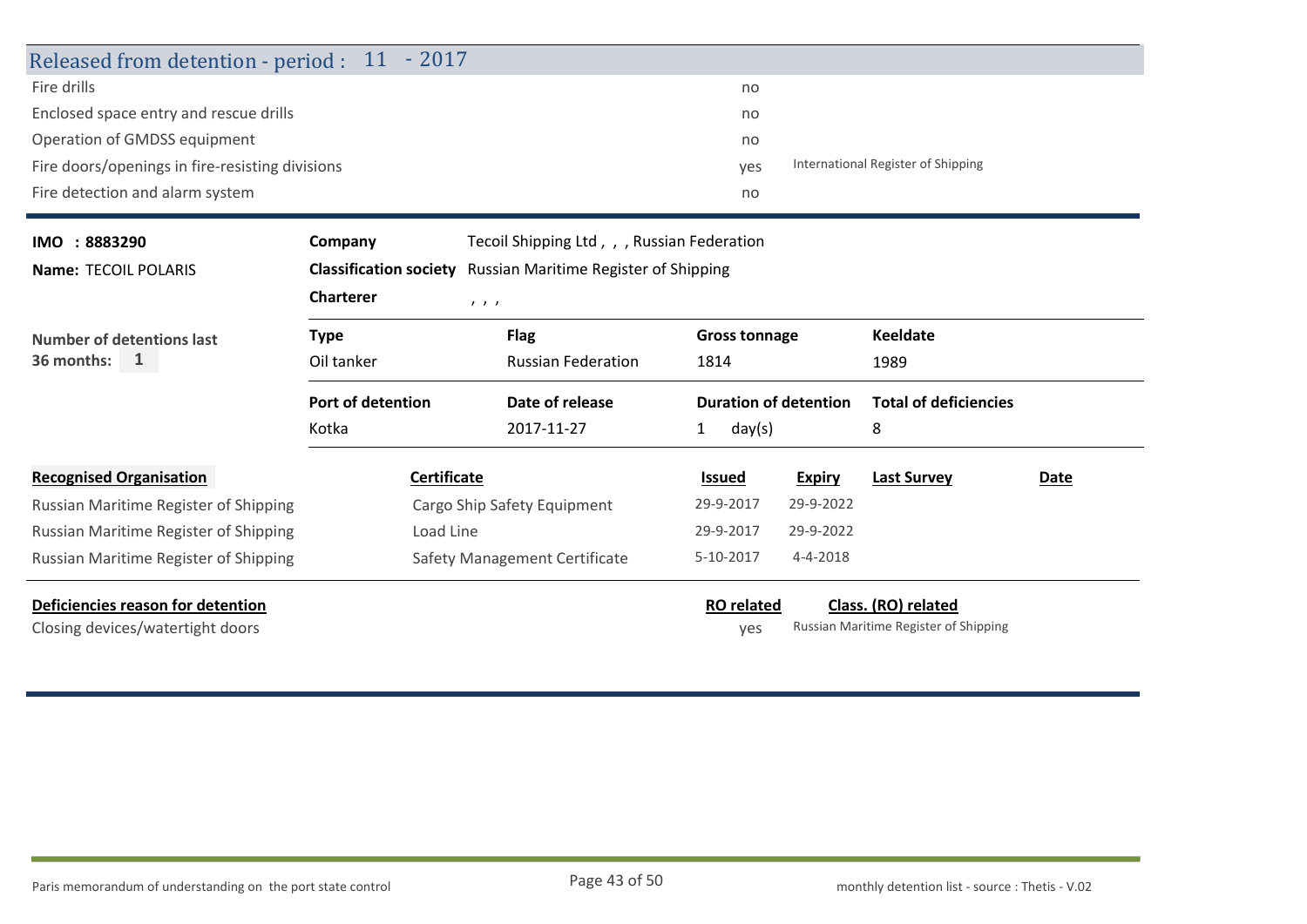## Released from detention - period : 11 - 2017

| | | |
|---|---|---|
| Fire drills | no | |
| Enclosed space entry and rescue drills | no | |
| Operation of GMDSS equipment | no | |
| Fire doors/openings in fire-resisting divisions | yes | International Register of Shipping |
| Fire detection and alarm system | no | |

---

**IMO : 8883290**
**Name:** TECOIL POLARIS

**Company** Tecoil Shipping Ltd , , , Russian Federation
**Classification society** Russian Maritime Register of Shipping
**Charterer** , , ,

**Number of detentions last 36 months:** 1

| Type | Flag | Gross tonnage | Keeldate |
|---|---|---|---|
| Oil tanker | Russian Federation | 1814 | 1989 |

| Port of detention | Date of release | Duration of detention | Total of deficiencies |
|---|---|---|---|
| Kotka | 2017-11-27 | 1 day(s) | 8 |

| Recognised Organisation | Certificate | Issued | Expiry | Last Survey | Date |
|---|---|---|---|---|---|
| Russian Maritime Register of Shipping | Cargo Ship Safety Equipment | 29-9-2017 | 29-9-2022 | | |
| Russian Maritime Register of Shipping | Load Line | 29-9-2017 | 29-9-2022 | | |
| Russian Maritime Register of Shipping | Safety Management Certificate | 5-10-2017 | 4-4-2018 | | |

| Deficiencies reason for detention | RO related | Class. (RO) related |
|---|---|---|
| Closing devices/watertight doors | yes | Russian Maritime Register of Shipping |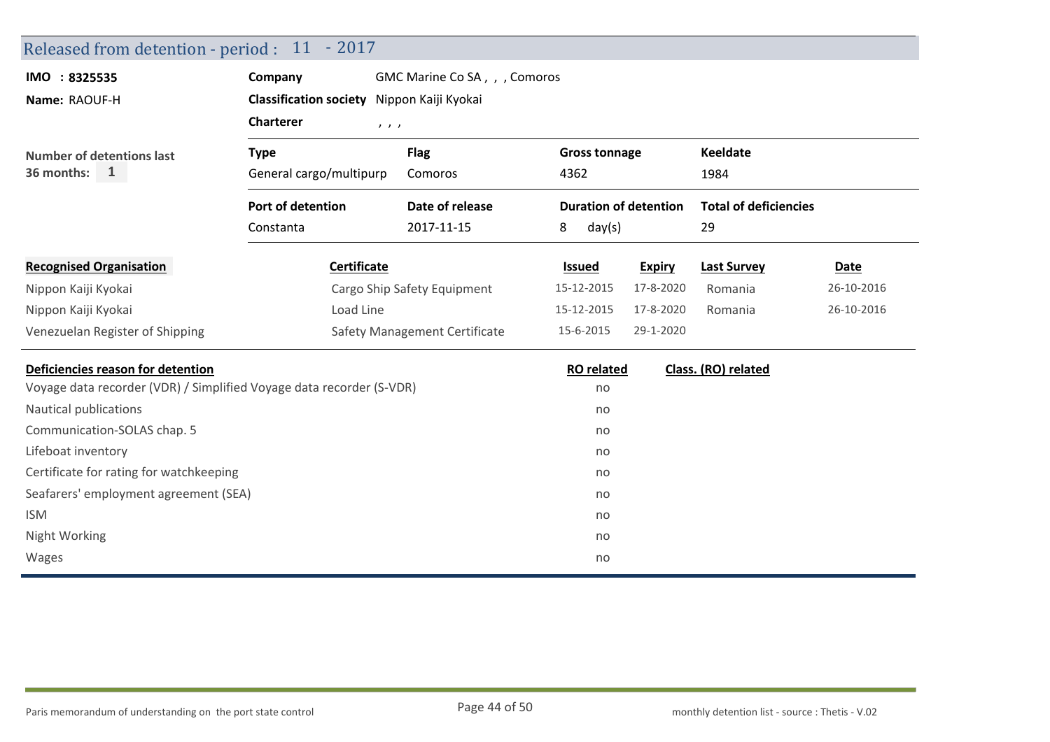## Released from detention - period : 11 - 2017

**IMO : 8325535**
**Name:** RAOUF-H

**Company** GMC Marine Co SA , , , Comoros
**Classification society** Nippon Kaiji Kyokai
**Charterer** , , ,

**Number of detentions last 36 months:** 1

| Type | Flag | Gross tonnage | Keeldate |
|---|---|---|---|
| General cargo/multipurp | Comoros | 4362 | 1984 |

| Port of detention | Date of release | Duration of detention | Total of deficiencies |
|---|---|---|---|
| Constanta | 2017-11-15 | 8 day(s) | 29 |

| Recognised Organisation | Certificate | Issued | Expiry | Last Survey | Date |
|---|---|---|---|---|---|
| Nippon Kaiji Kyokai | Cargo Ship Safety Equipment | 15-12-2015 | 17-8-2020 | Romania | 26-10-2016 |
| Nippon Kaiji Kyokai | Load Line | 15-12-2015 | 17-8-2020 | Romania | 26-10-2016 |
| Venezuelan Register of Shipping | Safety Management Certificate | 15-6-2015 | 29-1-2020 | | |

| Deficiencies reason for detention | RO related | Class. (RO) related |
|---|---|---|
| Voyage data recorder (VDR) / Simplified Voyage data recorder (S-VDR) | no | |
| Nautical publications | no | |
| Communication-SOLAS chap. 5 | no | |
| Lifeboat inventory | no | |
| Certificate for rating for watchkeeping | no | |
| Seafarers' employment agreement (SEA) | no | |
| ISM | no | |
| Night Working | no | |
| Wages | no | |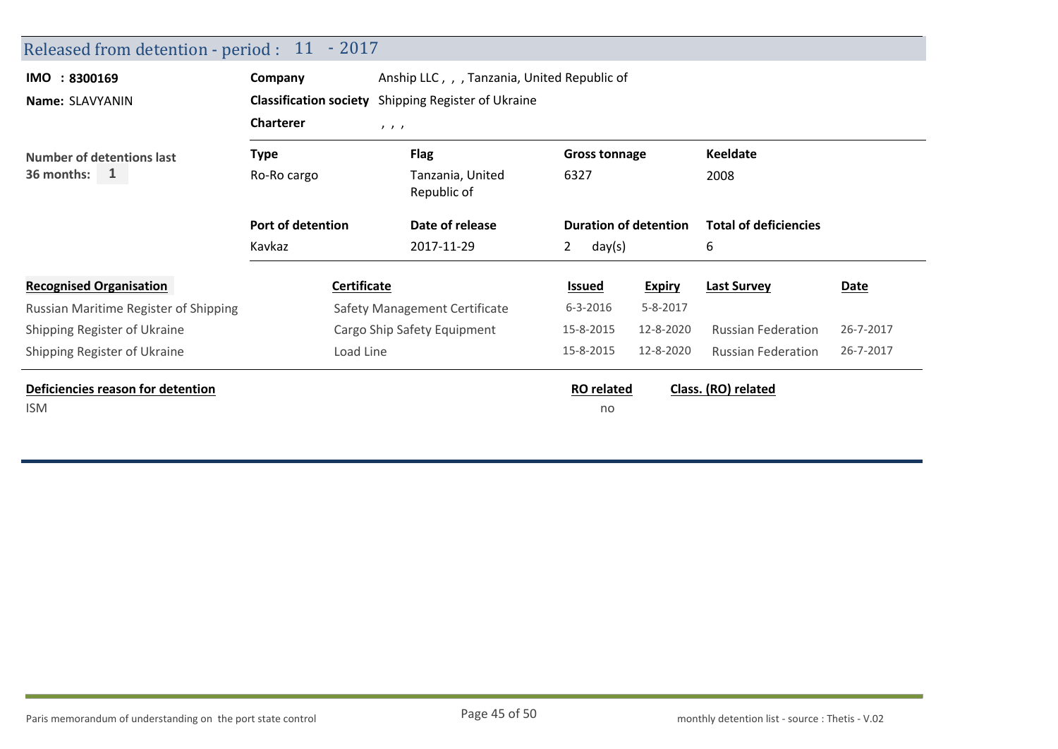## Released from detention - period : 11 - 2017

**IMO : 8300169**

**Name:** SLAVYANIN

**Company** Anship LLC , , , Tanzania, United Republic of

**Classification society** Shipping Register of Ukraine

**Charterer** , , ,

**Number of detentions last 36 months:** 1

| Type | Flag | Gross tonnage | Keeldate |
|---|---|---|---|
| Ro-Ro cargo | Tanzania, United Republic of | 6327 | 2008 |

| Port of detention | Date of release | Duration of detention | Total of deficiencies |
|---|---|---|---|
| Kavkaz | 2017-11-29 | 2 day(s) | 6 |

| Recognised Organisation | Certificate | Issued | Expiry | Last Survey | Date |
|---|---|---|---|---|---|
| Russian Maritime Register of Shipping | Safety Management Certificate | 6-3-2016 | 5-8-2017 | | |
| Shipping Register of Ukraine | Cargo Ship Safety Equipment | 15-8-2015 | 12-8-2020 | Russian Federation | 26-7-2017 |
| Shipping Register of Ukraine | Load Line | 15-8-2015 | 12-8-2020 | Russian Federation | 26-7-2017 |

| Deficiencies reason for detention | RO related | Class. (RO) related |
|---|---|---|
| ISM | no | |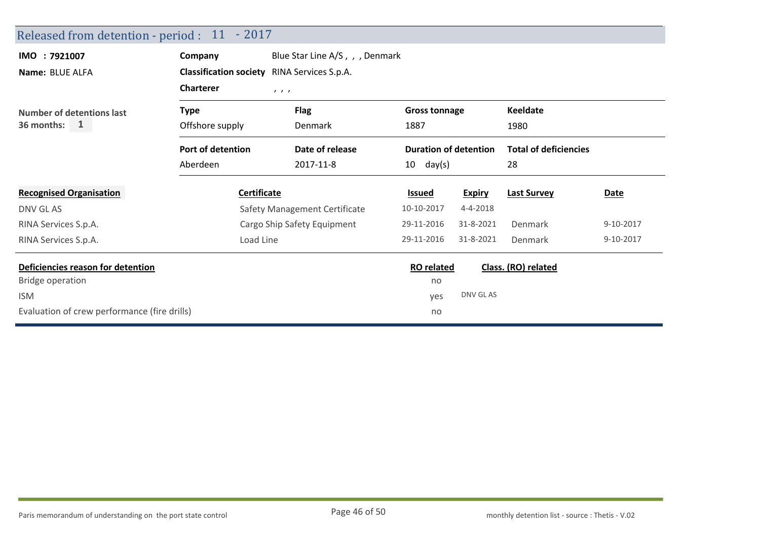## Released from detention - period : 11 - 2017

| | | |
|---|---|---|
| **IMO : 7921007** | **Company** | Blue Star Line A/S , , , Denmark |
| **Name:** BLUE ALFA | **Classification society** | RINA Services S.p.A. |
| | **Charterer** | , , , |

**Number of detentions last 36 months:** 1

| Type | Flag | Gross tonnage | Keeldate |
|---|---|---|---|
| Offshore supply | Denmark | 1887 | 1980 |

| Port of detention | Date of release | Duration of detention | Total of deficiencies |
|---|---|---|---|
| Aberdeen | 2017-11-8 | 10 day(s) | 28 |

| Recognised Organisation | Certificate | Issued | Expiry | Last Survey | Date |
|---|---|---|---|---|---|
| DNV GL AS | Safety Management Certificate | 10-10-2017 | 4-4-2018 | | |
| RINA Services S.p.A. | Cargo Ship Safety Equipment | 29-11-2016 | 31-8-2021 | Denmark | 9-10-2017 |
| RINA Services S.p.A. | Load Line | 29-11-2016 | 31-8-2021 | Denmark | 9-10-2017 |

| Deficiencies reason for detention | RO related | Class. (RO) related |
|---|---|---|
| Bridge operation | no | |
| ISM | yes | DNV GL AS |
| Evaluation of crew performance (fire drills) | no | |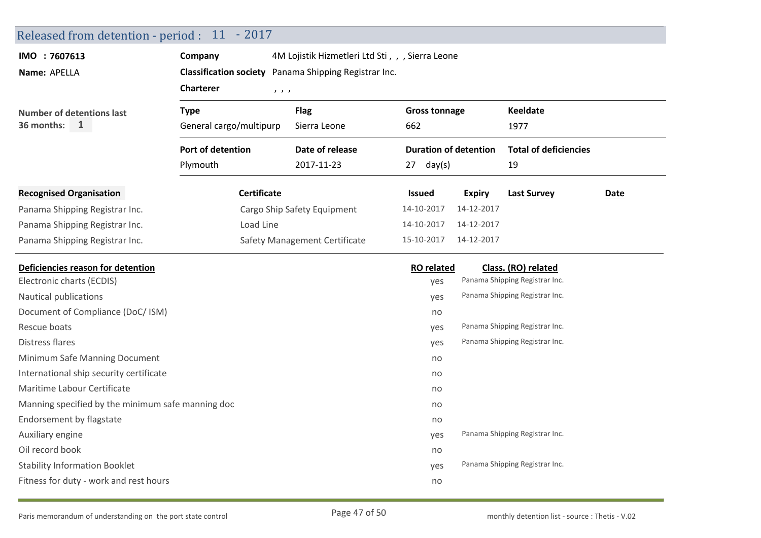## Released from detention - period : 11 - 2017

**IMO : 7607613**

**Name:** APELLA

**Company** 4M Lojistik Hizmetleri Ltd Sti , , , Sierra Leone

**Classification society** Panama Shipping Registrar Inc.

**Charterer** , , ,

**Number of detentions last 36 months:** 1

| Type | Flag | Gross tonnage | Keeldate |
|---|---|---|---|
| General cargo/multipurp | Sierra Leone | 662 | 1977 |

| Port of detention | Date of release | Duration of detention | Total of deficiencies |
|---|---|---|---|
| Plymouth | 2017-11-23 | 27 day(s) | 19 |

| Recognised Organisation | Certificate | Issued | Expiry | Last Survey | Date |
|---|---|---|---|---|---|
| Panama Shipping Registrar Inc. | Cargo Ship Safety Equipment | 14-10-2017 | 14-12-2017 | | |
| Panama Shipping Registrar Inc. | Load Line | 14-10-2017 | 14-12-2017 | | |
| Panama Shipping Registrar Inc. | Safety Management Certificate | 15-10-2017 | 14-12-2017 | | |

| Deficiencies reason for detention | RO related | Class. (RO) related |
|---|---|---|
| Electronic charts (ECDIS) | yes | Panama Shipping Registrar Inc. |
| Nautical publications | yes | Panama Shipping Registrar Inc. |
| Document of Compliance (DoC/ ISM) | no | |
| Rescue boats | yes | Panama Shipping Registrar Inc. |
| Distress flares | yes | Panama Shipping Registrar Inc. |
| Minimum Safe Manning Document | no | |
| International ship security certificate | no | |
| Maritime Labour Certificate | no | |
| Manning specified by the minimum safe manning doc | no | |
| Endorsement by flagstate | no | |
| Auxiliary engine | yes | Panama Shipping Registrar Inc. |
| Oil record book | no | |
| Stability Information Booklet | yes | Panama Shipping Registrar Inc. |
| Fitness for duty - work and rest hours | no | |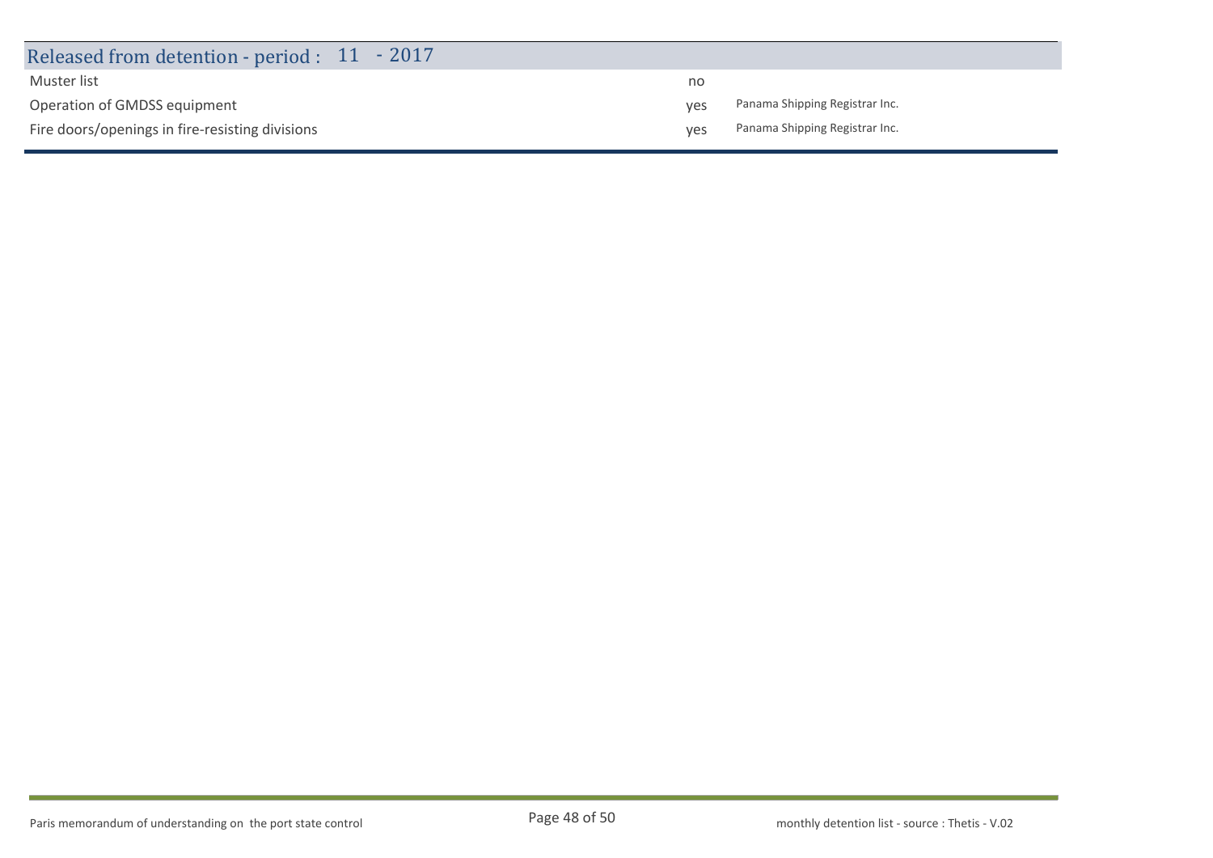## Released from detention - period : 11 - 2017

| | | |
|---|---|---|
| Muster list | no | |
| Operation of GMDSS equipment | yes | Panama Shipping Registrar Inc. |
| Fire doors/openings in fire-resisting divisions | yes | Panama Shipping Registrar Inc. |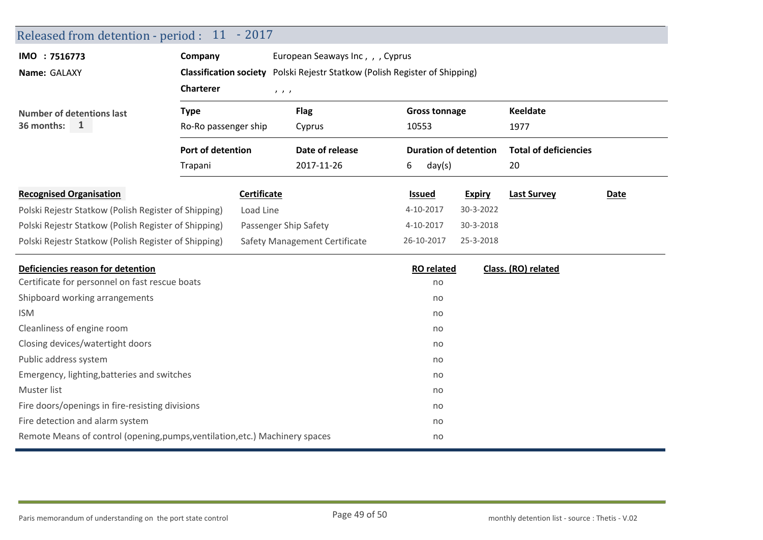## Released from detention - period : 11 - 2017

**IMO : 7516773**

**Name:** GALAXY

**Company** European Seaways Inc , , , Cyprus

**Classification society** Polski Rejestr Statkow (Polish Register of Shipping)

**Charterer** , , ,

**Number of detentions last 36 months:** 1

| Type | Flag | Gross tonnage | Keeldate |
|---|---|---|---|
| Ro-Ro passenger ship | Cyprus | 10553 | 1977 |

| Port of detention | Date of release | Duration of detention | Total of deficiencies |
|---|---|---|---|
| Trapani | 2017-11-26 | 6 day(s) | 20 |

| Recognised Organisation | Certificate | Issued | Expiry | Last Survey | Date |
|---|---|---|---|---|---|
| Polski Rejestr Statkow (Polish Register of Shipping) | Load Line | 4-10-2017 | 30-3-2022 | | |
| Polski Rejestr Statkow (Polish Register of Shipping) | Passenger Ship Safety | 4-10-2017 | 30-3-2018 | | |
| Polski Rejestr Statkow (Polish Register of Shipping) | Safety Management Certificate | 26-10-2017 | 25-3-2018 | | |

| Deficiencies reason for detention | RO related | Class. (RO) related |
|---|---|---|
| Certificate for personnel on fast rescue boats | no | |
| Shipboard working arrangements | no | |
| ISM | no | |
| Cleanliness of engine room | no | |
| Closing devices/watertight doors | no | |
| Public address system | no | |
| Emergency, lighting,batteries and switches | no | |
| Muster list | no | |
| Fire doors/openings in fire-resisting divisions | no | |
| Fire detection and alarm system | no | |
| Remote Means of control (opening,pumps,ventilation,etc.) Machinery spaces | no | |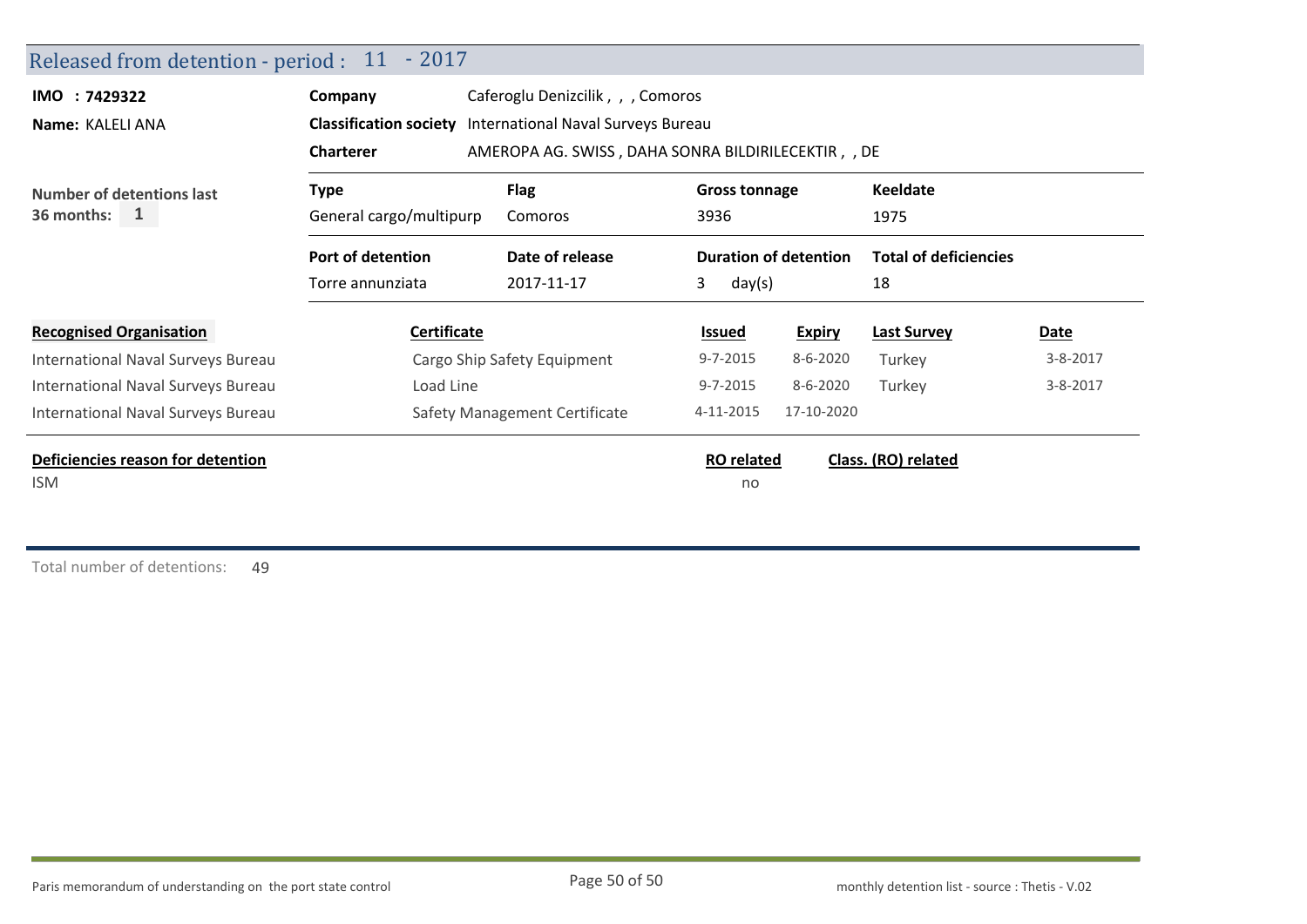## Released from detention - period : 11 - 2017

| | | |
|---|---|---|
| **IMO : 7429322** | **Company** | Caferoglu Denizcilik , , , Comoros |
| **Name:** KALELI ANA | **Classification society** | International Naval Surveys Bureau |
| | **Charterer** | AMEROPA AG. SWISS , DAHA SONRA BILDIRILECEKTIR , , DE |

**Number of detentions last 36 months:** 1

| **Type** | **Flag** | **Gross tonnage** | **Keeldate** |
|---|---|---|---|
| General cargo/multipurp | Comoros | 3936 | 1975 |

| **Port of detention** | **Date of release** | **Duration of detention** | **Total of deficiencies** |
|---|---|---|---|
| Torre annunziata | 2017-11-17 | 3 day(s) | 18 |

| **Recognised Organisation** | **Certificate** | **Issued** | **Expiry** | **Last Survey** | **Date** |
|---|---|---|---|---|---|
| International Naval Surveys Bureau | Cargo Ship Safety Equipment | 9-7-2015 | 8-6-2020 | Turkey | 3-8-2017 |
| International Naval Surveys Bureau | Load Line | 9-7-2015 | 8-6-2020 | Turkey | 3-8-2017 |
| International Naval Surveys Bureau | Safety Management Certificate | 4-11-2015 | 17-10-2020 | | |

| **Deficiencies reason for detention** | **RO related** | **Class. (RO) related** |
|---|---|---|
| ISM | no | |

Total number of detentions: 49